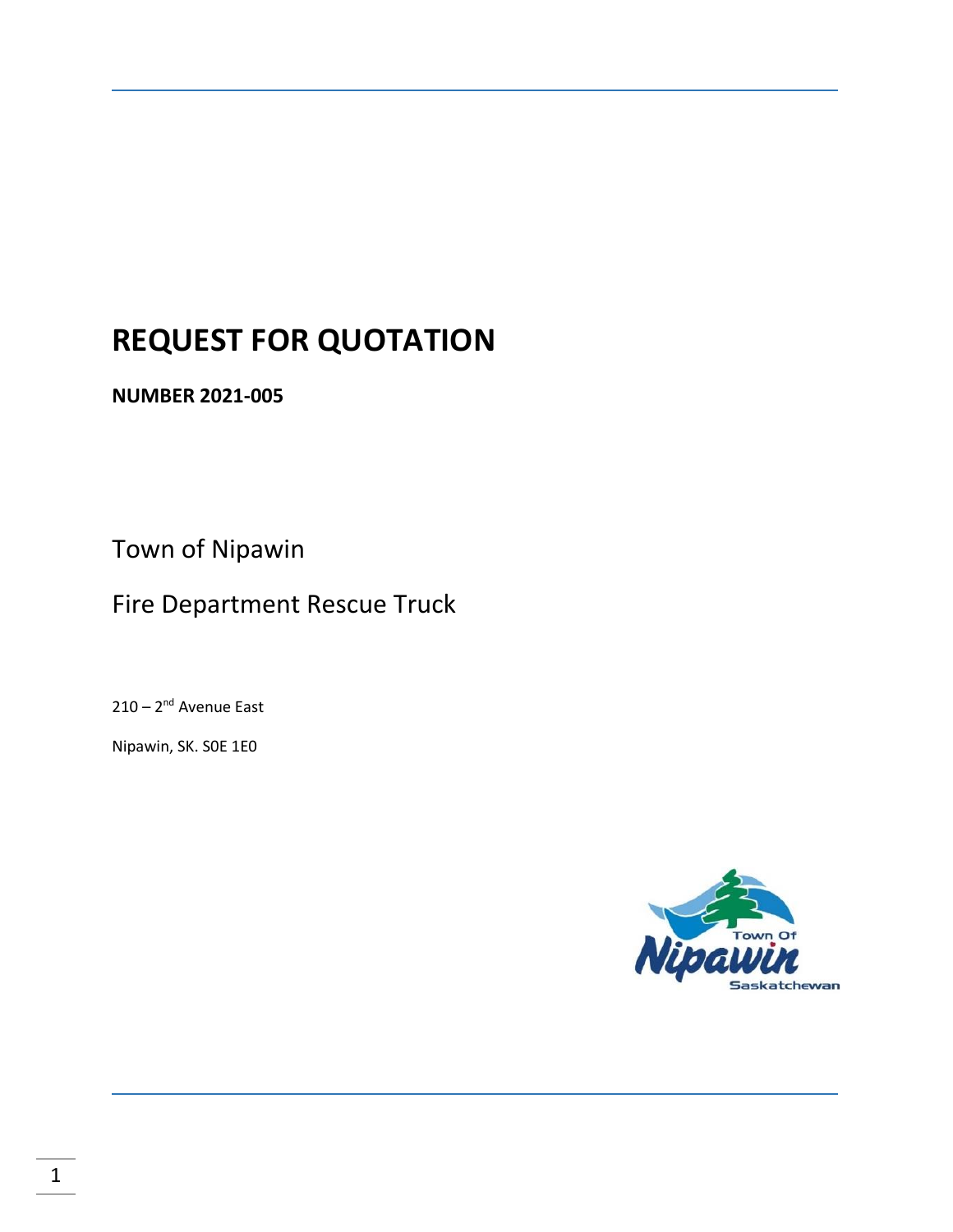# REQUEST FOR QUOTATION

**NUMBER 2021-005**

Town of Nipawin

Fire Department Rescue Truck

210 – 2nd Avenue East

Nipawin, SK. S0E 1E0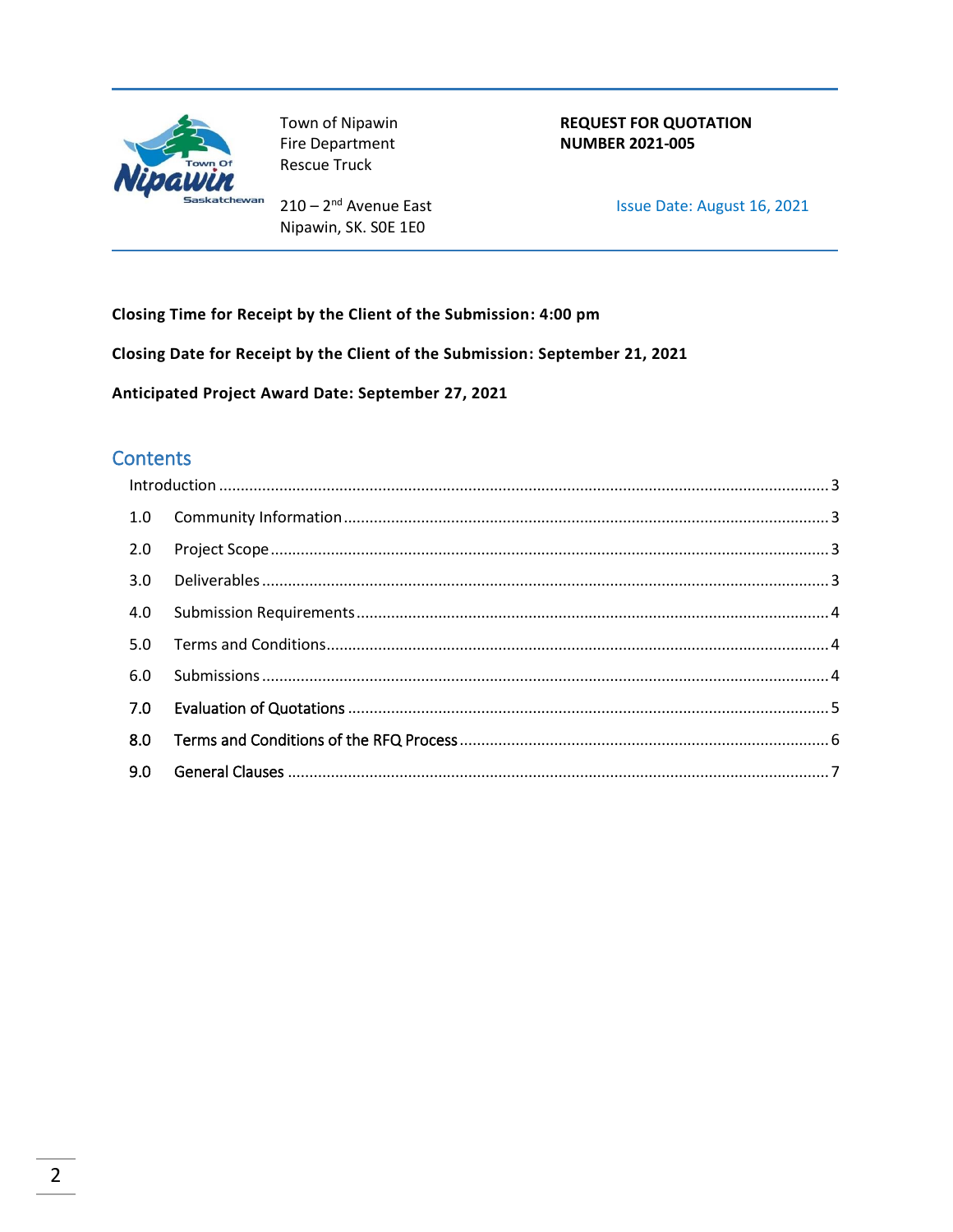Town of Nipawin
Fire Department
Rescue Truck

210 – 2nd Avenue East
Nipawin, SK. S0E 1E0

**REQUEST FOR QUOTATION**
**NUMBER 2021-005**

Issue Date: August 16, 2021

**Closing Time for Receipt by the Client of the Submission: 4:00 pm**

**Closing Date for Receipt by the Client of the Submission: September 21, 2021**

**Anticipated Project Award Date: September 27, 2021**

## Contents

Introduction ........ 3

1.0 Community Information ........ 3

2.0 Project Scope ........ 3

3.0 Deliverables ........ 3

4.0 Submission Requirements ........ 4

5.0 Terms and Conditions ........ 4

6.0 Submissions ........ 4

7.0 Evaluation of Quotations ........ 5

8.0 Terms and Conditions of the RFQ Process ........ 6

9.0 General Clauses ........ 7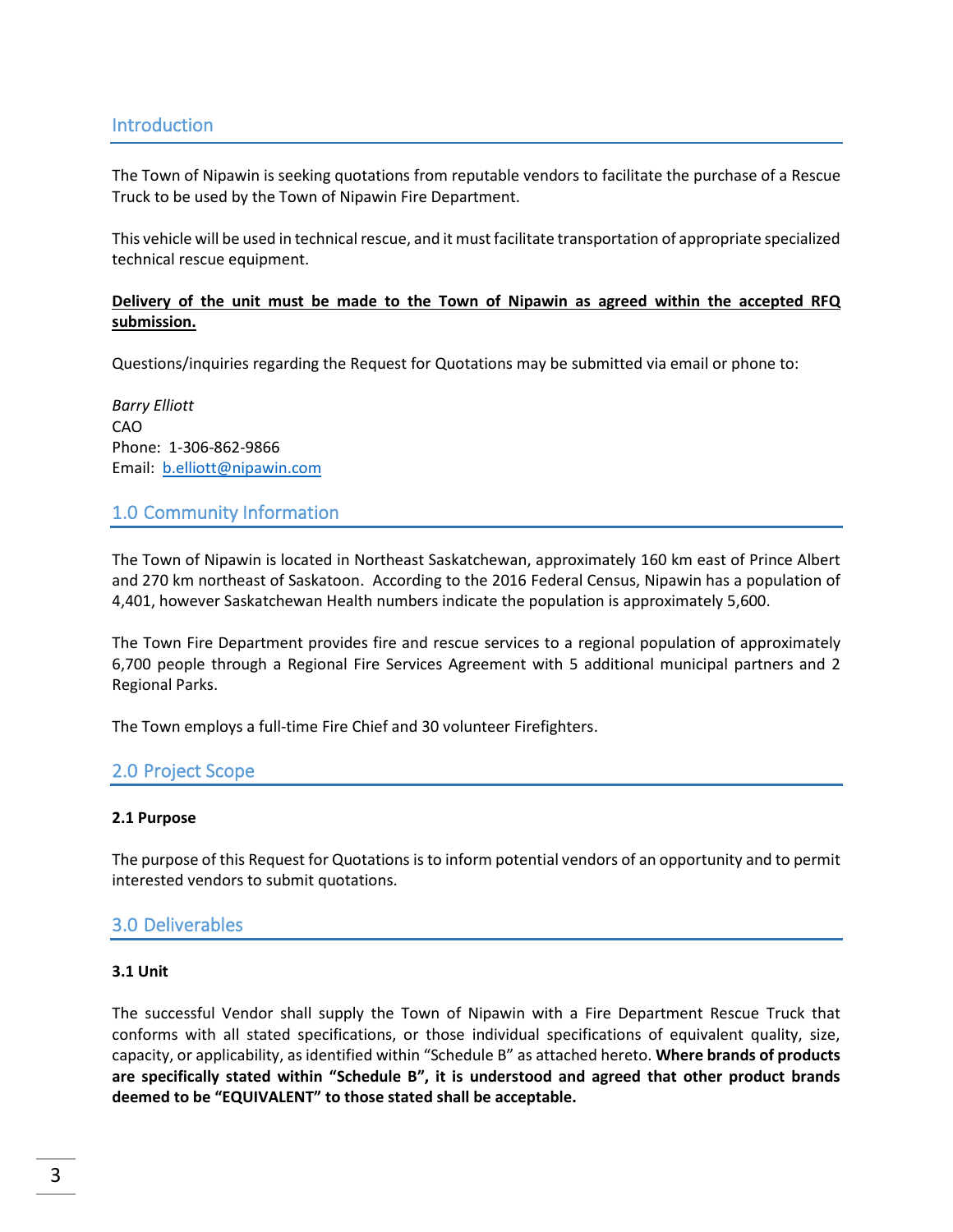## Introduction

The Town of Nipawin is seeking quotations from reputable vendors to facilitate the purchase of a Rescue Truck to be used by the Town of Nipawin Fire Department.

This vehicle will be used in technical rescue, and it must facilitate transportation of appropriate specialized technical rescue equipment.

**Delivery of the unit must be made to the Town of Nipawin as agreed within the accepted RFQ submission.**

Questions/inquiries regarding the Request for Quotations may be submitted via email or phone to:

*Barry Elliott*
CAO
Phone: 1-306-862-9866
Email: b.elliott@nipawin.com

## 1.0 Community Information

The Town of Nipawin is located in Northeast Saskatchewan, approximately 160 km east of Prince Albert and 270 km northeast of Saskatoon. According to the 2016 Federal Census, Nipawin has a population of 4,401, however Saskatchewan Health numbers indicate the population is approximately 5,600.

The Town Fire Department provides fire and rescue services to a regional population of approximately 6,700 people through a Regional Fire Services Agreement with 5 additional municipal partners and 2 Regional Parks.

The Town employs a full-time Fire Chief and 30 volunteer Firefighters.

## 2.0 Project Scope

### 2.1 Purpose

The purpose of this Request for Quotations is to inform potential vendors of an opportunity and to permit interested vendors to submit quotations.

## 3.0 Deliverables

### 3.1 Unit

The successful Vendor shall supply the Town of Nipawin with a Fire Department Rescue Truck that conforms with all stated specifications, or those individual specifications of equivalent quality, size, capacity, or applicability, as identified within "Schedule B" as attached hereto. **Where brands of products are specifically stated within "Schedule B", it is understood and agreed that other product brands deemed to be "EQUIVALENT" to those stated shall be acceptable.**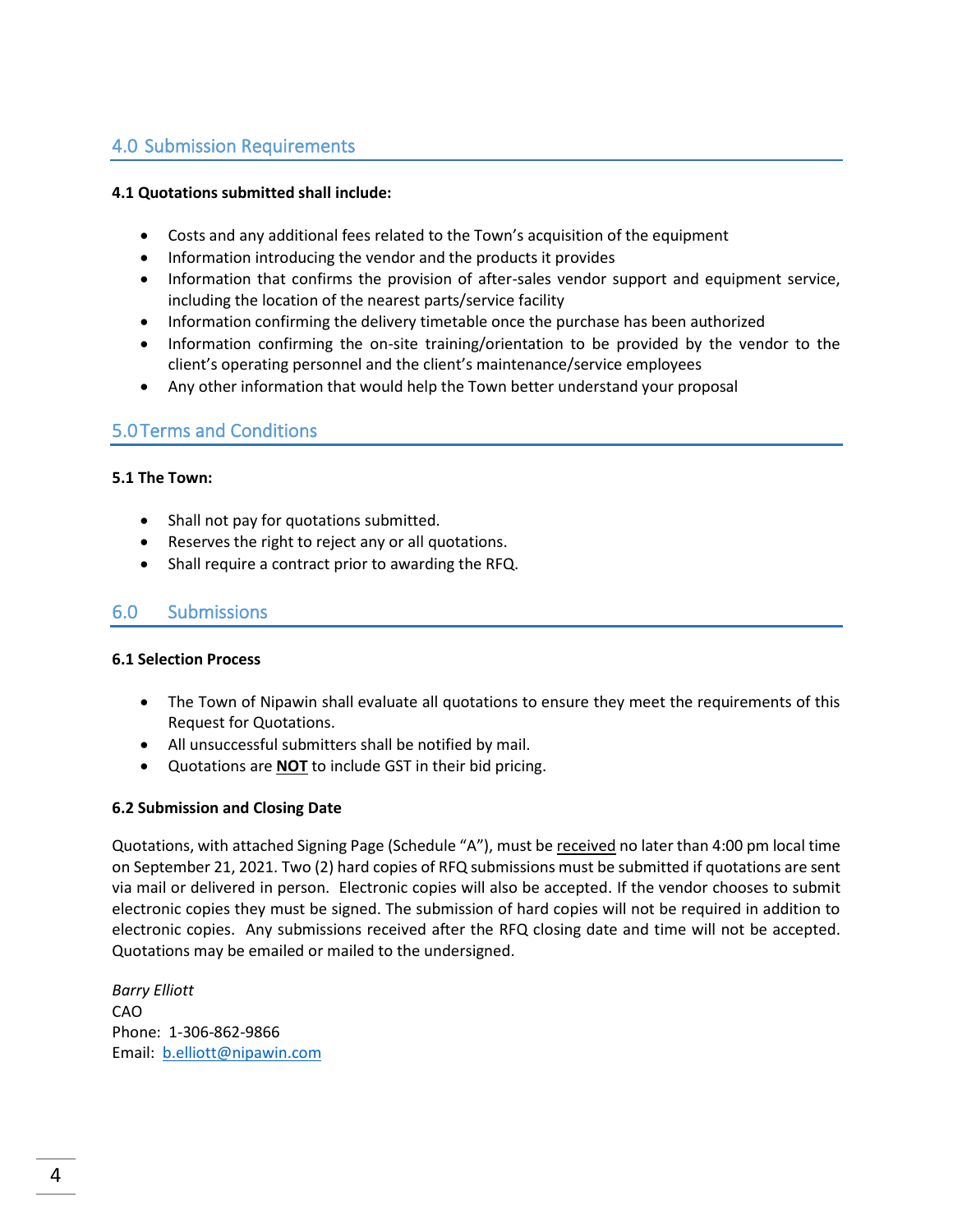## 4.0 Submission Requirements

**4.1 Quotations submitted shall include:**

- Costs and any additional fees related to the Town's acquisition of the equipment
- Information introducing the vendor and the products it provides
- Information that confirms the provision of after-sales vendor support and equipment service, including the location of the nearest parts/service facility
- Information confirming the delivery timetable once the purchase has been authorized
- Information confirming the on-site training/orientation to be provided by the vendor to the client's operating personnel and the client's maintenance/service employees
- Any other information that would help the Town better understand your proposal

## 5.0 Terms and Conditions

**5.1 The Town:**

- Shall not pay for quotations submitted.
- Reserves the right to reject any or all quotations.
- Shall require a contract prior to awarding the RFQ.

## 6.0 Submissions

**6.1 Selection Process**

- The Town of Nipawin shall evaluate all quotations to ensure they meet the requirements of this Request for Quotations.
- All unsuccessful submitters shall be notified by mail.
- Quotations are **NOT** to include GST in their bid pricing.

**6.2 Submission and Closing Date**

Quotations, with attached Signing Page (Schedule "A"), must be received no later than 4:00 pm local time on September 21, 2021. Two (2) hard copies of RFQ submissions must be submitted if quotations are sent via mail or delivered in person. Electronic copies will also be accepted. If the vendor chooses to submit electronic copies they must be signed. The submission of hard copies will not be required in addition to electronic copies. Any submissions received after the RFQ closing date and time will not be accepted. Quotations may be emailed or mailed to the undersigned.

*Barry Elliott*
CAO
Phone: 1-306-862-9866
Email: b.elliott@nipawin.com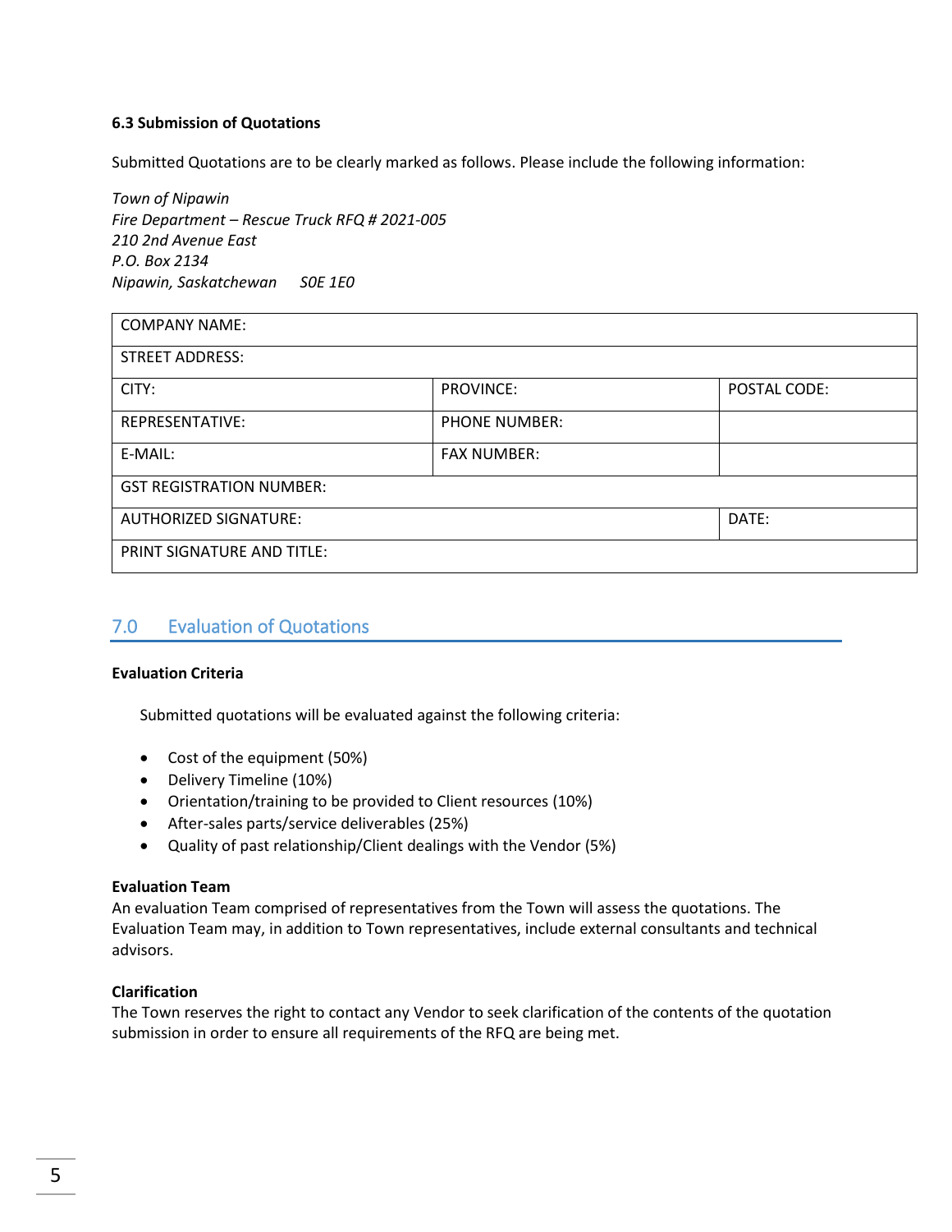**6.3 Submission of Quotations**

Submitted Quotations are to be clearly marked as follows. Please include the following information:

*Town of Nipawin*
*Fire Department – Rescue Truck RFQ # 2021-005*
*210 2nd Avenue East*
*P.O. Box 2134*
*Nipawin, Saskatchewan S0E 1E0*

| COMPANY NAME: | | |
|---|---|---|
| STREET ADDRESS: | | |
| CITY: | PROVINCE: | POSTAL CODE: |
| REPRESENTATIVE: | PHONE NUMBER: | |
| E-MAIL: | FAX NUMBER: | |
| GST REGISTRATION NUMBER: | | |
| AUTHORIZED SIGNATURE: | | DATE: |
| PRINT SIGNATURE AND TITLE: | | |

## 7.0 Evaluation of Quotations

**Evaluation Criteria**

Submitted quotations will be evaluated against the following criteria:

- Cost of the equipment (50%)
- Delivery Timeline (10%)
- Orientation/training to be provided to Client resources (10%)
- After-sales parts/service deliverables (25%)
- Quality of past relationship/Client dealings with the Vendor (5%)

**Evaluation Team**
An evaluation Team comprised of representatives from the Town will assess the quotations. The Evaluation Team may, in addition to Town representatives, include external consultants and technical advisors.

**Clarification**
The Town reserves the right to contact any Vendor to seek clarification of the contents of the quotation submission in order to ensure all requirements of the RFQ are being met.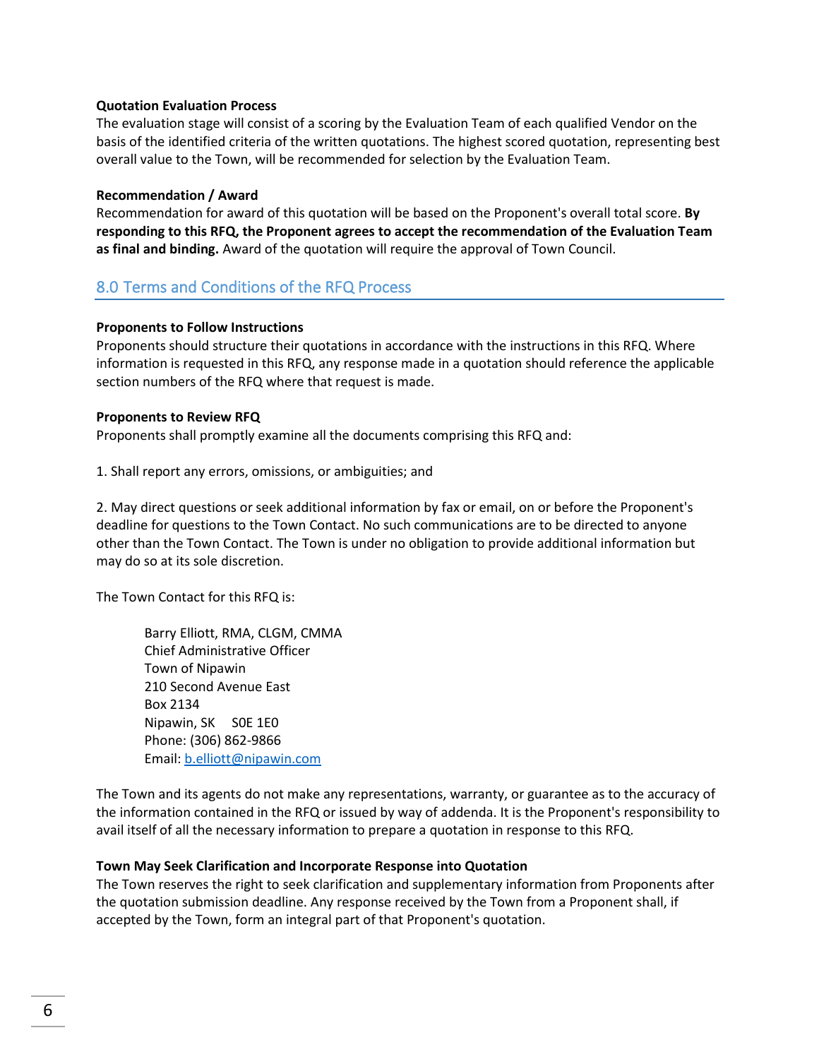**Quotation Evaluation Process**

The evaluation stage will consist of a scoring by the Evaluation Team of each qualified Vendor on the basis of the identified criteria of the written quotations. The highest scored quotation, representing best overall value to the Town, will be recommended for selection by the Evaluation Team.

**Recommendation / Award**

Recommendation for award of this quotation will be based on the Proponent's overall total score. **By responding to this RFQ, the Proponent agrees to accept the recommendation of the Evaluation Team as final and binding.** Award of the quotation will require the approval of Town Council.

## 8.0 Terms and Conditions of the RFQ Process

**Proponents to Follow Instructions**

Proponents should structure their quotations in accordance with the instructions in this RFQ. Where information is requested in this RFQ, any response made in a quotation should reference the applicable section numbers of the RFQ where that request is made.

**Proponents to Review RFQ**

Proponents shall promptly examine all the documents comprising this RFQ and:

1. Shall report any errors, omissions, or ambiguities; and

2. May direct questions or seek additional information by fax or email, on or before the Proponent's deadline for questions to the Town Contact. No such communications are to be directed to anyone other than the Town Contact. The Town is under no obligation to provide additional information but may do so at its sole discretion.

The Town Contact for this RFQ is:

> Barry Elliott, RMA, CLGM, CMMA
> Chief Administrative Officer
> Town of Nipawin
> 210 Second Avenue East
> Box 2134
> Nipawin, SK S0E 1E0
> Phone: (306) 862-9866
> Email: b.elliott@nipawin.com

The Town and its agents do not make any representations, warranty, or guarantee as to the accuracy of the information contained in the RFQ or issued by way of addenda. It is the Proponent's responsibility to avail itself of all the necessary information to prepare a quotation in response to this RFQ.

**Town May Seek Clarification and Incorporate Response into Quotation**

The Town reserves the right to seek clarification and supplementary information from Proponents after the quotation submission deadline. Any response received by the Town from a Proponent shall, if accepted by the Town, form an integral part of that Proponent's quotation.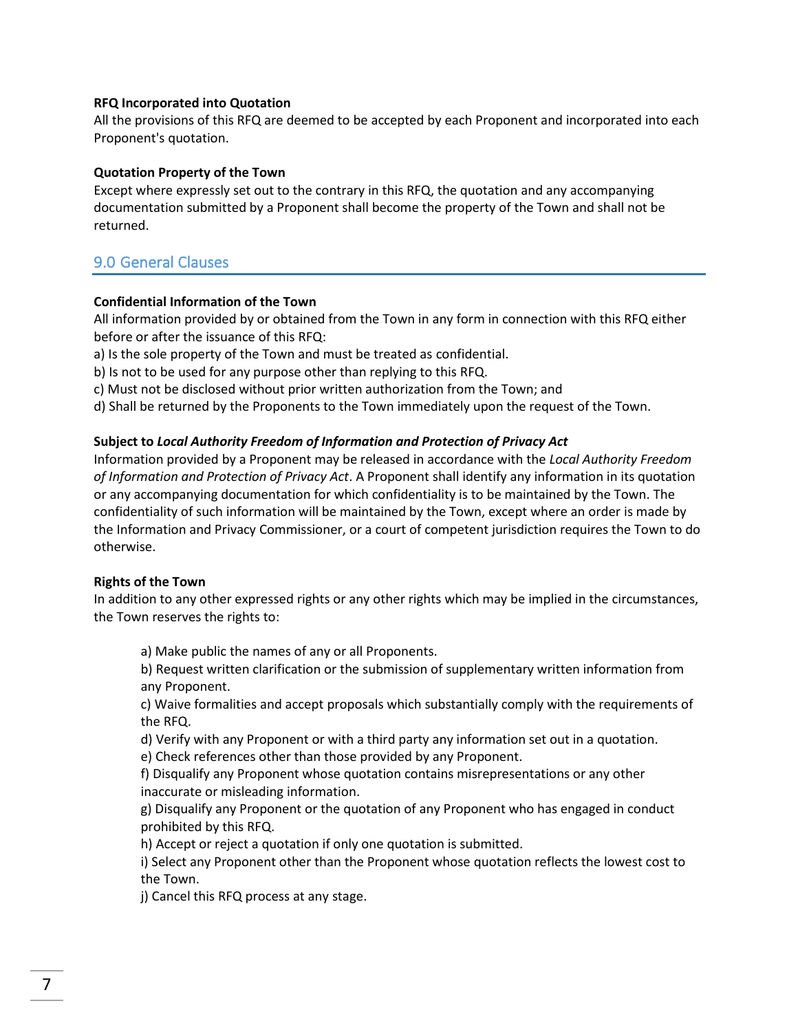**RFQ Incorporated into Quotation**
All the provisions of this RFQ are deemed to be accepted by each Proponent and incorporated into each Proponent's quotation.

**Quotation Property of the Town**
Except where expressly set out to the contrary in this RFQ, the quotation and any accompanying documentation submitted by a Proponent shall become the property of the Town and shall not be returned.

## 9.0 General Clauses

**Confidential Information of the Town**
All information provided by or obtained from the Town in any form in connection with this RFQ either before or after the issuance of this RFQ:
a) Is the sole property of the Town and must be treated as confidential.
b) Is not to be used for any purpose other than replying to this RFQ.
c) Must not be disclosed without prior written authorization from the Town; and
d) Shall be returned by the Proponents to the Town immediately upon the request of the Town.

**Subject to *Local Authority Freedom of Information and Protection of Privacy Act***
Information provided by a Proponent may be released in accordance with the *Local Authority Freedom of Information and Protection of Privacy Act*. A Proponent shall identify any information in its quotation or any accompanying documentation for which confidentiality is to be maintained by the Town. The confidentiality of such information will be maintained by the Town, except where an order is made by the Information and Privacy Commissioner, or a court of competent jurisdiction requires the Town to do otherwise.

**Rights of the Town**
In addition to any other expressed rights or any other rights which may be implied in the circumstances, the Town reserves the rights to:

a) Make public the names of any or all Proponents.
b) Request written clarification or the submission of supplementary written information from any Proponent.
c) Waive formalities and accept proposals which substantially comply with the requirements of the RFQ.
d) Verify with any Proponent or with a third party any information set out in a quotation.
e) Check references other than those provided by any Proponent.
f) Disqualify any Proponent whose quotation contains misrepresentations or any other inaccurate or misleading information.
g) Disqualify any Proponent or the quotation of any Proponent who has engaged in conduct prohibited by this RFQ.
h) Accept or reject a quotation if only one quotation is submitted.
i) Select any Proponent other than the Proponent whose quotation reflects the lowest cost to the Town.
j) Cancel this RFQ process at any stage.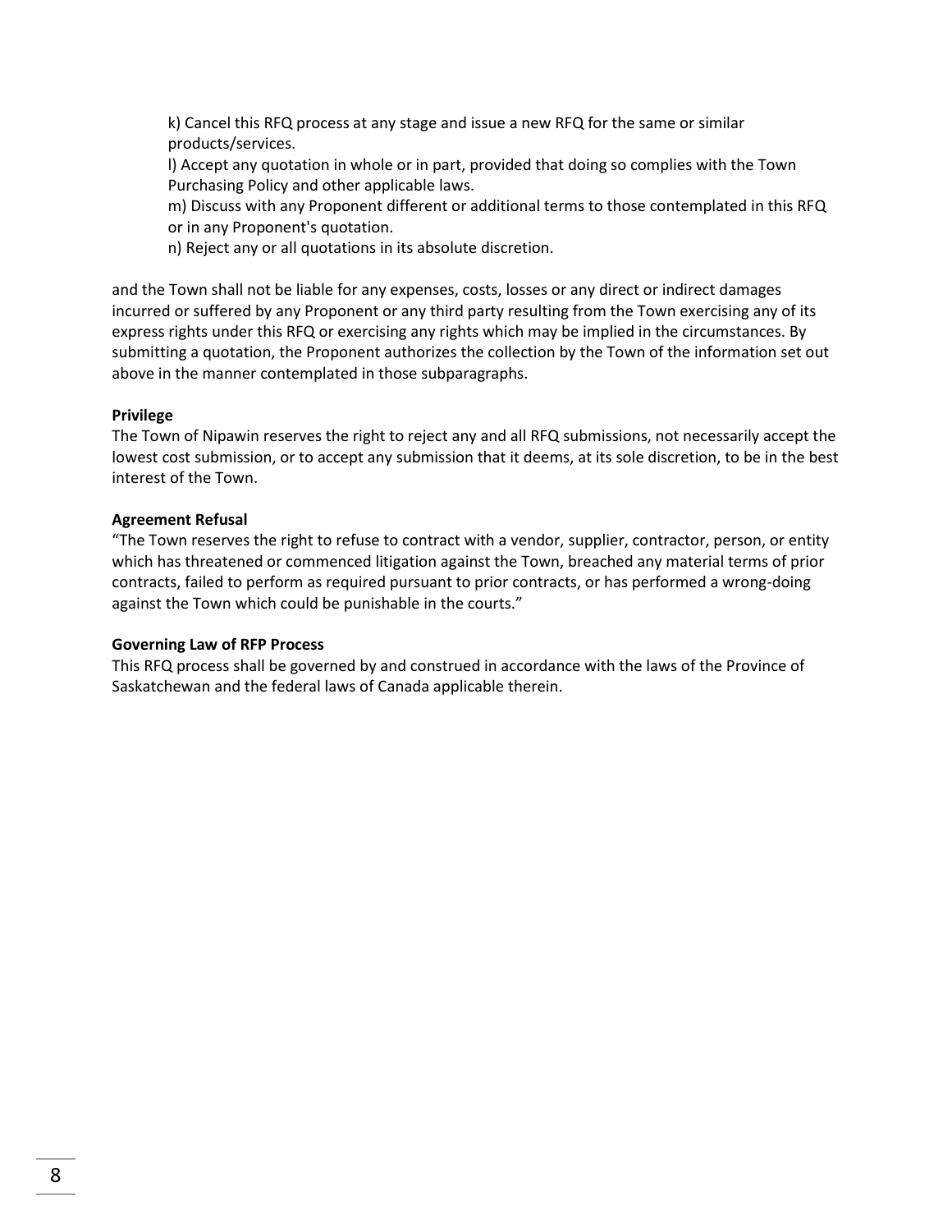k) Cancel this RFQ process at any stage and issue a new RFQ for the same or similar products/services.

l) Accept any quotation in whole or in part, provided that doing so complies with the Town Purchasing Policy and other applicable laws.

m) Discuss with any Proponent different or additional terms to those contemplated in this RFQ or in any Proponent's quotation.

n) Reject any or all quotations in its absolute discretion.

and the Town shall not be liable for any expenses, costs, losses or any direct or indirect damages incurred or suffered by any Proponent or any third party resulting from the Town exercising any of its express rights under this RFQ or exercising any rights which may be implied in the circumstances. By submitting a quotation, the Proponent authorizes the collection by the Town of the information set out above in the manner contemplated in those subparagraphs.

**Privilege**

The Town of Nipawin reserves the right to reject any and all RFQ submissions, not necessarily accept the lowest cost submission, or to accept any submission that it deems, at its sole discretion, to be in the best interest of the Town.

**Agreement Refusal**

"The Town reserves the right to refuse to contract with a vendor, supplier, contractor, person, or entity which has threatened or commenced litigation against the Town, breached any material terms of prior contracts, failed to perform as required pursuant to prior contracts, or has performed a wrong-doing against the Town which could be punishable in the courts."

**Governing Law of RFP Process**

This RFQ process shall be governed by and construed in accordance with the laws of the Province of Saskatchewan and the federal laws of Canada applicable therein.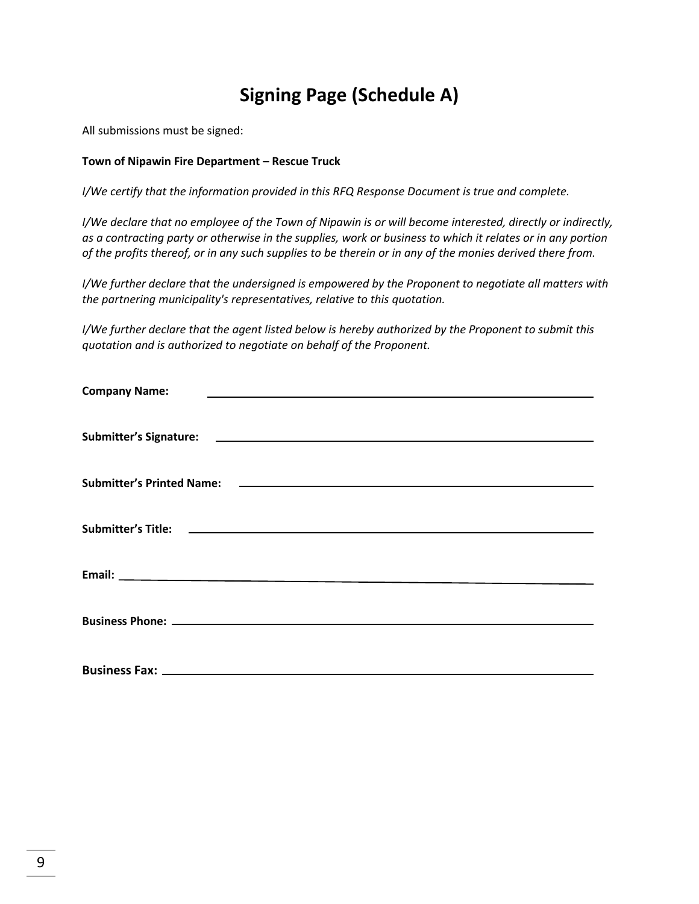# Signing Page (Schedule A)

All submissions must be signed:

**Town of Nipawin Fire Department – Rescue Truck**

*I/We certify that the information provided in this RFQ Response Document is true and complete.*

*I/We declare that no employee of the Town of Nipawin is or will become interested, directly or indirectly, as a contracting party or otherwise in the supplies, work or business to which it relates or in any portion of the profits thereof, or in any such supplies to be therein or in any of the monies derived there from.*

*I/We further declare that the undersigned is empowered by the Proponent to negotiate all matters with the partnering municipality's representatives, relative to this quotation.*

*I/We further declare that the agent listed below is hereby authorized by the Proponent to submit this quotation and is authorized to negotiate on behalf of the Proponent.*

**Company Name:** ______________________________

**Submitter's Signature:** ______________________________

**Submitter's Printed Name:** ______________________________

**Submitter's Title:** ______________________________

**Email:** ______________________________

**Business Phone:** ______________________________

**Business Fax:** ______________________________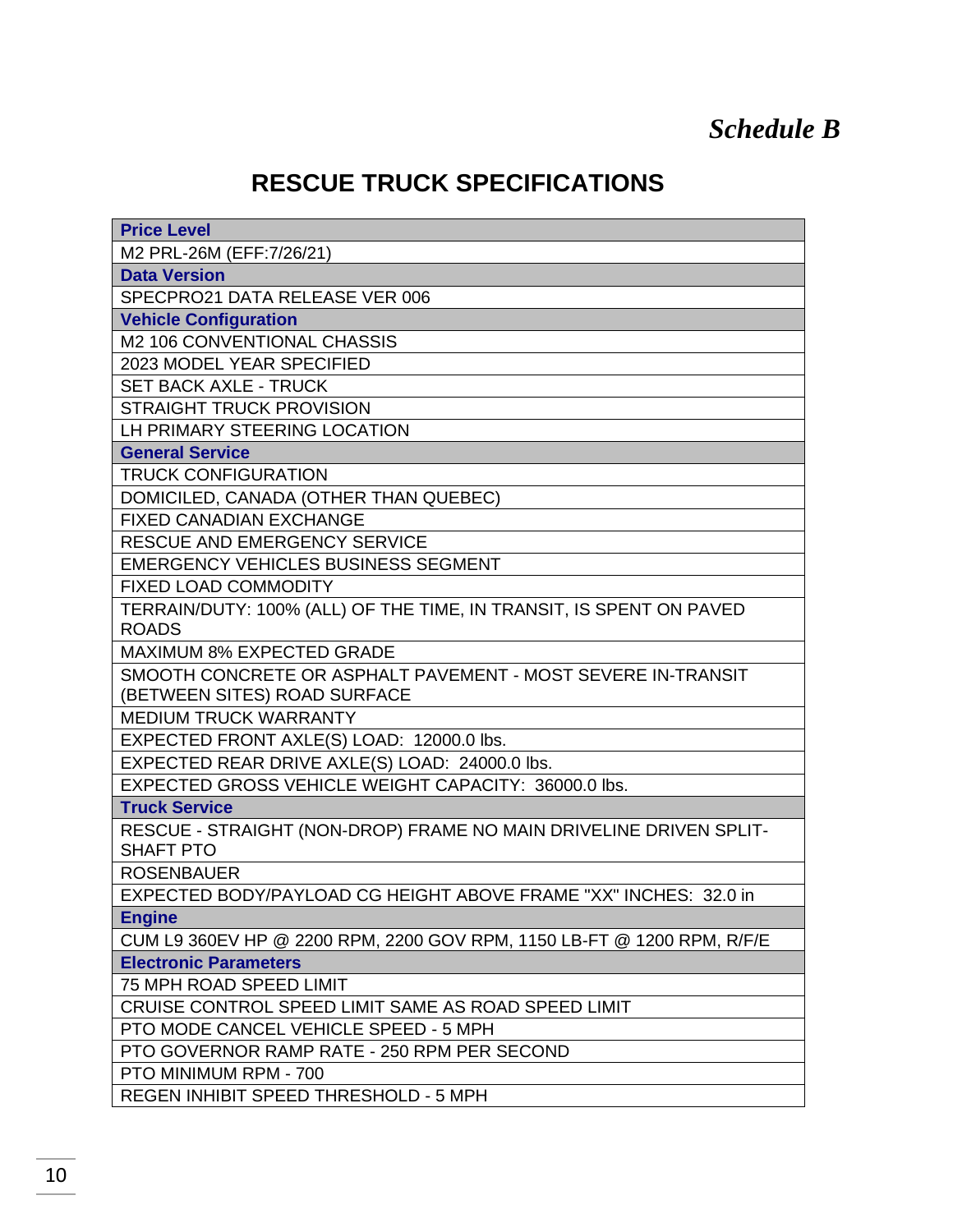*Schedule B*

# RESCUE TRUCK SPECIFICATIONS

| **Price Level** |
|---|
| M2 PRL-26M (EFF:7/26/21) |
| **Data Version** |
| SPECPRO21 DATA RELEASE VER 006 |
| **Vehicle Configuration** |
| M2 106 CONVENTIONAL CHASSIS |
| 2023 MODEL YEAR SPECIFIED |
| SET BACK AXLE - TRUCK |
| STRAIGHT TRUCK PROVISION |
| LH PRIMARY STEERING LOCATION |
| **General Service** |
| TRUCK CONFIGURATION |
| DOMICILED, CANADA (OTHER THAN QUEBEC) |
| FIXED CANADIAN EXCHANGE |
| RESCUE AND EMERGENCY SERVICE |
| EMERGENCY VEHICLES BUSINESS SEGMENT |
| FIXED LOAD COMMODITY |
| TERRAIN/DUTY: 100% (ALL) OF THE TIME, IN TRANSIT, IS SPENT ON PAVED ROADS |
| MAXIMUM 8% EXPECTED GRADE |
| SMOOTH CONCRETE OR ASPHALT PAVEMENT - MOST SEVERE IN-TRANSIT (BETWEEN SITES) ROAD SURFACE |
| MEDIUM TRUCK WARRANTY |
| EXPECTED FRONT AXLE(S) LOAD: 12000.0 lbs. |
| EXPECTED REAR DRIVE AXLE(S) LOAD: 24000.0 lbs. |
| EXPECTED GROSS VEHICLE WEIGHT CAPACITY: 36000.0 lbs. |
| **Truck Service** |
| RESCUE - STRAIGHT (NON-DROP) FRAME NO MAIN DRIVELINE DRIVEN SPLIT-SHAFT PTO |
| ROSENBAUER |
| EXPECTED BODY/PAYLOAD CG HEIGHT ABOVE FRAME "XX" INCHES: 32.0 in |
| **Engine** |
| CUM L9 360EV HP @ 2200 RPM, 2200 GOV RPM, 1150 LB-FT @ 1200 RPM, R/F/E |
| **Electronic Parameters** |
| 75 MPH ROAD SPEED LIMIT |
| CRUISE CONTROL SPEED LIMIT SAME AS ROAD SPEED LIMIT |
| PTO MODE CANCEL VEHICLE SPEED - 5 MPH |
| PTO GOVERNOR RAMP RATE - 250 RPM PER SECOND |
| PTO MINIMUM RPM - 700 |
| REGEN INHIBIT SPEED THRESHOLD - 5 MPH |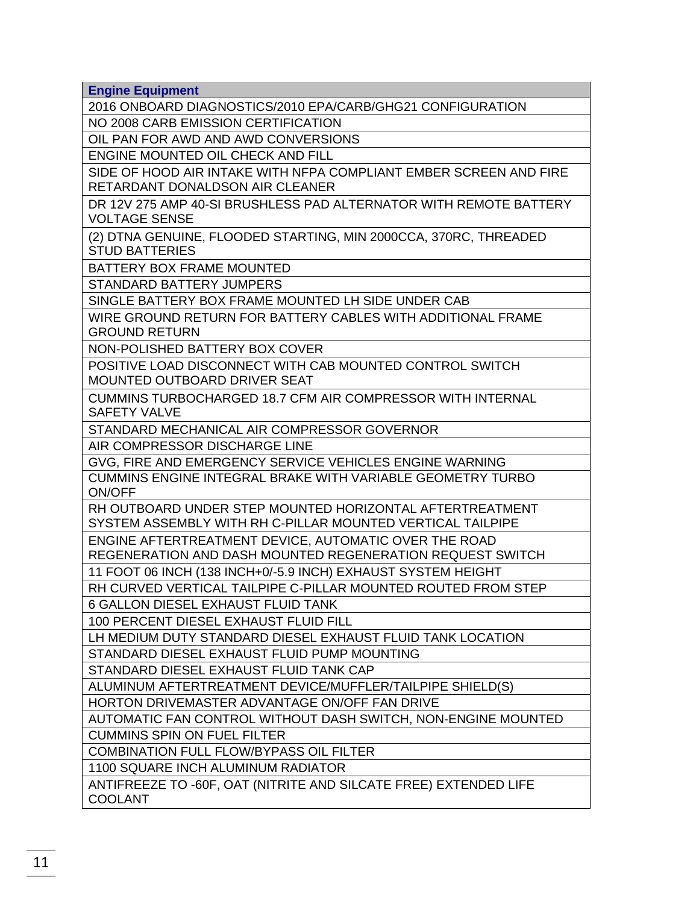| **Engine Equipment** |
| --- |
| 2016 ONBOARD DIAGNOSTICS/2010 EPA/CARB/GHG21 CONFIGURATION |
| NO 2008 CARB EMISSION CERTIFICATION |
| OIL PAN FOR AWD AND AWD CONVERSIONS |
| ENGINE MOUNTED OIL CHECK AND FILL |
| SIDE OF HOOD AIR INTAKE WITH NFPA COMPLIANT EMBER SCREEN AND FIRE RETARDANT DONALDSON AIR CLEANER |
| DR 12V 275 AMP 40-SI BRUSHLESS PAD ALTERNATOR WITH REMOTE BATTERY VOLTAGE SENSE |
| (2) DTNA GENUINE, FLOODED STARTING, MIN 2000CCA, 370RC, THREADED STUD BATTERIES |
| BATTERY BOX FRAME MOUNTED |
| STANDARD BATTERY JUMPERS |
| SINGLE BATTERY BOX FRAME MOUNTED LH SIDE UNDER CAB |
| WIRE GROUND RETURN FOR BATTERY CABLES WITH ADDITIONAL FRAME GROUND RETURN |
| NON-POLISHED BATTERY BOX COVER |
| POSITIVE LOAD DISCONNECT WITH CAB MOUNTED CONTROL SWITCH MOUNTED OUTBOARD DRIVER SEAT |
| CUMMINS TURBOCHARGED 18.7 CFM AIR COMPRESSOR WITH INTERNAL SAFETY VALVE |
| STANDARD MECHANICAL AIR COMPRESSOR GOVERNOR |
| AIR COMPRESSOR DISCHARGE LINE |
| GVG, FIRE AND EMERGENCY SERVICE VEHICLES ENGINE WARNING |
| CUMMINS ENGINE INTEGRAL BRAKE WITH VARIABLE GEOMETRY TURBO ON/OFF |
| RH OUTBOARD UNDER STEP MOUNTED HORIZONTAL AFTERTREATMENT SYSTEM ASSEMBLY WITH RH C-PILLAR MOUNTED VERTICAL TAILPIPE |
| ENGINE AFTERTREATMENT DEVICE, AUTOMATIC OVER THE ROAD REGENERATION AND DASH MOUNTED REGENERATION REQUEST SWITCH |
| 11 FOOT 06 INCH (138 INCH+0/-5.9 INCH) EXHAUST SYSTEM HEIGHT |
| RH CURVED VERTICAL TAILPIPE C-PILLAR MOUNTED ROUTED FROM STEP |
| 6 GALLON DIESEL EXHAUST FLUID TANK |
| 100 PERCENT DIESEL EXHAUST FLUID FILL |
| LH MEDIUM DUTY STANDARD DIESEL EXHAUST FLUID TANK LOCATION |
| STANDARD DIESEL EXHAUST FLUID PUMP MOUNTING |
| STANDARD DIESEL EXHAUST FLUID TANK CAP |
| ALUMINUM AFTERTREATMENT DEVICE/MUFFLER/TAILPIPE SHIELD(S) |
| HORTON DRIVEMASTER ADVANTAGE ON/OFF FAN DRIVE |
| AUTOMATIC FAN CONTROL WITHOUT DASH SWITCH, NON-ENGINE MOUNTED |
| CUMMINS SPIN ON FUEL FILTER |
| COMBINATION FULL FLOW/BYPASS OIL FILTER |
| 1100 SQUARE INCH ALUMINUM RADIATOR |
| ANTIFREEZE TO -60F, OAT (NITRITE AND SILCATE FREE) EXTENDED LIFE COOLANT |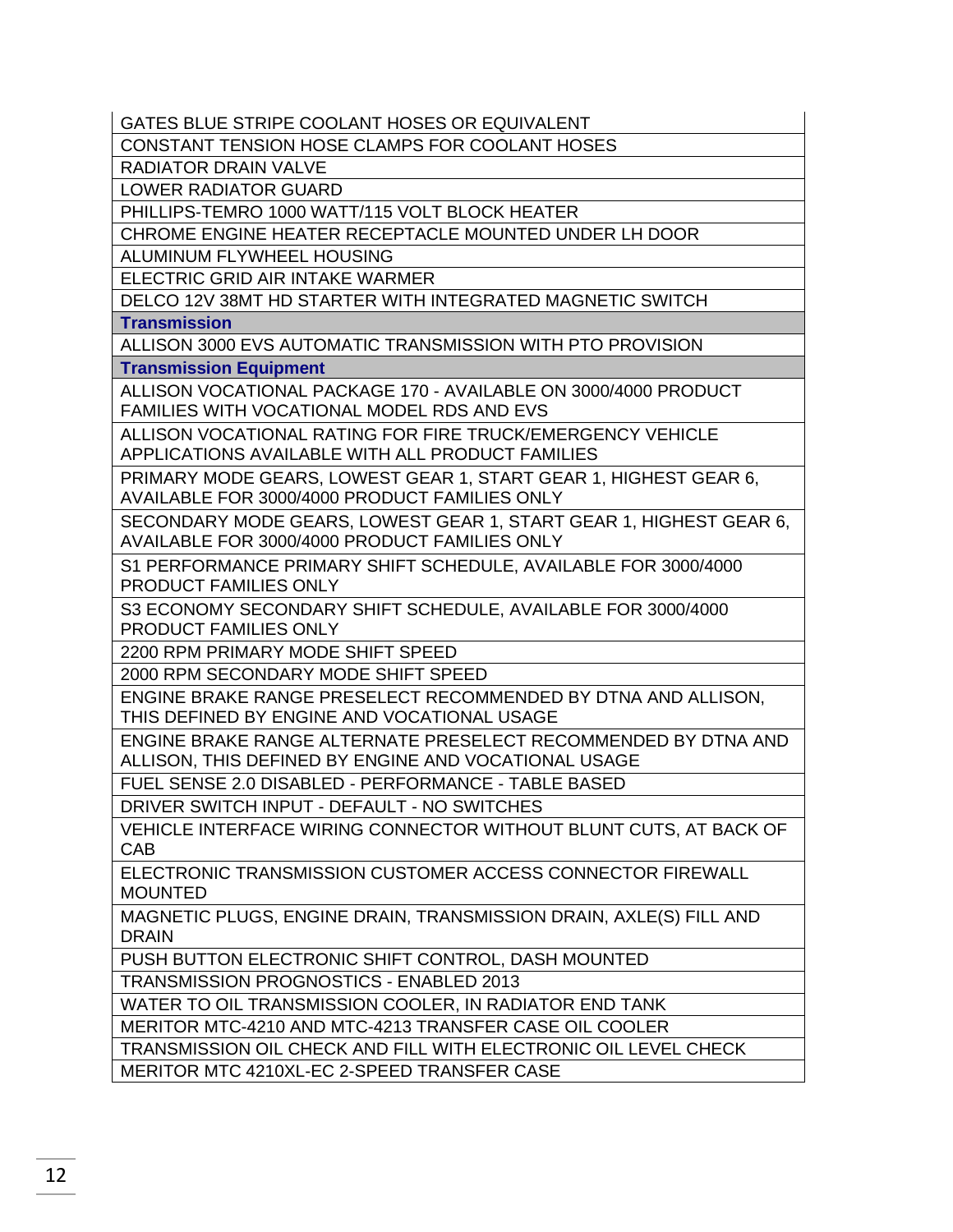| GATES BLUE STRIPE COOLANT HOSES OR EQUIVALENT |
|---|
| CONSTANT TENSION HOSE CLAMPS FOR COOLANT HOSES |
| RADIATOR DRAIN VALVE |
| LOWER RADIATOR GUARD |
| PHILLIPS-TEMRO 1000 WATT/115 VOLT BLOCK HEATER |
| CHROME ENGINE HEATER RECEPTACLE MOUNTED UNDER LH DOOR |
| ALUMINUM FLYWHEEL HOUSING |
| ELECTRIC GRID AIR INTAKE WARMER |
| DELCO 12V 38MT HD STARTER WITH INTEGRATED MAGNETIC SWITCH |
| **Transmission** |
| ALLISON 3000 EVS AUTOMATIC TRANSMISSION WITH PTO PROVISION |
| **Transmission Equipment** |
| ALLISON VOCATIONAL PACKAGE 170 - AVAILABLE ON 3000/4000 PRODUCT FAMILIES WITH VOCATIONAL MODEL RDS AND EVS |
| ALLISON VOCATIONAL RATING FOR FIRE TRUCK/EMERGENCY VEHICLE APPLICATIONS AVAILABLE WITH ALL PRODUCT FAMILIES |
| PRIMARY MODE GEARS, LOWEST GEAR 1, START GEAR 1, HIGHEST GEAR 6, AVAILABLE FOR 3000/4000 PRODUCT FAMILIES ONLY |
| SECONDARY MODE GEARS, LOWEST GEAR 1, START GEAR 1, HIGHEST GEAR 6, AVAILABLE FOR 3000/4000 PRODUCT FAMILIES ONLY |
| S1 PERFORMANCE PRIMARY SHIFT SCHEDULE, AVAILABLE FOR 3000/4000 PRODUCT FAMILIES ONLY |
| S3 ECONOMY SECONDARY SHIFT SCHEDULE, AVAILABLE FOR 3000/4000 PRODUCT FAMILIES ONLY |
| 2200 RPM PRIMARY MODE SHIFT SPEED |
| 2000 RPM SECONDARY MODE SHIFT SPEED |
| ENGINE BRAKE RANGE PRESELECT RECOMMENDED BY DTNA AND ALLISON, THIS DEFINED BY ENGINE AND VOCATIONAL USAGE |
| ENGINE BRAKE RANGE ALTERNATE PRESELECT RECOMMENDED BY DTNA AND ALLISON, THIS DEFINED BY ENGINE AND VOCATIONAL USAGE |
| FUEL SENSE 2.0 DISABLED - PERFORMANCE - TABLE BASED |
| DRIVER SWITCH INPUT - DEFAULT - NO SWITCHES |
| VEHICLE INTERFACE WIRING CONNECTOR WITHOUT BLUNT CUTS, AT BACK OF CAB |
| ELECTRONIC TRANSMISSION CUSTOMER ACCESS CONNECTOR FIREWALL MOUNTED |
| MAGNETIC PLUGS, ENGINE DRAIN, TRANSMISSION DRAIN, AXLE(S) FILL AND DRAIN |
| PUSH BUTTON ELECTRONIC SHIFT CONTROL, DASH MOUNTED |
| TRANSMISSION PROGNOSTICS - ENABLED 2013 |
| WATER TO OIL TRANSMISSION COOLER, IN RADIATOR END TANK |
| MERITOR MTC-4210 AND MTC-4213 TRANSFER CASE OIL COOLER |
| TRANSMISSION OIL CHECK AND FILL WITH ELECTRONIC OIL LEVEL CHECK |
| MERITOR MTC 4210XL-EC 2-SPEED TRANSFER CASE |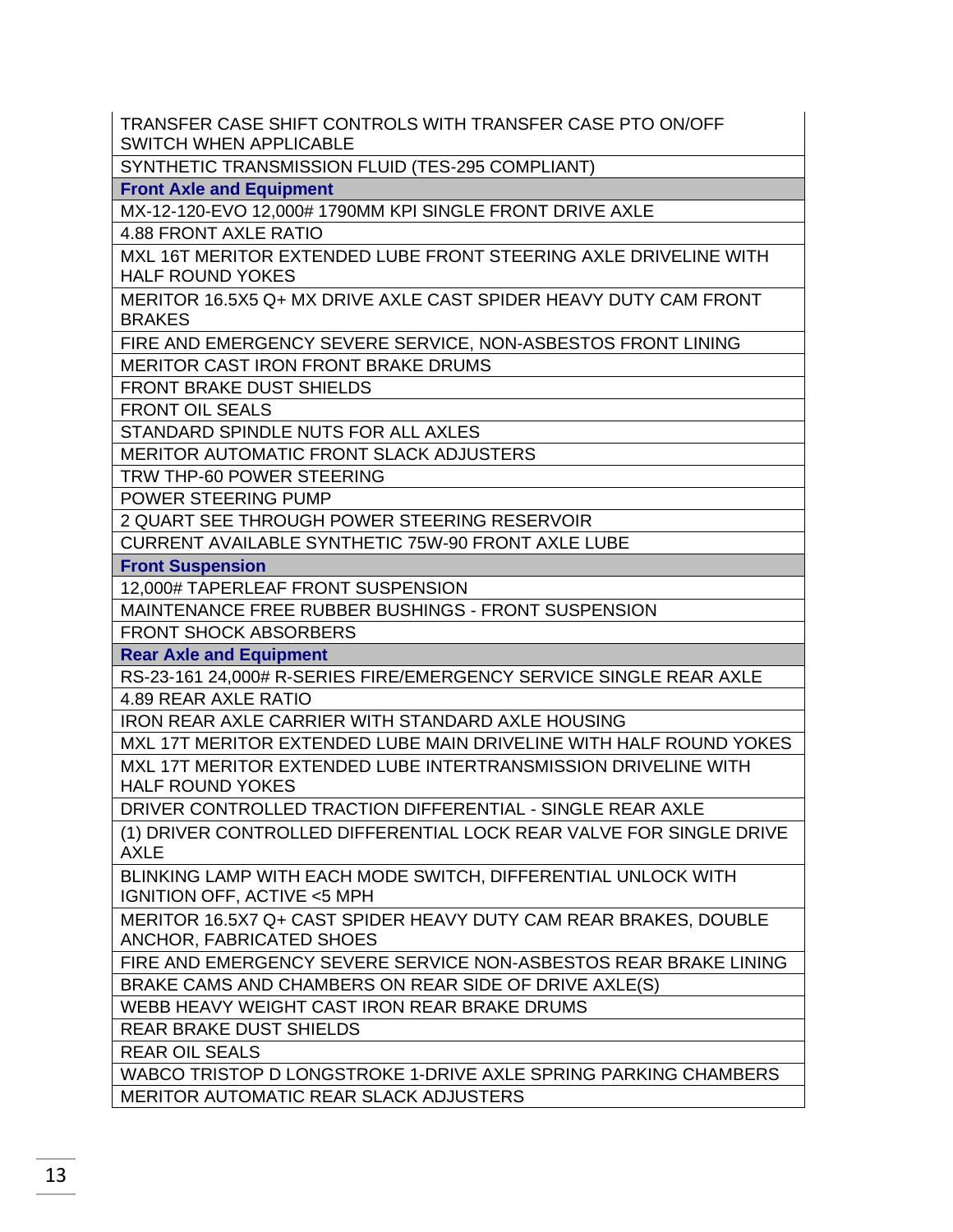| |
|---|
| TRANSFER CASE SHIFT CONTROLS WITH TRANSFER CASE PTO ON/OFF SWITCH WHEN APPLICABLE |
| SYNTHETIC TRANSMISSION FLUID (TES-295 COMPLIANT) |
| **Front Axle and Equipment** |
| MX-12-120-EVO 12,000# 1790MM KPI SINGLE FRONT DRIVE AXLE |
| 4.88 FRONT AXLE RATIO |
| MXL 16T MERITOR EXTENDED LUBE FRONT STEERING AXLE DRIVELINE WITH HALF ROUND YOKES |
| MERITOR 16.5X5 Q+ MX DRIVE AXLE CAST SPIDER HEAVY DUTY CAM FRONT BRAKES |
| FIRE AND EMERGENCY SEVERE SERVICE, NON-ASBESTOS FRONT LINING |
| MERITOR CAST IRON FRONT BRAKE DRUMS |
| FRONT BRAKE DUST SHIELDS |
| FRONT OIL SEALS |
| STANDARD SPINDLE NUTS FOR ALL AXLES |
| MERITOR AUTOMATIC FRONT SLACK ADJUSTERS |
| TRW THP-60 POWER STEERING |
| POWER STEERING PUMP |
| 2 QUART SEE THROUGH POWER STEERING RESERVOIR |
| CURRENT AVAILABLE SYNTHETIC 75W-90 FRONT AXLE LUBE |
| **Front Suspension** |
| 12,000# TAPERLEAF FRONT SUSPENSION |
| MAINTENANCE FREE RUBBER BUSHINGS - FRONT SUSPENSION |
| FRONT SHOCK ABSORBERS |
| **Rear Axle and Equipment** |
| RS-23-161 24,000# R-SERIES FIRE/EMERGENCY SERVICE SINGLE REAR AXLE |
| 4.89 REAR AXLE RATIO |
| IRON REAR AXLE CARRIER WITH STANDARD AXLE HOUSING |
| MXL 17T MERITOR EXTENDED LUBE MAIN DRIVELINE WITH HALF ROUND YOKES |
| MXL 17T MERITOR EXTENDED LUBE INTERTRANSMISSION DRIVELINE WITH HALF ROUND YOKES |
| DRIVER CONTROLLED TRACTION DIFFERENTIAL - SINGLE REAR AXLE |
| (1) DRIVER CONTROLLED DIFFERENTIAL LOCK REAR VALVE FOR SINGLE DRIVE AXLE |
| BLINKING LAMP WITH EACH MODE SWITCH, DIFFERENTIAL UNLOCK WITH IGNITION OFF, ACTIVE <5 MPH |
| MERITOR 16.5X7 Q+ CAST SPIDER HEAVY DUTY CAM REAR BRAKES, DOUBLE ANCHOR, FABRICATED SHOES |
| FIRE AND EMERGENCY SEVERE SERVICE NON-ASBESTOS REAR BRAKE LINING |
| BRAKE CAMS AND CHAMBERS ON REAR SIDE OF DRIVE AXLE(S) |
| WEBB HEAVY WEIGHT CAST IRON REAR BRAKE DRUMS |
| REAR BRAKE DUST SHIELDS |
| REAR OIL SEALS |
| WABCO TRISTOP D LONGSTROKE 1-DRIVE AXLE SPRING PARKING CHAMBERS |
| MERITOR AUTOMATIC REAR SLACK ADJUSTERS |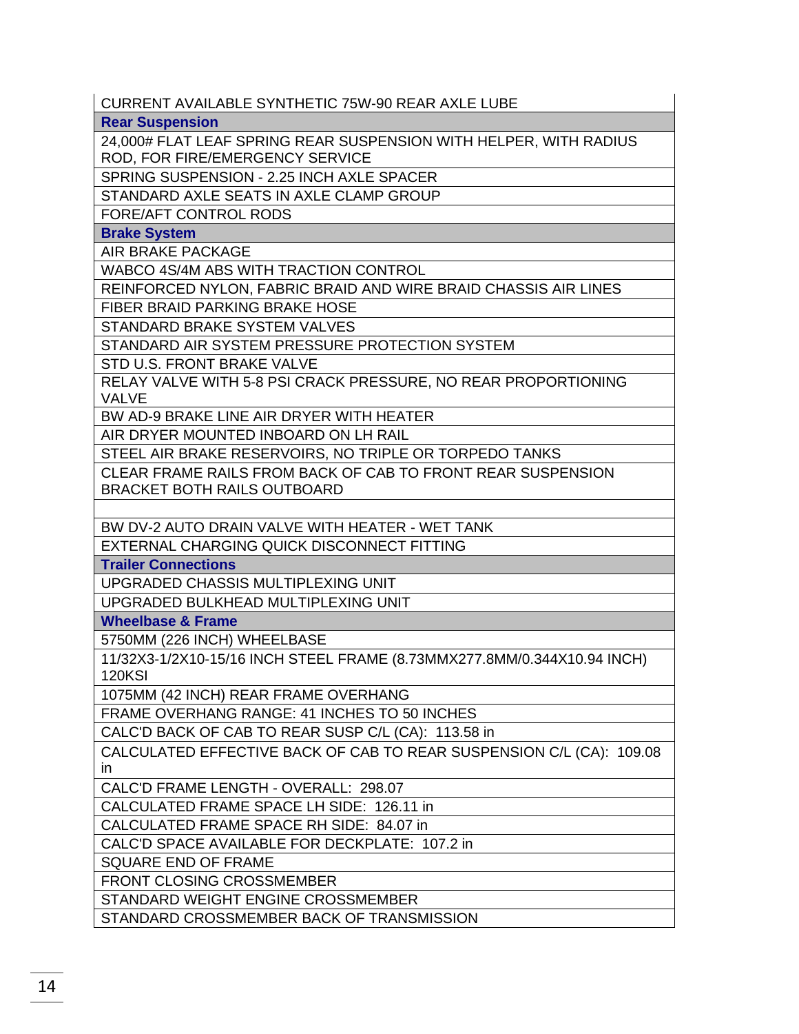| CURRENT AVAILABLE SYNTHETIC 75W-90 REAR AXLE LUBE |
|---|
| **Rear Suspension** |
| 24,000# FLAT LEAF SPRING REAR SUSPENSION WITH HELPER, WITH RADIUS ROD, FOR FIRE/EMERGENCY SERVICE |
| SPRING SUSPENSION - 2.25 INCH AXLE SPACER |
| STANDARD AXLE SEATS IN AXLE CLAMP GROUP |
| FORE/AFT CONTROL RODS |
| **Brake System** |
| AIR BRAKE PACKAGE |
| WABCO 4S/4M ABS WITH TRACTION CONTROL |
| REINFORCED NYLON, FABRIC BRAID AND WIRE BRAID CHASSIS AIR LINES |
| FIBER BRAID PARKING BRAKE HOSE |
| STANDARD BRAKE SYSTEM VALVES |
| STANDARD AIR SYSTEM PRESSURE PROTECTION SYSTEM |
| STD U.S. FRONT BRAKE VALVE |
| RELAY VALVE WITH 5-8 PSI CRACK PRESSURE, NO REAR PROPORTIONING VALVE |
| BW AD-9 BRAKE LINE AIR DRYER WITH HEATER |
| AIR DRYER MOUNTED INBOARD ON LH RAIL |
| STEEL AIR BRAKE RESERVOIRS, NO TRIPLE OR TORPEDO TANKS |
| CLEAR FRAME RAILS FROM BACK OF CAB TO FRONT REAR SUSPENSION BRACKET BOTH RAILS OUTBOARD |
| |
| BW DV-2 AUTO DRAIN VALVE WITH HEATER - WET TANK |
| EXTERNAL CHARGING QUICK DISCONNECT FITTING |
| **Trailer Connections** |
| UPGRADED CHASSIS MULTIPLEXING UNIT |
| UPGRADED BULKHEAD MULTIPLEXING UNIT |
| **Wheelbase & Frame** |
| 5750MM (226 INCH) WHEELBASE |
| 11/32X3-1/2X10-15/16 INCH STEEL FRAME (8.73MMX277.8MM/0.344X10.94 INCH) 120KSI |
| 1075MM (42 INCH) REAR FRAME OVERHANG |
| FRAME OVERHANG RANGE: 41 INCHES TO 50 INCHES |
| CALC'D BACK OF CAB TO REAR SUSP C/L (CA): 113.58 in |
| CALCULATED EFFECTIVE BACK OF CAB TO REAR SUSPENSION C/L (CA): 109.08 in |
| CALC'D FRAME LENGTH - OVERALL: 298.07 |
| CALCULATED FRAME SPACE LH SIDE: 126.11 in |
| CALCULATED FRAME SPACE RH SIDE: 84.07 in |
| CALC'D SPACE AVAILABLE FOR DECKPLATE: 107.2 in |
| SQUARE END OF FRAME |
| FRONT CLOSING CROSSMEMBER |
| STANDARD WEIGHT ENGINE CROSSMEMBER |
| STANDARD CROSSMEMBER BACK OF TRANSMISSION |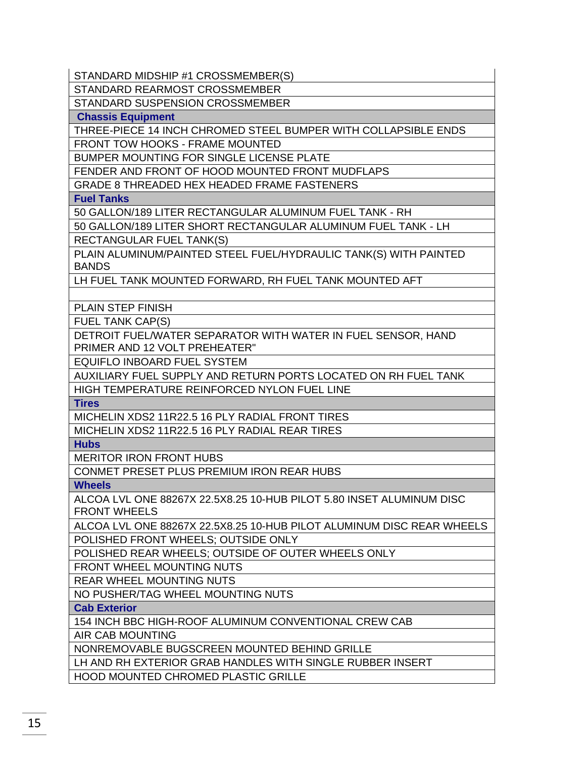| |
|---|
| STANDARD MIDSHIP #1 CROSSMEMBER(S) |
| STANDARD REARMOST CROSSMEMBER |
| STANDARD SUSPENSION CROSSMEMBER |
| **Chassis Equipment** |
| THREE-PIECE 14 INCH CHROMED STEEL BUMPER WITH COLLAPSIBLE ENDS |
| FRONT TOW HOOKS - FRAME MOUNTED |
| BUMPER MOUNTING FOR SINGLE LICENSE PLATE |
| FENDER AND FRONT OF HOOD MOUNTED FRONT MUDFLAPS |
| GRADE 8 THREADED HEX HEADED FRAME FASTENERS |
| **Fuel Tanks** |
| 50 GALLON/189 LITER RECTANGULAR ALUMINUM FUEL TANK - RH |
| 50 GALLON/189 LITER SHORT RECTANGULAR ALUMINUM FUEL TANK - LH |
| RECTANGULAR FUEL TANK(S) |
| PLAIN ALUMINUM/PAINTED STEEL FUEL/HYDRAULIC TANK(S) WITH PAINTED BANDS |
| LH FUEL TANK MOUNTED FORWARD, RH FUEL TANK MOUNTED AFT |
| |
| PLAIN STEP FINISH |
| FUEL TANK CAP(S) |
| DETROIT FUEL/WATER SEPARATOR WITH WATER IN FUEL SENSOR, HAND PRIMER AND 12 VOLT PREHEATER" |
| EQUIFLO INBOARD FUEL SYSTEM |
| AUXILIARY FUEL SUPPLY AND RETURN PORTS LOCATED ON RH FUEL TANK |
| HIGH TEMPERATURE REINFORCED NYLON FUEL LINE |
| **Tires** |
| MICHELIN XDS2 11R22.5 16 PLY RADIAL FRONT TIRES |
| MICHELIN XDS2 11R22.5 16 PLY RADIAL REAR TIRES |
| **Hubs** |
| MERITOR IRON FRONT HUBS |
| CONMET PRESET PLUS PREMIUM IRON REAR HUBS |
| **Wheels** |
| ALCOA LVL ONE 88267X 22.5X8.25 10-HUB PILOT 5.80 INSET ALUMINUM DISC FRONT WHEELS |
| ALCOA LVL ONE 88267X 22.5X8.25 10-HUB PILOT ALUMINUM DISC REAR WHEELS |
| POLISHED FRONT WHEELS; OUTSIDE ONLY |
| POLISHED REAR WHEELS; OUTSIDE OF OUTER WHEELS ONLY |
| FRONT WHEEL MOUNTING NUTS |
| REAR WHEEL MOUNTING NUTS |
| NO PUSHER/TAG WHEEL MOUNTING NUTS |
| **Cab Exterior** |
| 154 INCH BBC HIGH-ROOF ALUMINUM CONVENTIONAL CREW CAB |
| AIR CAB MOUNTING |
| NONREMOVABLE BUGSCREEN MOUNTED BEHIND GRILLE |
| LH AND RH EXTERIOR GRAB HANDLES WITH SINGLE RUBBER INSERT |
| HOOD MOUNTED CHROMED PLASTIC GRILLE |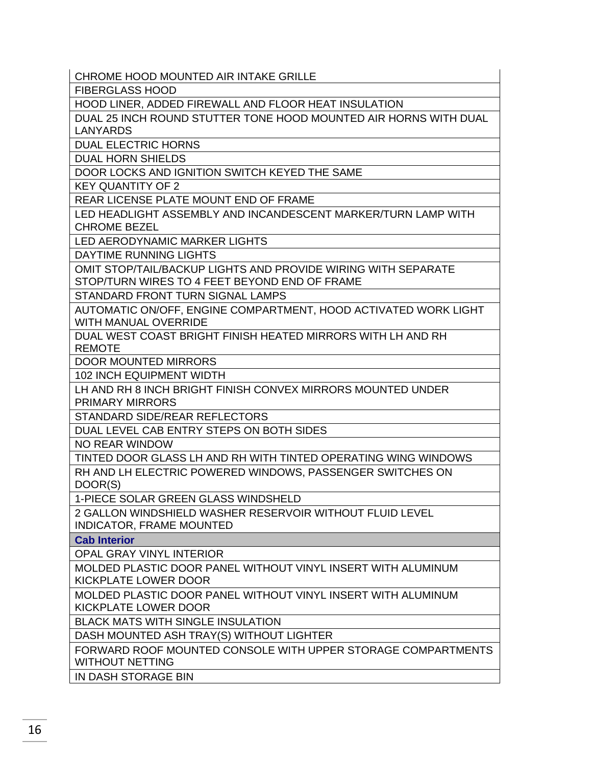| |
|---|
| CHROME HOOD MOUNTED AIR INTAKE GRILLE |
| FIBERGLASS HOOD |
| HOOD LINER, ADDED FIREWALL AND FLOOR HEAT INSULATION |
| DUAL 25 INCH ROUND STUTTER TONE HOOD MOUNTED AIR HORNS WITH DUAL LANYARDS |
| DUAL ELECTRIC HORNS |
| DUAL HORN SHIELDS |
| DOOR LOCKS AND IGNITION SWITCH KEYED THE SAME |
| KEY QUANTITY OF 2 |
| REAR LICENSE PLATE MOUNT END OF FRAME |
| LED HEADLIGHT ASSEMBLY AND INCANDESCENT MARKER/TURN LAMP WITH CHROME BEZEL |
| LED AERODYNAMIC MARKER LIGHTS |
| DAYTIME RUNNING LIGHTS |
| OMIT STOP/TAIL/BACKUP LIGHTS AND PROVIDE WIRING WITH SEPARATE STOP/TURN WIRES TO 4 FEET BEYOND END OF FRAME |
| STANDARD FRONT TURN SIGNAL LAMPS |
| AUTOMATIC ON/OFF, ENGINE COMPARTMENT, HOOD ACTIVATED WORK LIGHT WITH MANUAL OVERRIDE |
| DUAL WEST COAST BRIGHT FINISH HEATED MIRRORS WITH LH AND RH REMOTE |
| DOOR MOUNTED MIRRORS |
| 102 INCH EQUIPMENT WIDTH |
| LH AND RH 8 INCH BRIGHT FINISH CONVEX MIRRORS MOUNTED UNDER PRIMARY MIRRORS |
| STANDARD SIDE/REAR REFLECTORS |
| DUAL LEVEL CAB ENTRY STEPS ON BOTH SIDES |
| NO REAR WINDOW |
| TINTED DOOR GLASS LH AND RH WITH TINTED OPERATING WING WINDOWS |
| RH AND LH ELECTRIC POWERED WINDOWS, PASSENGER SWITCHES ON DOOR(S) |
| 1-PIECE SOLAR GREEN GLASS WINDSHELD |
| 2 GALLON WINDSHIELD WASHER RESERVOIR WITHOUT FLUID LEVEL INDICATOR, FRAME MOUNTED |
| **Cab Interior** |
| OPAL GRAY VINYL INTERIOR |
| MOLDED PLASTIC DOOR PANEL WITHOUT VINYL INSERT WITH ALUMINUM KICKPLATE LOWER DOOR |
| MOLDED PLASTIC DOOR PANEL WITHOUT VINYL INSERT WITH ALUMINUM KICKPLATE LOWER DOOR |
| BLACK MATS WITH SINGLE INSULATION |
| DASH MOUNTED ASH TRAY(S) WITHOUT LIGHTER |
| FORWARD ROOF MOUNTED CONSOLE WITH UPPER STORAGE COMPARTMENTS WITHOUT NETTING |
| IN DASH STORAGE BIN |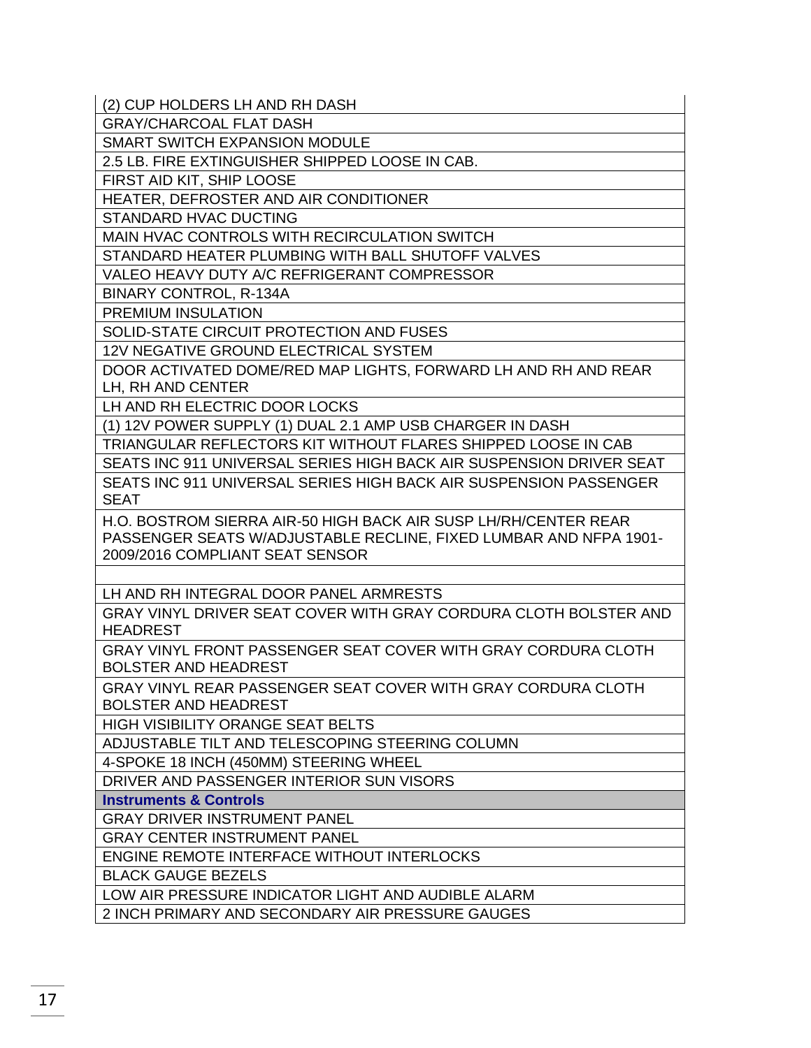| (2) CUP HOLDERS LH AND RH DASH |
|---|
| GRAY/CHARCOAL FLAT DASH |
| SMART SWITCH EXPANSION MODULE |
| 2.5 LB. FIRE EXTINGUISHER SHIPPED LOOSE IN CAB. |
| FIRST AID KIT, SHIP LOOSE |
| HEATER, DEFROSTER AND AIR CONDITIONER |
| STANDARD HVAC DUCTING |
| MAIN HVAC CONTROLS WITH RECIRCULATION SWITCH |
| STANDARD HEATER PLUMBING WITH BALL SHUTOFF VALVES |
| VALEO HEAVY DUTY A/C REFRIGERANT COMPRESSOR |
| BINARY CONTROL, R-134A |
| PREMIUM INSULATION |
| SOLID-STATE CIRCUIT PROTECTION AND FUSES |
| 12V NEGATIVE GROUND ELECTRICAL SYSTEM |
| DOOR ACTIVATED DOME/RED MAP LIGHTS, FORWARD LH AND RH AND REAR LH, RH AND CENTER |
| LH AND RH ELECTRIC DOOR LOCKS |
| (1) 12V POWER SUPPLY (1) DUAL 2.1 AMP USB CHARGER IN DASH |
| TRIANGULAR REFLECTORS KIT WITHOUT FLARES SHIPPED LOOSE IN CAB |
| SEATS INC 911 UNIVERSAL SERIES HIGH BACK AIR SUSPENSION DRIVER SEAT |
| SEATS INC 911 UNIVERSAL SERIES HIGH BACK AIR SUSPENSION PASSENGER SEAT |
| H.O. BOSTROM SIERRA AIR-50 HIGH BACK AIR SUSP LH/RH/CENTER REAR PASSENGER SEATS W/ADJUSTABLE RECLINE, FIXED LUMBAR AND NFPA 1901-2009/2016 COMPLIANT SEAT SENSOR |
| |
| LH AND RH INTEGRAL DOOR PANEL ARMRESTS |
| GRAY VINYL DRIVER SEAT COVER WITH GRAY CORDURA CLOTH BOLSTER AND HEADREST |
| GRAY VINYL FRONT PASSENGER SEAT COVER WITH GRAY CORDURA CLOTH BOLSTER AND HEADREST |
| GRAY VINYL REAR PASSENGER SEAT COVER WITH GRAY CORDURA CLOTH BOLSTER AND HEADREST |
| HIGH VISIBILITY ORANGE SEAT BELTS |
| ADJUSTABLE TILT AND TELESCOPING STEERING COLUMN |
| 4-SPOKE 18 INCH (450MM) STEERING WHEEL |
| DRIVER AND PASSENGER INTERIOR SUN VISORS |
| **Instruments & Controls** |
| GRAY DRIVER INSTRUMENT PANEL |
| GRAY CENTER INSTRUMENT PANEL |
| ENGINE REMOTE INTERFACE WITHOUT INTERLOCKS |
| BLACK GAUGE BEZELS |
| LOW AIR PRESSURE INDICATOR LIGHT AND AUDIBLE ALARM |
| 2 INCH PRIMARY AND SECONDARY AIR PRESSURE GAUGES |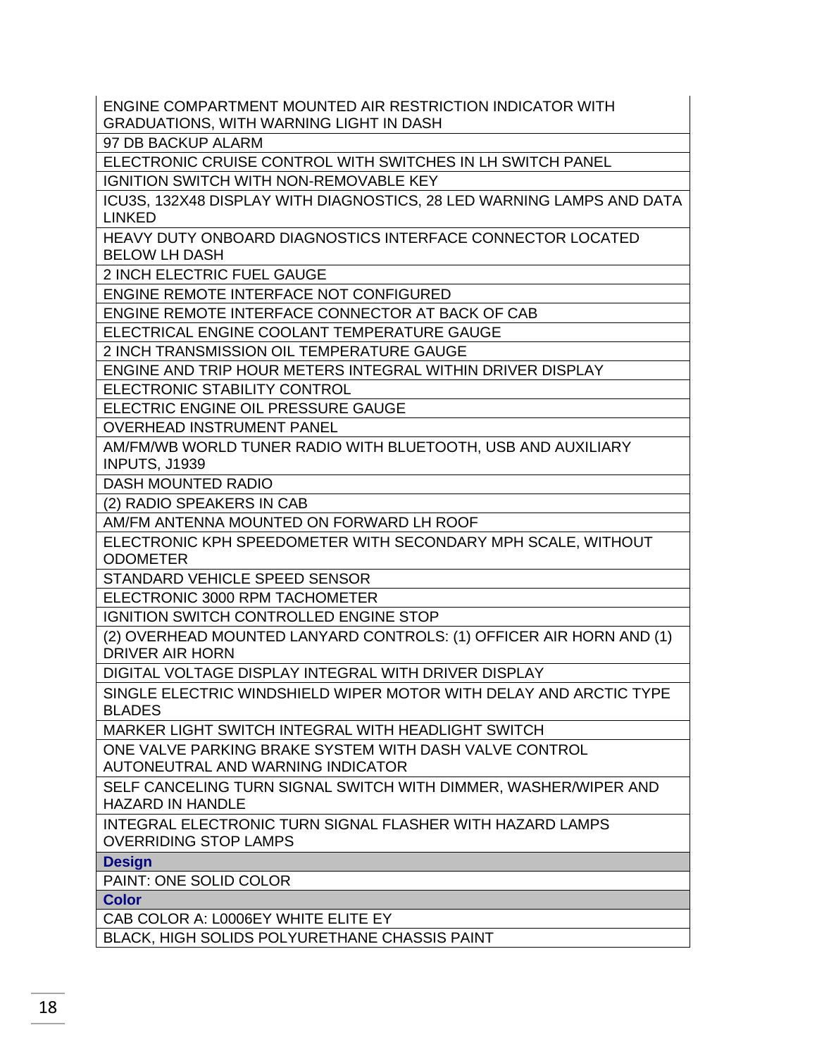| |
|---|
| ENGINE COMPARTMENT MOUNTED AIR RESTRICTION INDICATOR WITH GRADUATIONS, WITH WARNING LIGHT IN DASH |
| 97 DB BACKUP ALARM |
| ELECTRONIC CRUISE CONTROL WITH SWITCHES IN LH SWITCH PANEL |
| IGNITION SWITCH WITH NON-REMOVABLE KEY |
| ICU3S, 132X48 DISPLAY WITH DIAGNOSTICS, 28 LED WARNING LAMPS AND DATA LINKED |
| HEAVY DUTY ONBOARD DIAGNOSTICS INTERFACE CONNECTOR LOCATED BELOW LH DASH |
| 2 INCH ELECTRIC FUEL GAUGE |
| ENGINE REMOTE INTERFACE NOT CONFIGURED |
| ENGINE REMOTE INTERFACE CONNECTOR AT BACK OF CAB |
| ELECTRICAL ENGINE COOLANT TEMPERATURE GAUGE |
| 2 INCH TRANSMISSION OIL TEMPERATURE GAUGE |
| ENGINE AND TRIP HOUR METERS INTEGRAL WITHIN DRIVER DISPLAY |
| ELECTRONIC STABILITY CONTROL |
| ELECTRIC ENGINE OIL PRESSURE GAUGE |
| OVERHEAD INSTRUMENT PANEL |
| AM/FM/WB WORLD TUNER RADIO WITH BLUETOOTH, USB AND AUXILIARY INPUTS, J1939 |
| DASH MOUNTED RADIO |
| (2) RADIO SPEAKERS IN CAB |
| AM/FM ANTENNA MOUNTED ON FORWARD LH ROOF |
| ELECTRONIC KPH SPEEDOMETER WITH SECONDARY MPH SCALE, WITHOUT ODOMETER |
| STANDARD VEHICLE SPEED SENSOR |
| ELECTRONIC 3000 RPM TACHOMETER |
| IGNITION SWITCH CONTROLLED ENGINE STOP |
| (2) OVERHEAD MOUNTED LANYARD CONTROLS: (1) OFFICER AIR HORN AND (1) DRIVER AIR HORN |
| DIGITAL VOLTAGE DISPLAY INTEGRAL WITH DRIVER DISPLAY |
| SINGLE ELECTRIC WINDSHIELD WIPER MOTOR WITH DELAY AND ARCTIC TYPE BLADES |
| MARKER LIGHT SWITCH INTEGRAL WITH HEADLIGHT SWITCH |
| ONE VALVE PARKING BRAKE SYSTEM WITH DASH VALVE CONTROL AUTONEUTRAL AND WARNING INDICATOR |
| SELF CANCELING TURN SIGNAL SWITCH WITH DIMMER, WASHER/WIPER AND HAZARD IN HANDLE |
| INTEGRAL ELECTRONIC TURN SIGNAL FLASHER WITH HAZARD LAMPS OVERRIDING STOP LAMPS |
| **Design** |
| PAINT: ONE SOLID COLOR |
| **Color** |
| CAB COLOR A: L0006EY WHITE ELITE EY |
| BLACK, HIGH SOLIDS POLYURETHANE CHASSIS PAINT |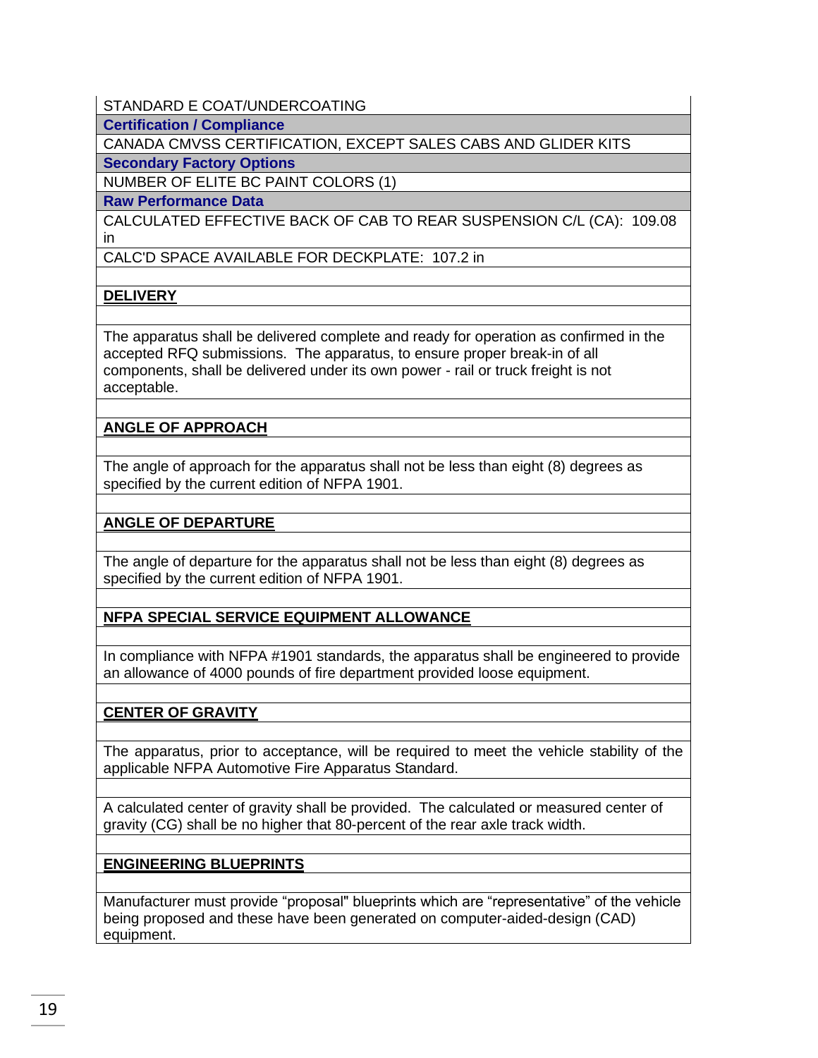STANDARD E COAT/UNDERCOATING

**Certification / Compliance**

CANADA CMVSS CERTIFICATION, EXCEPT SALES CABS AND GLIDER KITS

**Secondary Factory Options**

NUMBER OF ELITE BC PAINT COLORS (1)

**Raw Performance Data**

CALCULATED EFFECTIVE BACK OF CAB TO REAR SUSPENSION C/L (CA): 109.08 in

CALC'D SPACE AVAILABLE FOR DECKPLATE: 107.2 in

## DELIVERY

The apparatus shall be delivered complete and ready for operation as confirmed in the accepted RFQ submissions. The apparatus, to ensure proper break-in of all components, shall be delivered under its own power - rail or truck freight is not acceptable.

## ANGLE OF APPROACH

The angle of approach for the apparatus shall not be less than eight (8) degrees as specified by the current edition of NFPA 1901.

## ANGLE OF DEPARTURE

The angle of departure for the apparatus shall not be less than eight (8) degrees as specified by the current edition of NFPA 1901.

## NFPA SPECIAL SERVICE EQUIPMENT ALLOWANCE

In compliance with NFPA #1901 standards, the apparatus shall be engineered to provide an allowance of 4000 pounds of fire department provided loose equipment.

## CENTER OF GRAVITY

The apparatus, prior to acceptance, will be required to meet the vehicle stability of the applicable NFPA Automotive Fire Apparatus Standard.

A calculated center of gravity shall be provided. The calculated or measured center of gravity (CG) shall be no higher that 80-percent of the rear axle track width.

## ENGINEERING BLUEPRINTS

Manufacturer must provide “proposal" blueprints which are “representative” of the vehicle being proposed and these have been generated on computer-aided-design (CAD) equipment.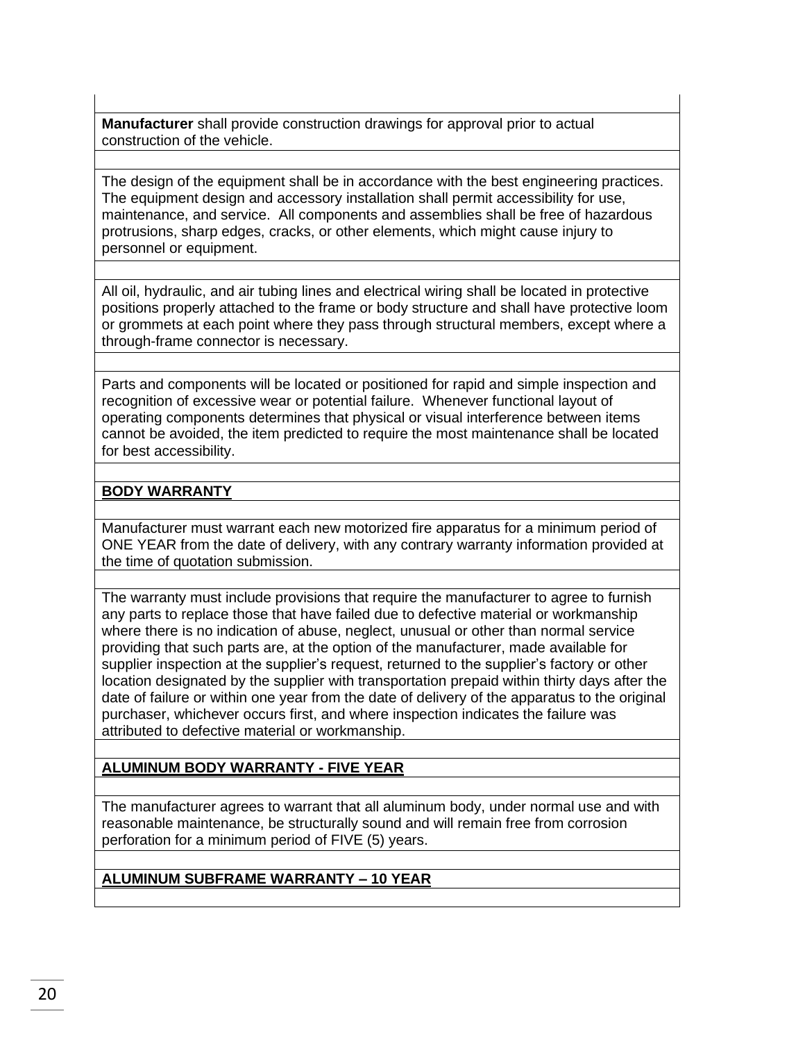**Manufacturer** shall provide construction drawings for approval prior to actual construction of the vehicle.

The design of the equipment shall be in accordance with the best engineering practices. The equipment design and accessory installation shall permit accessibility for use, maintenance, and service. All components and assemblies shall be free of hazardous protrusions, sharp edges, cracks, or other elements, which might cause injury to personnel or equipment.

All oil, hydraulic, and air tubing lines and electrical wiring shall be located in protective positions properly attached to the frame or body structure and shall have protective loom or grommets at each point where they pass through structural members, except where a through-frame connector is necessary.

Parts and components will be located or positioned for rapid and simple inspection and recognition of excessive wear or potential failure. Whenever functional layout of operating components determines that physical or visual interference between items cannot be avoided, the item predicted to require the most maintenance shall be located for best accessibility.

**BODY WARRANTY**

Manufacturer must warrant each new motorized fire apparatus for a minimum period of ONE YEAR from the date of delivery, with any contrary warranty information provided at the time of quotation submission.

The warranty must include provisions that require the manufacturer to agree to furnish any parts to replace those that have failed due to defective material or workmanship where there is no indication of abuse, neglect, unusual or other than normal service providing that such parts are, at the option of the manufacturer, made available for supplier inspection at the supplier's request, returned to the supplier's factory or other location designated by the supplier with transportation prepaid within thirty days after the date of failure or within one year from the date of delivery of the apparatus to the original purchaser, whichever occurs first, and where inspection indicates the failure was attributed to defective material or workmanship.

**ALUMINUM BODY WARRANTY - FIVE YEAR**

The manufacturer agrees to warrant that all aluminum body, under normal use and with reasonable maintenance, be structurally sound and will remain free from corrosion perforation for a minimum period of FIVE (5) years.

**ALUMINUM SUBFRAME WARRANTY – 10 YEAR**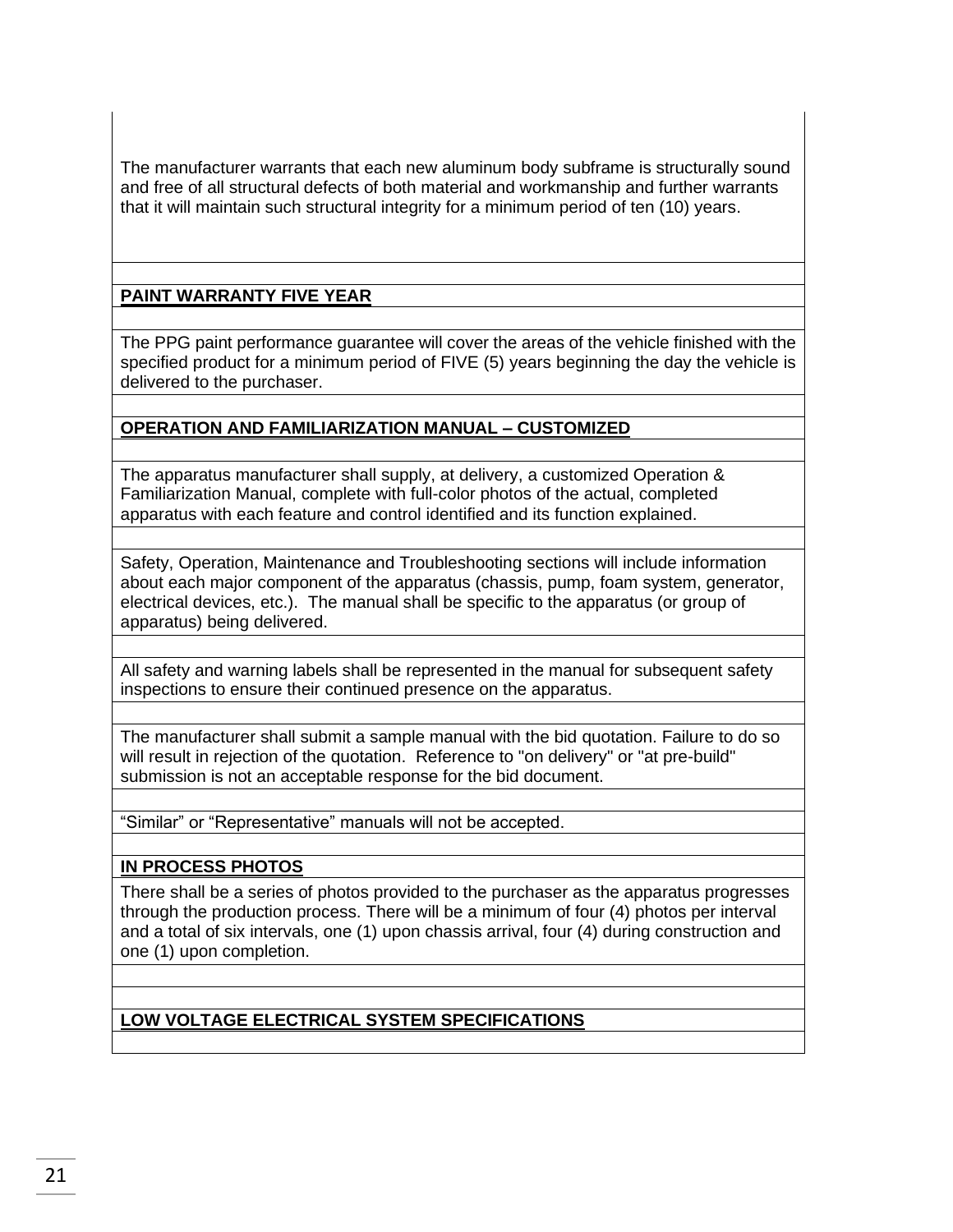The manufacturer warrants that each new aluminum body subframe is structurally sound and free of all structural defects of both material and workmanship and further warrants that it will maintain such structural integrity for a minimum period of ten (10) years.

**PAINT WARRANTY FIVE YEAR**

The PPG paint performance guarantee will cover the areas of the vehicle finished with the specified product for a minimum period of FIVE (5) years beginning the day the vehicle is delivered to the purchaser.

**OPERATION AND FAMILIARIZATION MANUAL – CUSTOMIZED**

The apparatus manufacturer shall supply, at delivery, a customized Operation & Familiarization Manual, complete with full-color photos of the actual, completed apparatus with each feature and control identified and its function explained.

Safety, Operation, Maintenance and Troubleshooting sections will include information about each major component of the apparatus (chassis, pump, foam system, generator, electrical devices, etc.). The manual shall be specific to the apparatus (or group of apparatus) being delivered.

All safety and warning labels shall be represented in the manual for subsequent safety inspections to ensure their continued presence on the apparatus.

The manufacturer shall submit a sample manual with the bid quotation. Failure to do so will result in rejection of the quotation. Reference to "on delivery" or "at pre-build" submission is not an acceptable response for the bid document.

“Similar” or “Representative” manuals will not be accepted.

**IN PROCESS PHOTOS**

There shall be a series of photos provided to the purchaser as the apparatus progresses through the production process. There will be a minimum of four (4) photos per interval and a total of six intervals, one (1) upon chassis arrival, four (4) during construction and one (1) upon completion.

**LOW VOLTAGE ELECTRICAL SYSTEM SPECIFICATIONS**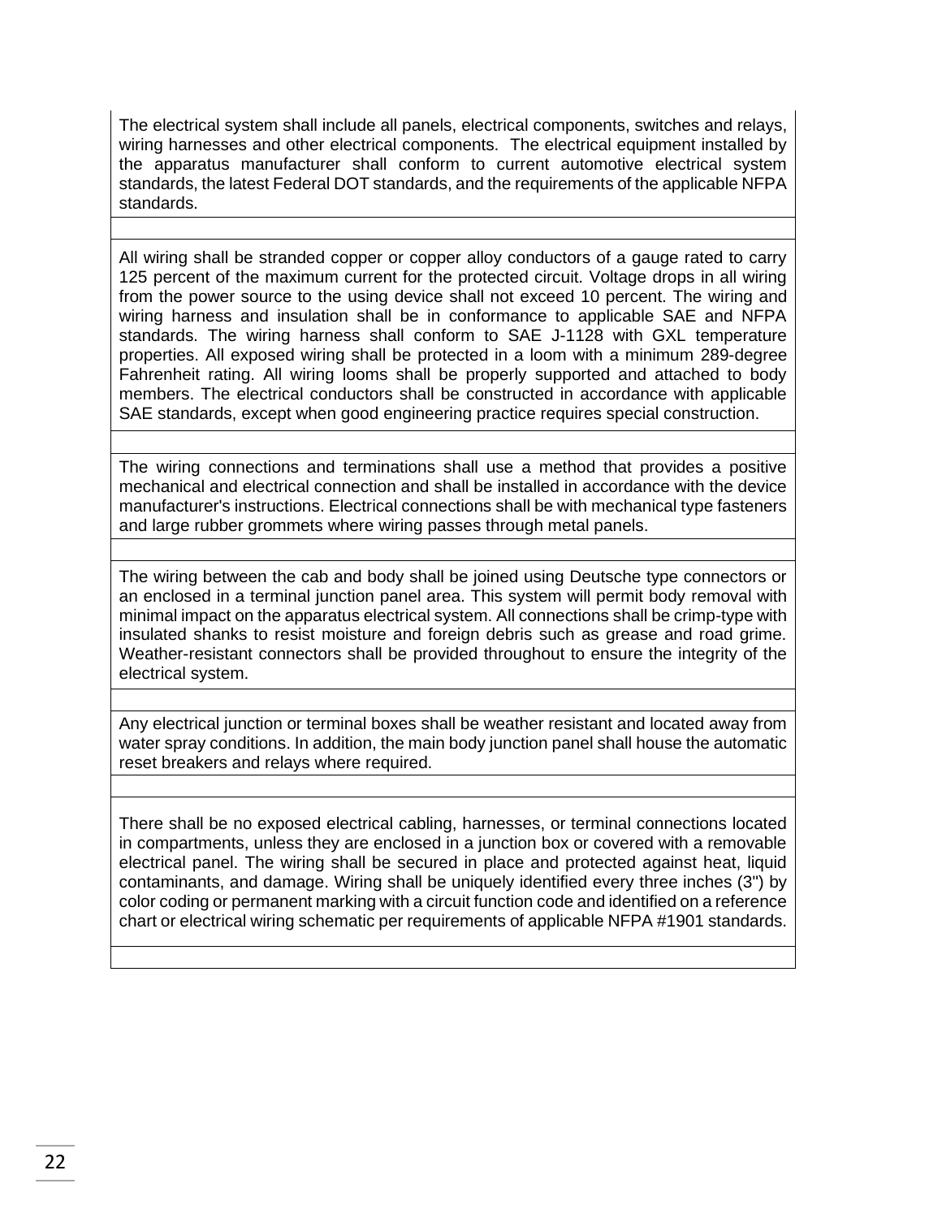The electrical system shall include all panels, electrical components, switches and relays, wiring harnesses and other electrical components. The electrical equipment installed by the apparatus manufacturer shall conform to current automotive electrical system standards, the latest Federal DOT standards, and the requirements of the applicable NFPA standards.

All wiring shall be stranded copper or copper alloy conductors of a gauge rated to carry 125 percent of the maximum current for the protected circuit. Voltage drops in all wiring from the power source to the using device shall not exceed 10 percent. The wiring and wiring harness and insulation shall be in conformance to applicable SAE and NFPA standards. The wiring harness shall conform to SAE J-1128 with GXL temperature properties. All exposed wiring shall be protected in a loom with a minimum 289-degree Fahrenheit rating. All wiring looms shall be properly supported and attached to body members. The electrical conductors shall be constructed in accordance with applicable SAE standards, except when good engineering practice requires special construction.

The wiring connections and terminations shall use a method that provides a positive mechanical and electrical connection and shall be installed in accordance with the device manufacturer's instructions. Electrical connections shall be with mechanical type fasteners and large rubber grommets where wiring passes through metal panels.

The wiring between the cab and body shall be joined using Deutsche type connectors or an enclosed in a terminal junction panel area. This system will permit body removal with minimal impact on the apparatus electrical system. All connections shall be crimp-type with insulated shanks to resist moisture and foreign debris such as grease and road grime. Weather-resistant connectors shall be provided throughout to ensure the integrity of the electrical system.

Any electrical junction or terminal boxes shall be weather resistant and located away from water spray conditions. In addition, the main body junction panel shall house the automatic reset breakers and relays where required.

There shall be no exposed electrical cabling, harnesses, or terminal connections located in compartments, unless they are enclosed in a junction box or covered with a removable electrical panel. The wiring shall be secured in place and protected against heat, liquid contaminants, and damage. Wiring shall be uniquely identified every three inches (3") by color coding or permanent marking with a circuit function code and identified on a reference chart or electrical wiring schematic per requirements of applicable NFPA #1901 standards.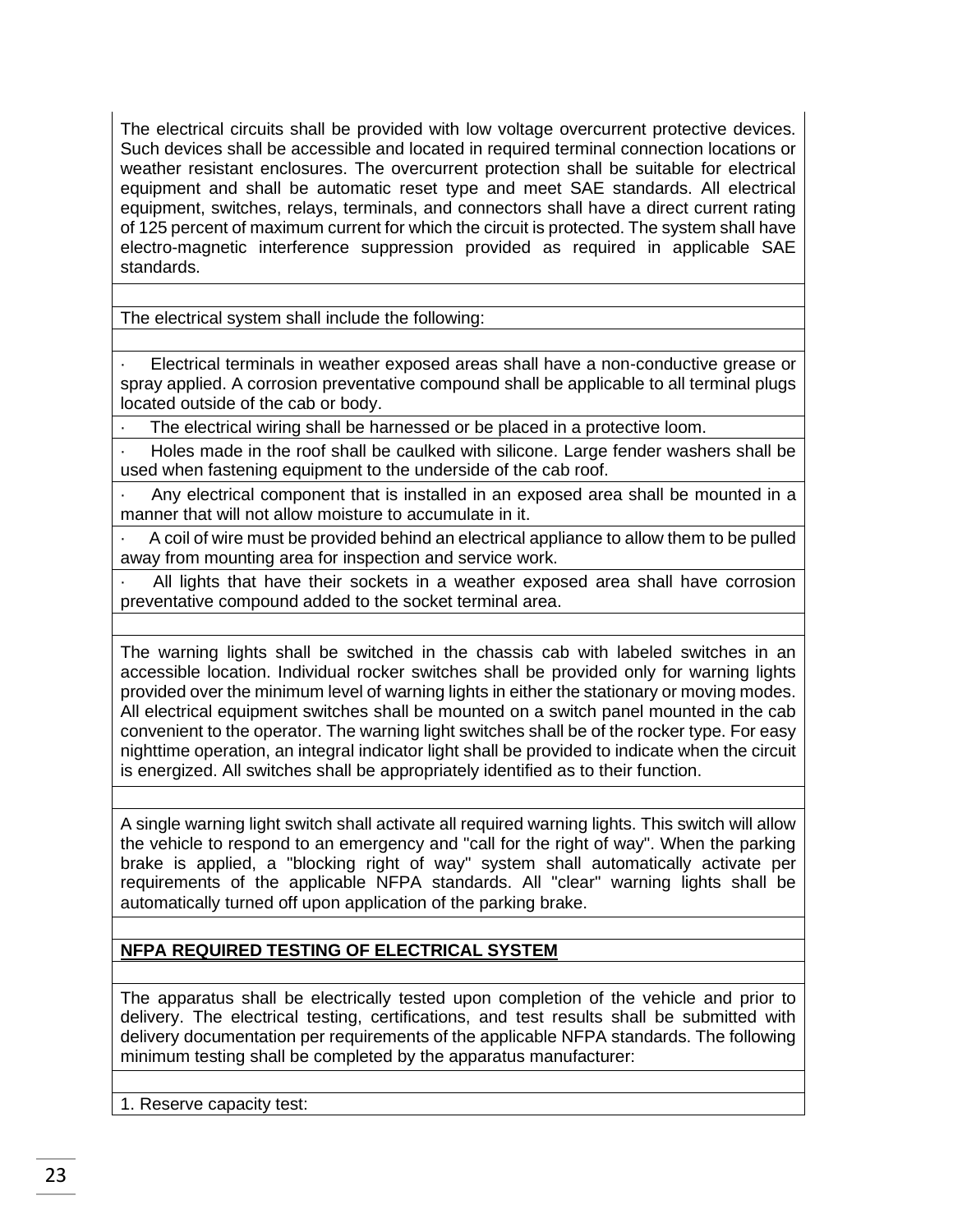The electrical circuits shall be provided with low voltage overcurrent protective devices. Such devices shall be accessible and located in required terminal connection locations or weather resistant enclosures. The overcurrent protection shall be suitable for electrical equipment and shall be automatic reset type and meet SAE standards. All electrical equipment, switches, relays, terminals, and connectors shall have a direct current rating of 125 percent of maximum current for which the circuit is protected. The system shall have electro-magnetic interference suppression provided as required in applicable SAE standards.

The electrical system shall include the following:

- Electrical terminals in weather exposed areas shall have a non-conductive grease or spray applied. A corrosion preventative compound shall be applicable to all terminal plugs located outside of the cab or body.
- The electrical wiring shall be harnessed or be placed in a protective loom.
- Holes made in the roof shall be caulked with silicone. Large fender washers shall be used when fastening equipment to the underside of the cab roof.
- Any electrical component that is installed in an exposed area shall be mounted in a manner that will not allow moisture to accumulate in it.
- A coil of wire must be provided behind an electrical appliance to allow them to be pulled away from mounting area for inspection and service work.
- All lights that have their sockets in a weather exposed area shall have corrosion preventative compound added to the socket terminal area.

The warning lights shall be switched in the chassis cab with labeled switches in an accessible location. Individual rocker switches shall be provided only for warning lights provided over the minimum level of warning lights in either the stationary or moving modes. All electrical equipment switches shall be mounted on a switch panel mounted in the cab convenient to the operator. The warning light switches shall be of the rocker type. For easy nighttime operation, an integral indicator light shall be provided to indicate when the circuit is energized. All switches shall be appropriately identified as to their function.

A single warning light switch shall activate all required warning lights. This switch will allow the vehicle to respond to an emergency and "call for the right of way". When the parking brake is applied, a "blocking right of way" system shall automatically activate per requirements of the applicable NFPA standards. All "clear" warning lights shall be automatically turned off upon application of the parking brake.

**NFPA REQUIRED TESTING OF ELECTRICAL SYSTEM**

The apparatus shall be electrically tested upon completion of the vehicle and prior to delivery. The electrical testing, certifications, and test results shall be submitted with delivery documentation per requirements of the applicable NFPA standards. The following minimum testing shall be completed by the apparatus manufacturer:

1. Reserve capacity test: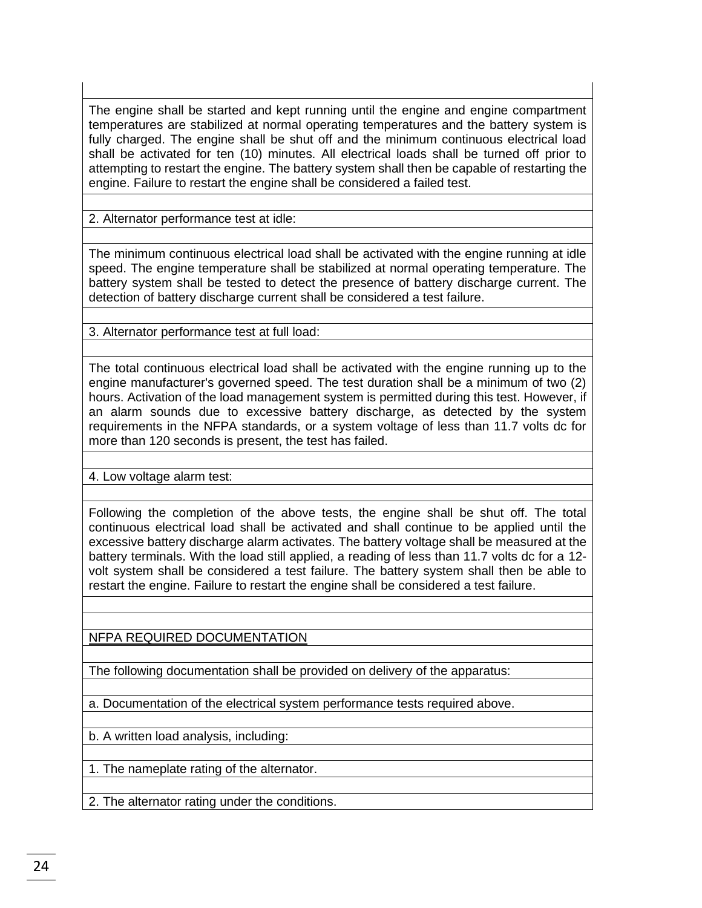The engine shall be started and kept running until the engine and engine compartment temperatures are stabilized at normal operating temperatures and the battery system is fully charged. The engine shall be shut off and the minimum continuous electrical load shall be activated for ten (10) minutes. All electrical loads shall be turned off prior to attempting to restart the engine. The battery system shall then be capable of restarting the engine. Failure to restart the engine shall be considered a failed test.

2. Alternator performance test at idle:

The minimum continuous electrical load shall be activated with the engine running at idle speed. The engine temperature shall be stabilized at normal operating temperature. The battery system shall be tested to detect the presence of battery discharge current. The detection of battery discharge current shall be considered a test failure.

3. Alternator performance test at full load:

The total continuous electrical load shall be activated with the engine running up to the engine manufacturer's governed speed. The test duration shall be a minimum of two (2) hours. Activation of the load management system is permitted during this test. However, if an alarm sounds due to excessive battery discharge, as detected by the system requirements in the NFPA standards, or a system voltage of less than 11.7 volts dc for more than 120 seconds is present, the test has failed.

4. Low voltage alarm test:

Following the completion of the above tests, the engine shall be shut off. The total continuous electrical load shall be activated and shall continue to be applied until the excessive battery discharge alarm activates. The battery voltage shall be measured at the battery terminals. With the load still applied, a reading of less than 11.7 volts dc for a 12-volt system shall be considered a test failure. The battery system shall then be able to restart the engine. Failure to restart the engine shall be considered a test failure.

NFPA REQUIRED DOCUMENTATION

The following documentation shall be provided on delivery of the apparatus:

a. Documentation of the electrical system performance tests required above.

b. A written load analysis, including:

1. The nameplate rating of the alternator.

2. The alternator rating under the conditions.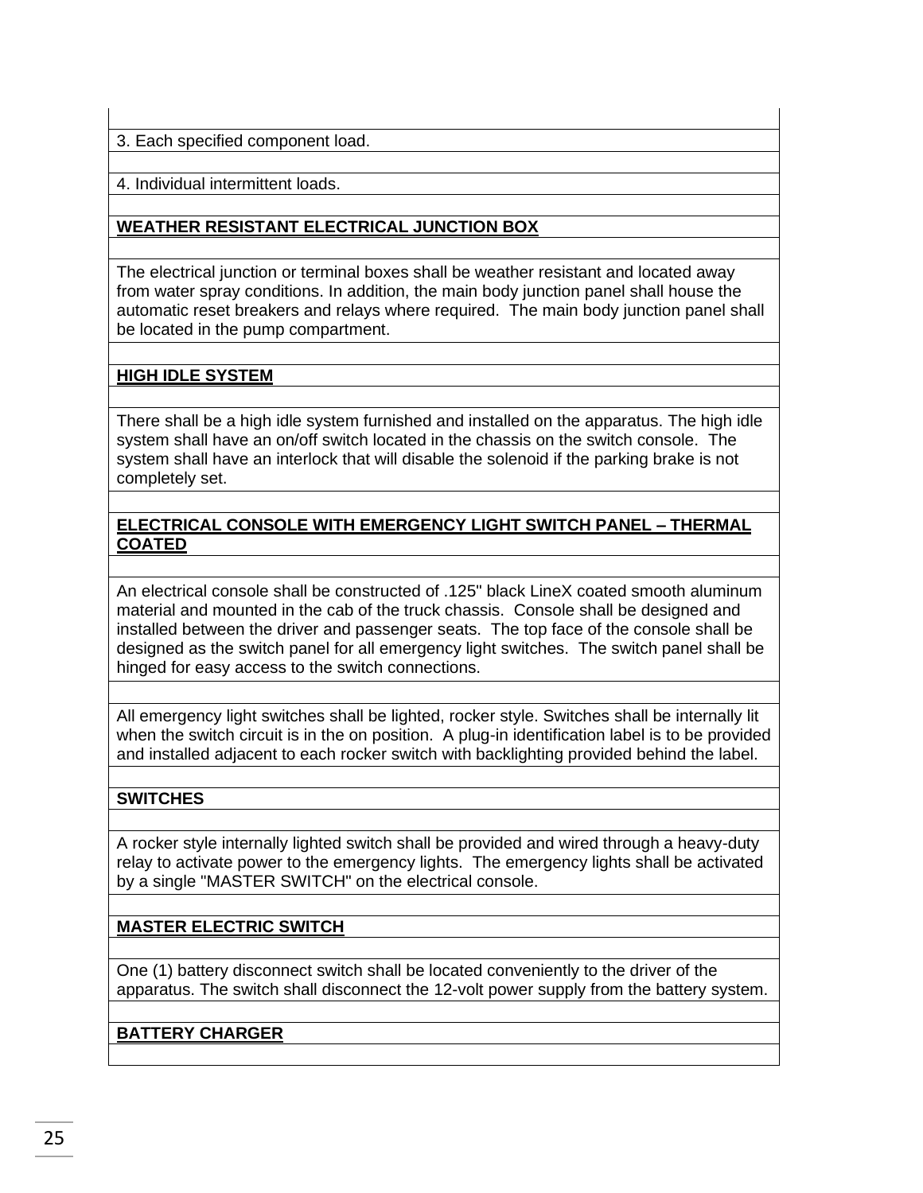3. Each specified component load.

4. Individual intermittent loads.

**WEATHER RESISTANT ELECTRICAL JUNCTION BOX**

The electrical junction or terminal boxes shall be weather resistant and located away from water spray conditions. In addition, the main body junction panel shall house the automatic reset breakers and relays where required. The main body junction panel shall be located in the pump compartment.

**HIGH IDLE SYSTEM**

There shall be a high idle system furnished and installed on the apparatus. The high idle system shall have an on/off switch located in the chassis on the switch console. The system shall have an interlock that will disable the solenoid if the parking brake is not completely set.

**ELECTRICAL CONSOLE WITH EMERGENCY LIGHT SWITCH PANEL – THERMAL COATED**

An electrical console shall be constructed of .125" black LineX coated smooth aluminum material and mounted in the cab of the truck chassis. Console shall be designed and installed between the driver and passenger seats. The top face of the console shall be designed as the switch panel for all emergency light switches. The switch panel shall be hinged for easy access to the switch connections.

All emergency light switches shall be lighted, rocker style. Switches shall be internally lit when the switch circuit is in the on position. A plug-in identification label is to be provided and installed adjacent to each rocker switch with backlighting provided behind the label.

**SWITCHES**

A rocker style internally lighted switch shall be provided and wired through a heavy-duty relay to activate power to the emergency lights. The emergency lights shall be activated by a single "MASTER SWITCH" on the electrical console.

**MASTER ELECTRIC SWITCH**

One (1) battery disconnect switch shall be located conveniently to the driver of the apparatus. The switch shall disconnect the 12-volt power supply from the battery system.

**BATTERY CHARGER**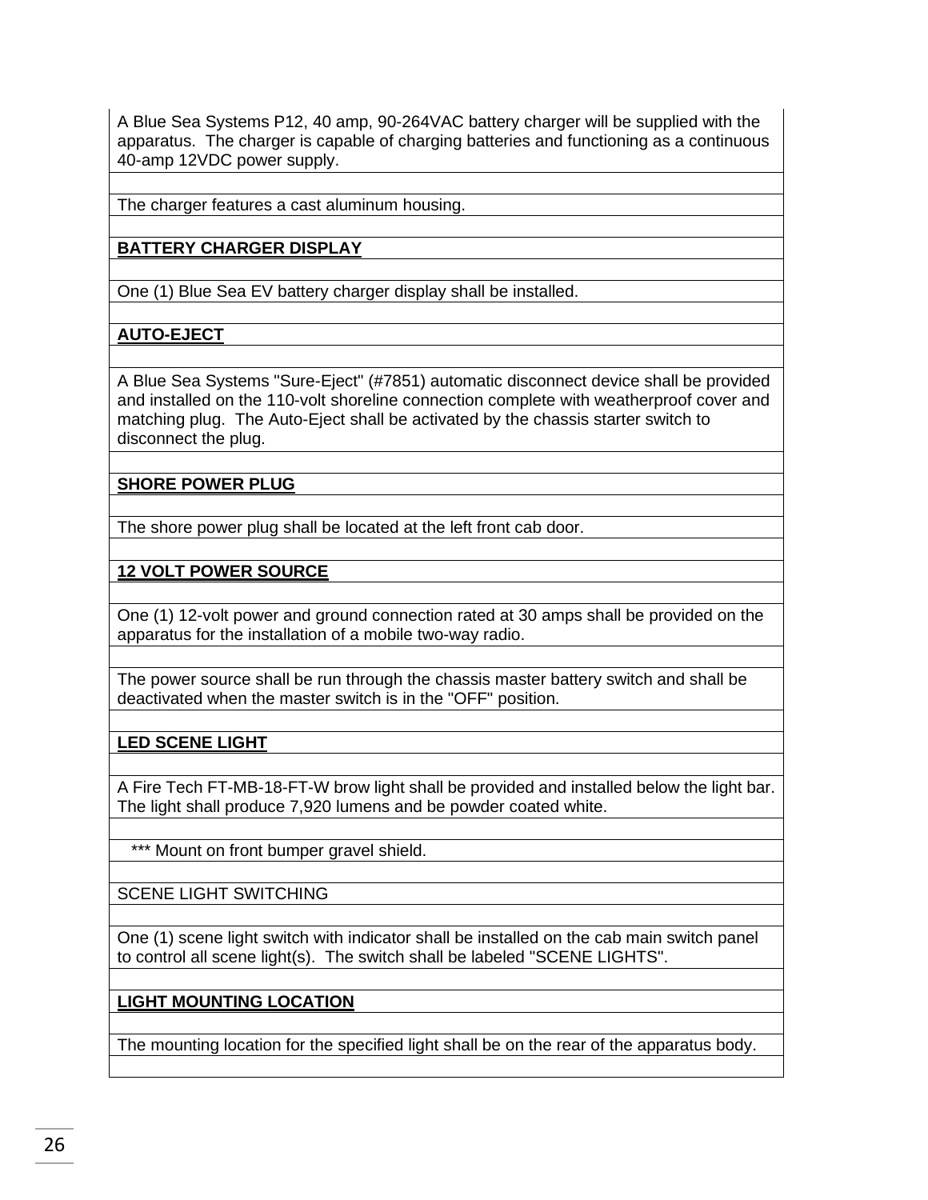A Blue Sea Systems P12, 40 amp, 90-264VAC battery charger will be supplied with the apparatus. The charger is capable of charging batteries and functioning as a continuous 40-amp 12VDC power supply.

The charger features a cast aluminum housing.

**BATTERY CHARGER DISPLAY**

One (1) Blue Sea EV battery charger display shall be installed.

**AUTO-EJECT**

A Blue Sea Systems "Sure-Eject" (#7851) automatic disconnect device shall be provided and installed on the 110-volt shoreline connection complete with weatherproof cover and matching plug. The Auto-Eject shall be activated by the chassis starter switch to disconnect the plug.

**SHORE POWER PLUG**

The shore power plug shall be located at the left front cab door.

**12 VOLT POWER SOURCE**

One (1) 12-volt power and ground connection rated at 30 amps shall be provided on the apparatus for the installation of a mobile two-way radio.

The power source shall be run through the chassis master battery switch and shall be deactivated when the master switch is in the "OFF" position.

**LED SCENE LIGHT**

A Fire Tech FT-MB-18-FT-W brow light shall be provided and installed below the light bar. The light shall produce 7,920 lumens and be powder coated white.

*** Mount on front bumper gravel shield.

SCENE LIGHT SWITCHING

One (1) scene light switch with indicator shall be installed on the cab main switch panel to control all scene light(s). The switch shall be labeled "SCENE LIGHTS".

**LIGHT MOUNTING LOCATION**

The mounting location for the specified light shall be on the rear of the apparatus body.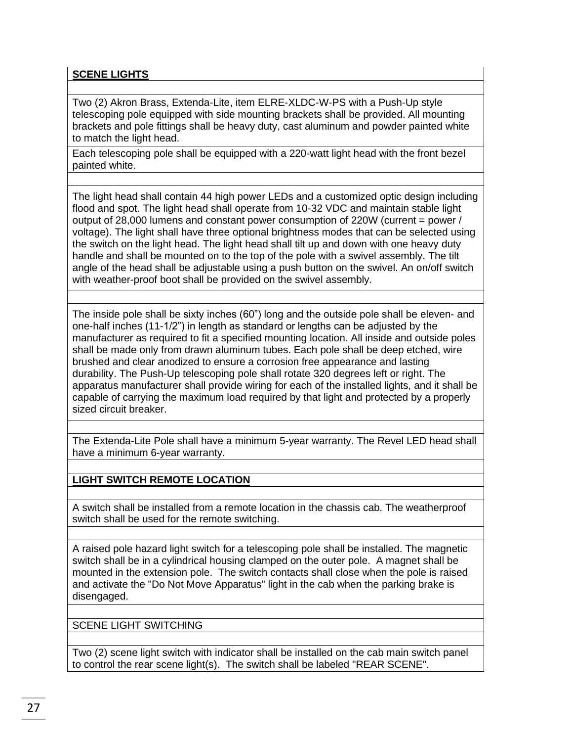**SCENE LIGHTS**

Two (2) Akron Brass, Extenda-Lite, item ELRE-XLDC-W-PS with a Push-Up style telescoping pole equipped with side mounting brackets shall be provided. All mounting brackets and pole fittings shall be heavy duty, cast aluminum and powder painted white to match the light head.

Each telescoping pole shall be equipped with a 220-watt light head with the front bezel painted white.

The light head shall contain 44 high power LEDs and a customized optic design including flood and spot. The light head shall operate from 10-32 VDC and maintain stable light output of 28,000 lumens and constant power consumption of 220W (current = power / voltage). The light shall have three optional brightness modes that can be selected using the switch on the light head. The light head shall tilt up and down with one heavy duty handle and shall be mounted on to the top of the pole with a swivel assembly. The tilt angle of the head shall be adjustable using a push button on the swivel. An on/off switch with weather-proof boot shall be provided on the swivel assembly.

The inside pole shall be sixty inches (60") long and the outside pole shall be eleven- and one-half inches (11-1/2") in length as standard or lengths can be adjusted by the manufacturer as required to fit a specified mounting location. All inside and outside poles shall be made only from drawn aluminum tubes. Each pole shall be deep etched, wire brushed and clear anodized to ensure a corrosion free appearance and lasting durability. The Push-Up telescoping pole shall rotate 320 degrees left or right. The apparatus manufacturer shall provide wiring for each of the installed lights, and it shall be capable of carrying the maximum load required by that light and protected by a properly sized circuit breaker.

The Extenda-Lite Pole shall have a minimum 5-year warranty. The Revel LED head shall have a minimum 6-year warranty.

**LIGHT SWITCH REMOTE LOCATION**

A switch shall be installed from a remote location in the chassis cab. The weatherproof switch shall be used for the remote switching.

A raised pole hazard light switch for a telescoping pole shall be installed. The magnetic switch shall be in a cylindrical housing clamped on the outer pole. A magnet shall be mounted in the extension pole. The switch contacts shall close when the pole is raised and activate the "Do Not Move Apparatus" light in the cab when the parking brake is disengaged.

SCENE LIGHT SWITCHING

Two (2) scene light switch with indicator shall be installed on the cab main switch panel to control the rear scene light(s). The switch shall be labeled "REAR SCENE".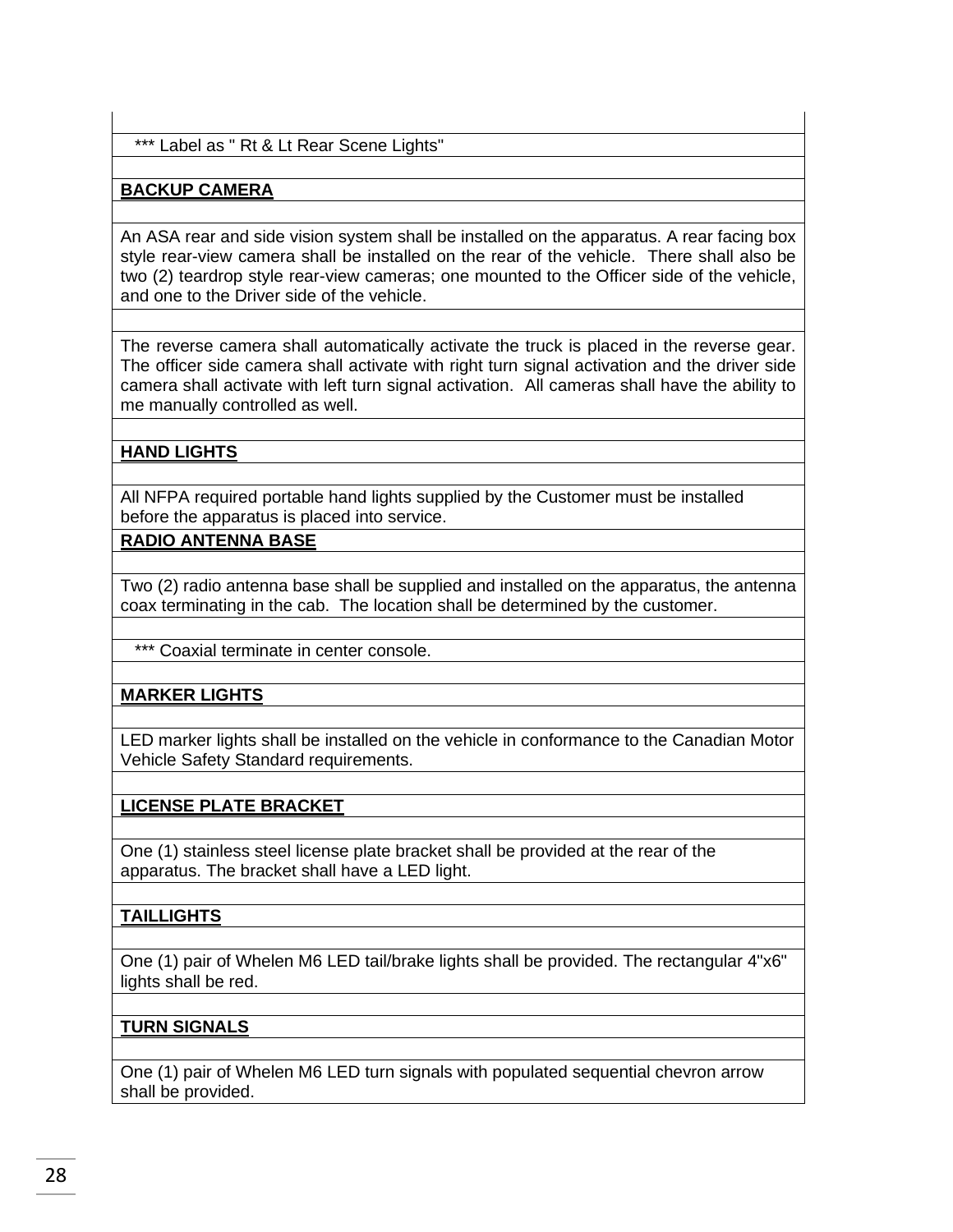*** Label as " Rt & Lt Rear Scene Lights"

**BACKUP CAMERA**

An ASA rear and side vision system shall be installed on the apparatus. A rear facing box style rear-view camera shall be installed on the rear of the vehicle. There shall also be two (2) teardrop style rear-view cameras; one mounted to the Officer side of the vehicle, and one to the Driver side of the vehicle.

The reverse camera shall automatically activate the truck is placed in the reverse gear. The officer side camera shall activate with right turn signal activation and the driver side camera shall activate with left turn signal activation. All cameras shall have the ability to me manually controlled as well.

**HAND LIGHTS**

All NFPA required portable hand lights supplied by the Customer must be installed before the apparatus is placed into service.

**RADIO ANTENNA BASE**

Two (2) radio antenna base shall be supplied and installed on the apparatus, the antenna coax terminating in the cab. The location shall be determined by the customer.

*** Coaxial terminate in center console.

**MARKER LIGHTS**

LED marker lights shall be installed on the vehicle in conformance to the Canadian Motor Vehicle Safety Standard requirements.

**LICENSE PLATE BRACKET**

One (1) stainless steel license plate bracket shall be provided at the rear of the apparatus. The bracket shall have a LED light.

**TAILLIGHTS**

One (1) pair of Whelen M6 LED tail/brake lights shall be provided. The rectangular 4"x6" lights shall be red.

**TURN SIGNALS**

One (1) pair of Whelen M6 LED turn signals with populated sequential chevron arrow shall be provided.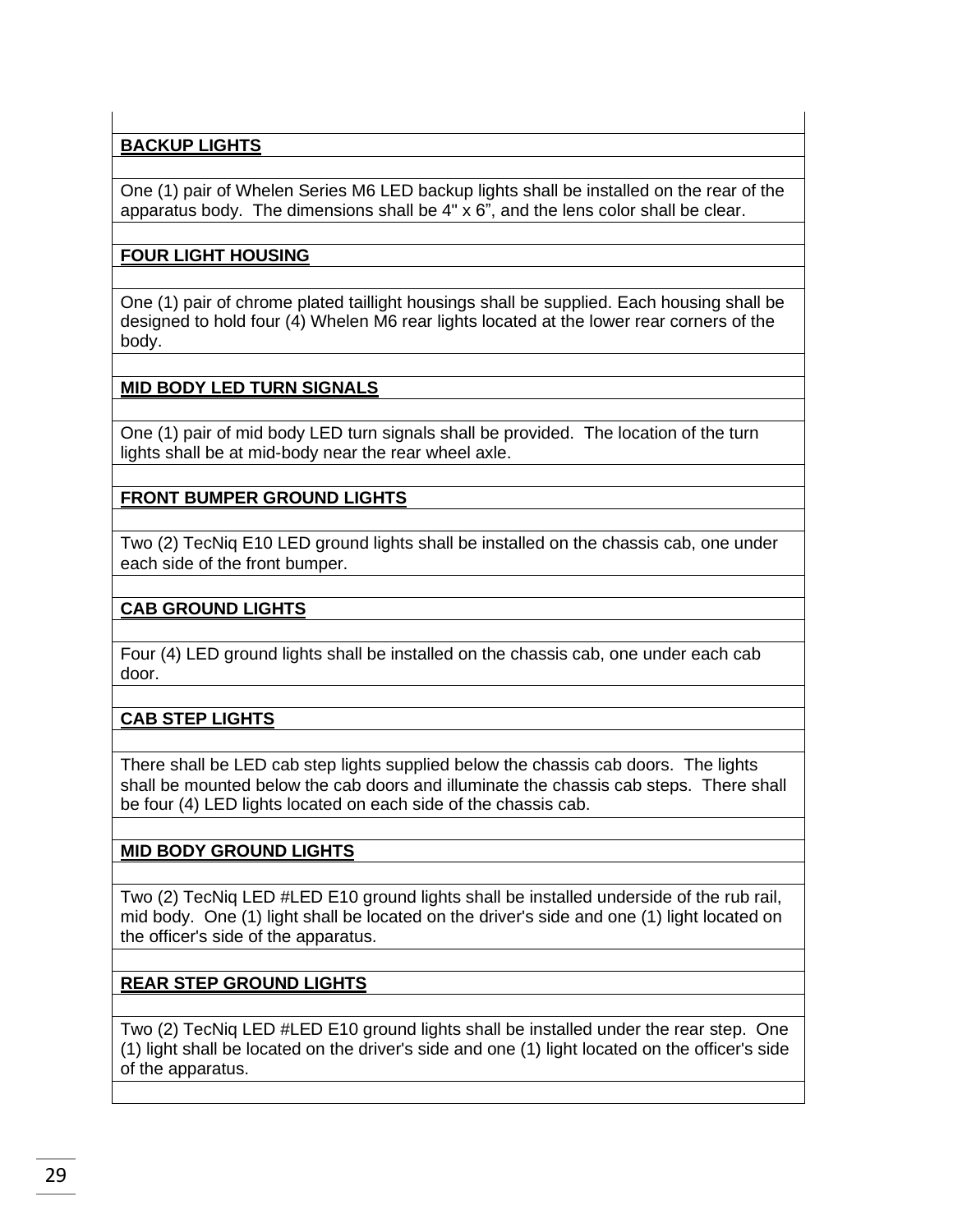**BACKUP LIGHTS**

One (1) pair of Whelen Series M6 LED backup lights shall be installed on the rear of the apparatus body. The dimensions shall be 4" x 6”, and the lens color shall be clear.

**FOUR LIGHT HOUSING**

One (1) pair of chrome plated taillight housings shall be supplied. Each housing shall be designed to hold four (4) Whelen M6 rear lights located at the lower rear corners of the body.

**MID BODY LED TURN SIGNALS**

One (1) pair of mid body LED turn signals shall be provided. The location of the turn lights shall be at mid-body near the rear wheel axle.

**FRONT BUMPER GROUND LIGHTS**

Two (2) TecNiq E10 LED ground lights shall be installed on the chassis cab, one under each side of the front bumper.

**CAB GROUND LIGHTS**

Four (4) LED ground lights shall be installed on the chassis cab, one under each cab door.

**CAB STEP LIGHTS**

There shall be LED cab step lights supplied below the chassis cab doors. The lights shall be mounted below the cab doors and illuminate the chassis cab steps. There shall be four (4) LED lights located on each side of the chassis cab.

**MID BODY GROUND LIGHTS**

Two (2) TecNiq LED #LED E10 ground lights shall be installed underside of the rub rail, mid body. One (1) light shall be located on the driver's side and one (1) light located on the officer's side of the apparatus.

**REAR STEP GROUND LIGHTS**

Two (2) TecNiq LED #LED E10 ground lights shall be installed under the rear step. One (1) light shall be located on the driver's side and one (1) light located on the officer's side of the apparatus.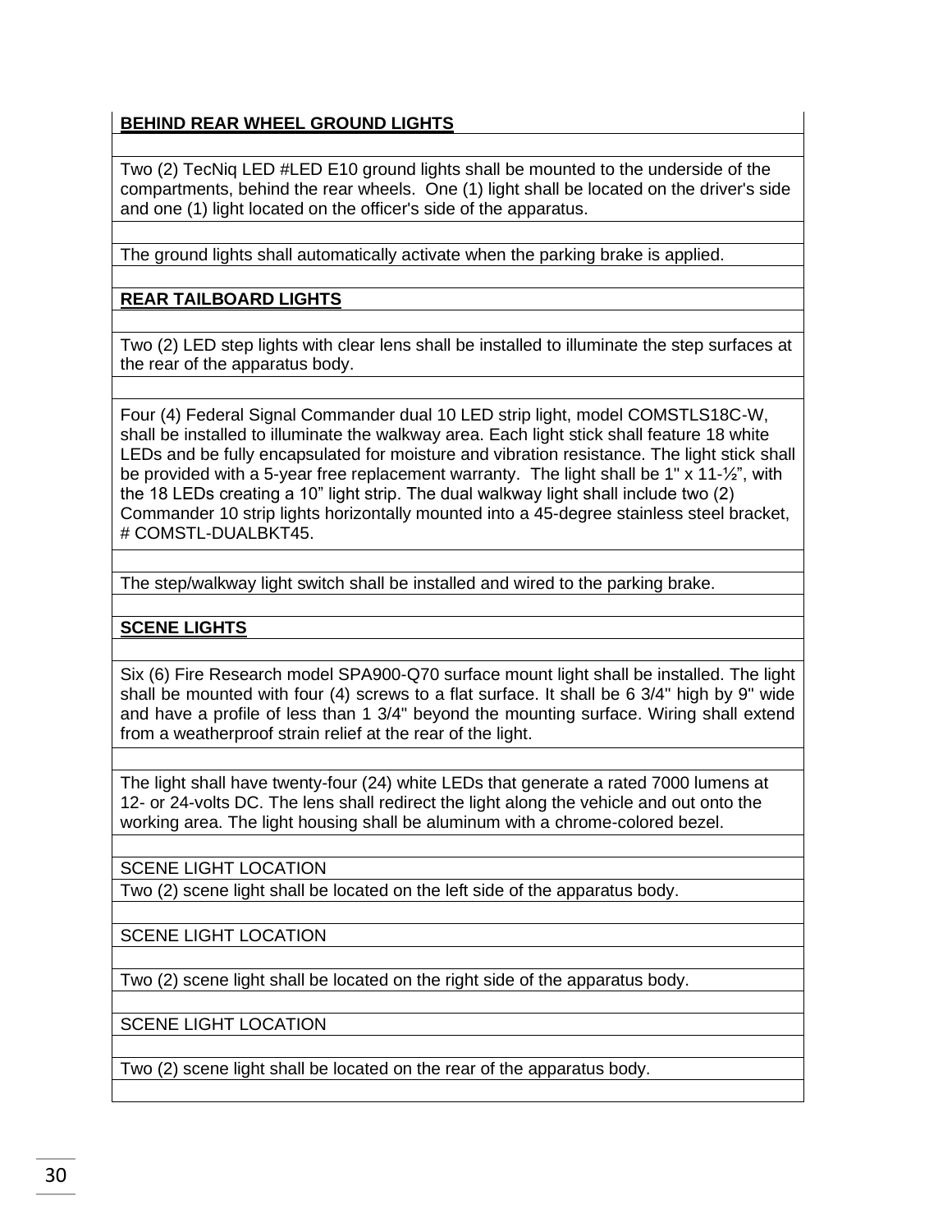**BEHIND REAR WHEEL GROUND LIGHTS**

Two (2) TecNiq LED #LED E10 ground lights shall be mounted to the underside of the compartments, behind the rear wheels. One (1) light shall be located on the driver's side and one (1) light located on the officer's side of the apparatus.

The ground lights shall automatically activate when the parking brake is applied.

**REAR TAILBOARD LIGHTS**

Two (2) LED step lights with clear lens shall be installed to illuminate the step surfaces at the rear of the apparatus body.

Four (4) Federal Signal Commander dual 10 LED strip light, model COMSTLS18C-W, shall be installed to illuminate the walkway area. Each light stick shall feature 18 white LEDs and be fully encapsulated for moisture and vibration resistance. The light stick shall be provided with a 5-year free replacement warranty. The light shall be 1" x 11-½", with the 18 LEDs creating a 10" light strip. The dual walkway light shall include two (2) Commander 10 strip lights horizontally mounted into a 45-degree stainless steel bracket, # COMSTL-DUALBKT45.

The step/walkway light switch shall be installed and wired to the parking brake.

**SCENE LIGHTS**

Six (6) Fire Research model SPA900-Q70 surface mount light shall be installed. The light shall be mounted with four (4) screws to a flat surface. It shall be 6 3/4" high by 9" wide and have a profile of less than 1 3/4" beyond the mounting surface. Wiring shall extend from a weatherproof strain relief at the rear of the light.

The light shall have twenty-four (24) white LEDs that generate a rated 7000 lumens at 12- or 24-volts DC. The lens shall redirect the light along the vehicle and out onto the working area. The light housing shall be aluminum with a chrome-colored bezel.

SCENE LIGHT LOCATION

Two (2) scene light shall be located on the left side of the apparatus body.

SCENE LIGHT LOCATION

Two (2) scene light shall be located on the right side of the apparatus body.

SCENE LIGHT LOCATION

Two (2) scene light shall be located on the rear of the apparatus body.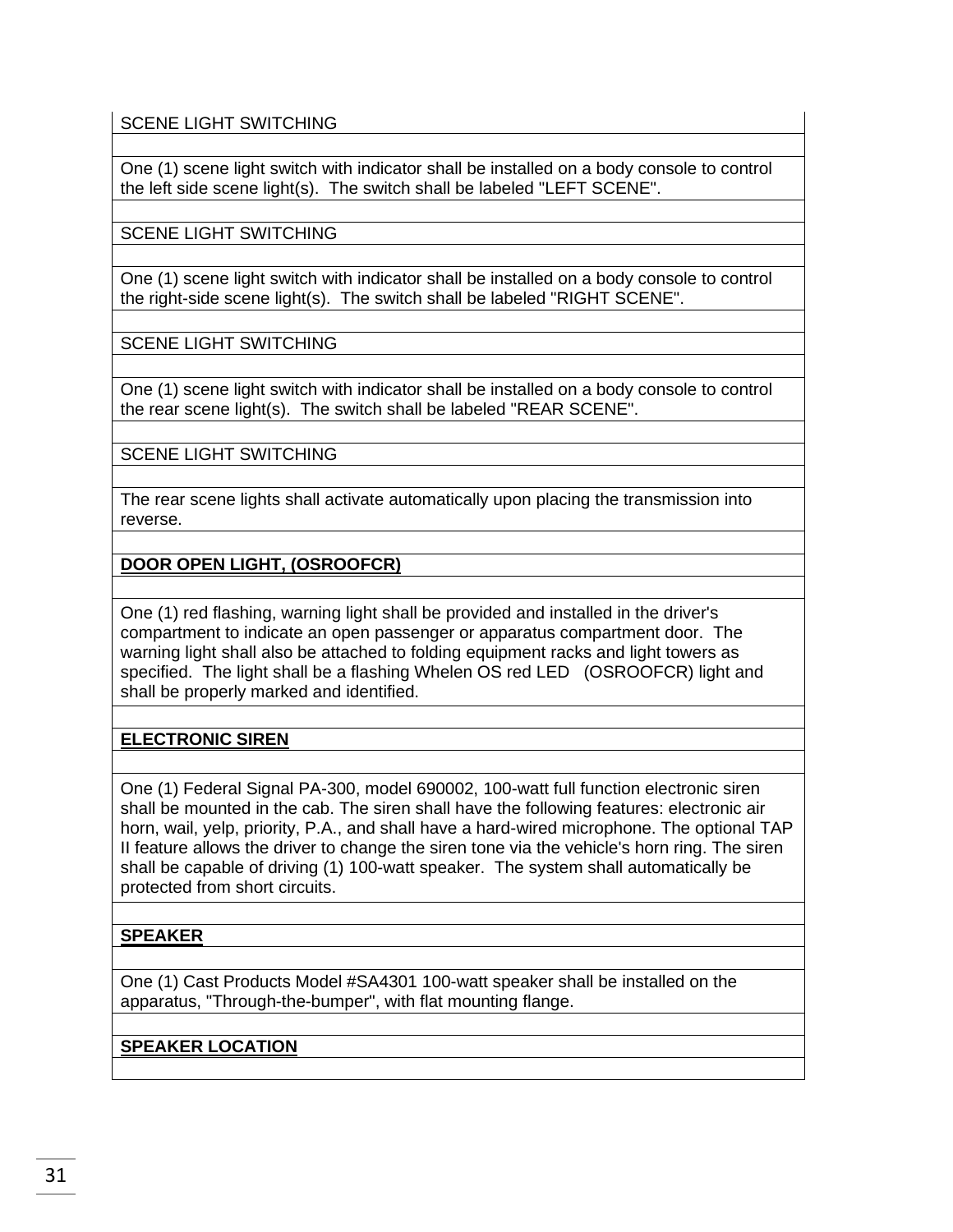SCENE LIGHT SWITCHING

One (1) scene light switch with indicator shall be installed on a body console to control the left side scene light(s). The switch shall be labeled "LEFT SCENE".

SCENE LIGHT SWITCHING

One (1) scene light switch with indicator shall be installed on a body console to control the right-side scene light(s). The switch shall be labeled "RIGHT SCENE".

SCENE LIGHT SWITCHING

One (1) scene light switch with indicator shall be installed on a body console to control the rear scene light(s). The switch shall be labeled "REAR SCENE".

SCENE LIGHT SWITCHING

The rear scene lights shall activate automatically upon placing the transmission into reverse.

**DOOR OPEN LIGHT, (OSROOFCR)**

One (1) red flashing, warning light shall be provided and installed in the driver's compartment to indicate an open passenger or apparatus compartment door. The warning light shall also be attached to folding equipment racks and light towers as specified. The light shall be a flashing Whelen OS red LED (OSROOFCR) light and shall be properly marked and identified.

**ELECTRONIC SIREN**

One (1) Federal Signal PA-300, model 690002, 100-watt full function electronic siren shall be mounted in the cab. The siren shall have the following features: electronic air horn, wail, yelp, priority, P.A., and shall have a hard-wired microphone. The optional TAP II feature allows the driver to change the siren tone via the vehicle's horn ring. The siren shall be capable of driving (1) 100-watt speaker. The system shall automatically be protected from short circuits.

**SPEAKER**

One (1) Cast Products Model #SA4301 100-watt speaker shall be installed on the apparatus, "Through-the-bumper", with flat mounting flange.

**SPEAKER LOCATION**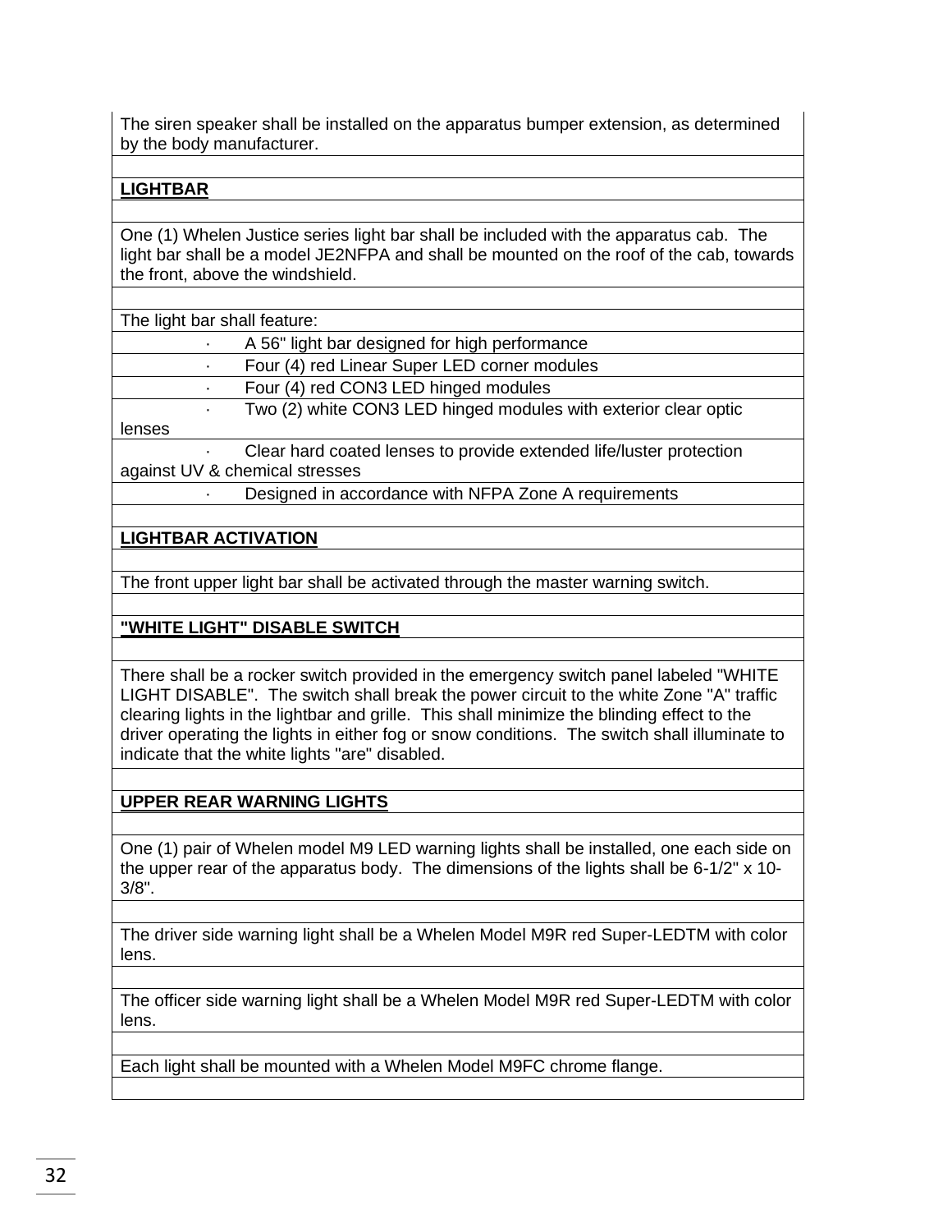The siren speaker shall be installed on the apparatus bumper extension, as determined by the body manufacturer.

**LIGHTBAR**

One (1) Whelen Justice series light bar shall be included with the apparatus cab. The light bar shall be a model JE2NFPA and shall be mounted on the roof of the cab, towards the front, above the windshield.

The light bar shall feature:

- A 56" light bar designed for high performance
- Four (4) red Linear Super LED corner modules
- Four (4) red CON3 LED hinged modules
- Two (2) white CON3 LED hinged modules with exterior clear optic lenses
- Clear hard coated lenses to provide extended life/luster protection against UV & chemical stresses
- Designed in accordance with NFPA Zone A requirements

**LIGHTBAR ACTIVATION**

The front upper light bar shall be activated through the master warning switch.

**"WHITE LIGHT" DISABLE SWITCH**

There shall be a rocker switch provided in the emergency switch panel labeled "WHITE LIGHT DISABLE". The switch shall break the power circuit to the white Zone "A" traffic clearing lights in the lightbar and grille. This shall minimize the blinding effect to the driver operating the lights in either fog or snow conditions. The switch shall illuminate to indicate that the white lights "are" disabled.

**UPPER REAR WARNING LIGHTS**

One (1) pair of Whelen model M9 LED warning lights shall be installed, one each side on the upper rear of the apparatus body. The dimensions of the lights shall be 6-1/2" x 10-3/8".

The driver side warning light shall be a Whelen Model M9R red Super-LEDTM with color lens.

The officer side warning light shall be a Whelen Model M9R red Super-LEDTM with color lens.

Each light shall be mounted with a Whelen Model M9FC chrome flange.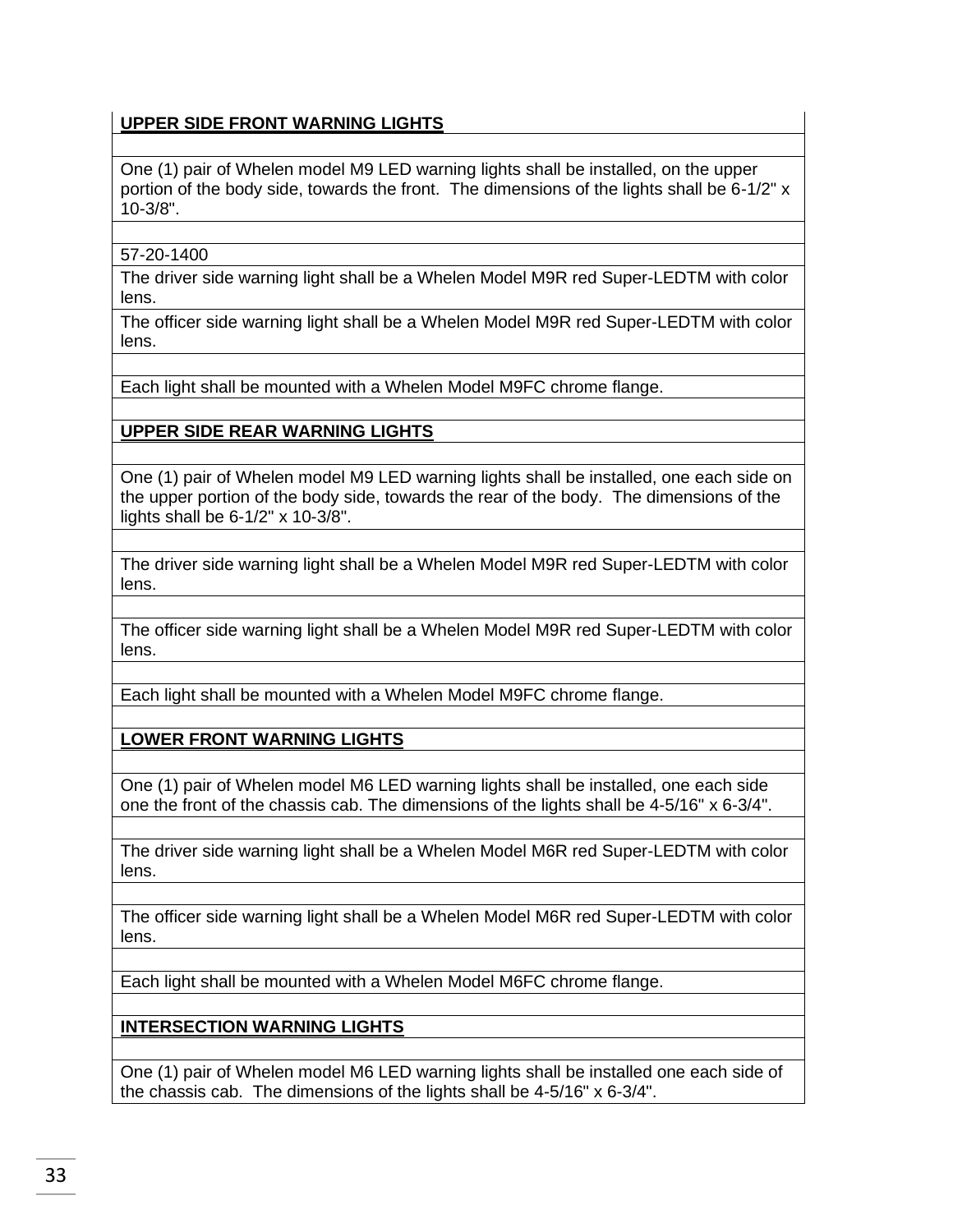**UPPER SIDE FRONT WARNING LIGHTS**

One (1) pair of Whelen model M9 LED warning lights shall be installed, on the upper portion of the body side, towards the front. The dimensions of the lights shall be 6-1/2" x 10-3/8".

57-20-1400

The driver side warning light shall be a Whelen Model M9R red Super-LEDTM with color lens.

The officer side warning light shall be a Whelen Model M9R red Super-LEDTM with color lens.

Each light shall be mounted with a Whelen Model M9FC chrome flange.

**UPPER SIDE REAR WARNING LIGHTS**

One (1) pair of Whelen model M9 LED warning lights shall be installed, one each side on the upper portion of the body side, towards the rear of the body. The dimensions of the lights shall be 6-1/2" x 10-3/8".

The driver side warning light shall be a Whelen Model M9R red Super-LEDTM with color lens.

The officer side warning light shall be a Whelen Model M9R red Super-LEDTM with color lens.

Each light shall be mounted with a Whelen Model M9FC chrome flange.

**LOWER FRONT WARNING LIGHTS**

One (1) pair of Whelen model M6 LED warning lights shall be installed, one each side one the front of the chassis cab. The dimensions of the lights shall be 4-5/16" x 6-3/4".

The driver side warning light shall be a Whelen Model M6R red Super-LEDTM with color lens.

The officer side warning light shall be a Whelen Model M6R red Super-LEDTM with color lens.

Each light shall be mounted with a Whelen Model M6FC chrome flange.

**INTERSECTION WARNING LIGHTS**

One (1) pair of Whelen model M6 LED warning lights shall be installed one each side of the chassis cab. The dimensions of the lights shall be 4-5/16" x 6-3/4".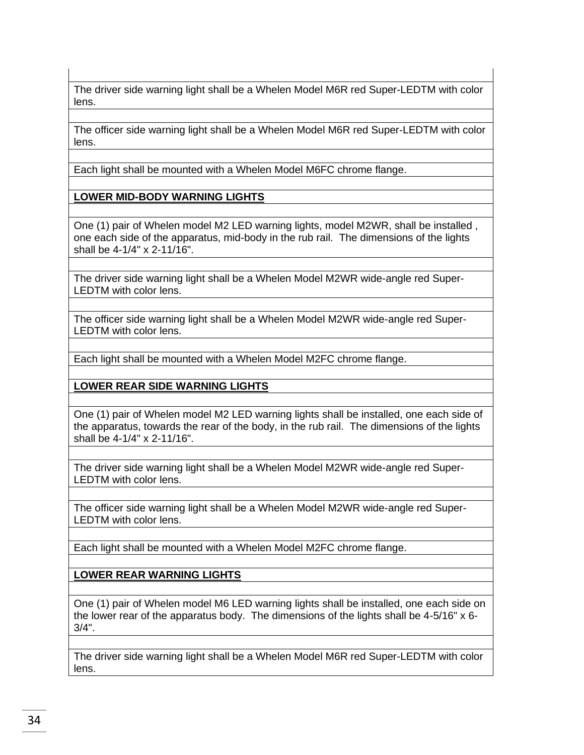The driver side warning light shall be a Whelen Model M6R red Super-LEDTM with color lens.

The officer side warning light shall be a Whelen Model M6R red Super-LEDTM with color lens.

Each light shall be mounted with a Whelen Model M6FC chrome flange.

**LOWER MID-BODY WARNING LIGHTS**

One (1) pair of Whelen model M2 LED warning lights, model M2WR, shall be installed , one each side of the apparatus, mid-body in the rub rail. The dimensions of the lights shall be 4-1/4" x 2-11/16".

The driver side warning light shall be a Whelen Model M2WR wide-angle red Super-LEDTM with color lens.

The officer side warning light shall be a Whelen Model M2WR wide-angle red Super-LEDTM with color lens.

Each light shall be mounted with a Whelen Model M2FC chrome flange.

**LOWER REAR SIDE WARNING LIGHTS**

One (1) pair of Whelen model M2 LED warning lights shall be installed, one each side of the apparatus, towards the rear of the body, in the rub rail. The dimensions of the lights shall be 4-1/4" x 2-11/16".

The driver side warning light shall be a Whelen Model M2WR wide-angle red Super-LEDTM with color lens.

The officer side warning light shall be a Whelen Model M2WR wide-angle red Super-LEDTM with color lens.

Each light shall be mounted with a Whelen Model M2FC chrome flange.

**LOWER REAR WARNING LIGHTS**

One (1) pair of Whelen model M6 LED warning lights shall be installed, one each side on the lower rear of the apparatus body. The dimensions of the lights shall be 4-5/16" x 6-3/4".

The driver side warning light shall be a Whelen Model M6R red Super-LEDTM with color lens.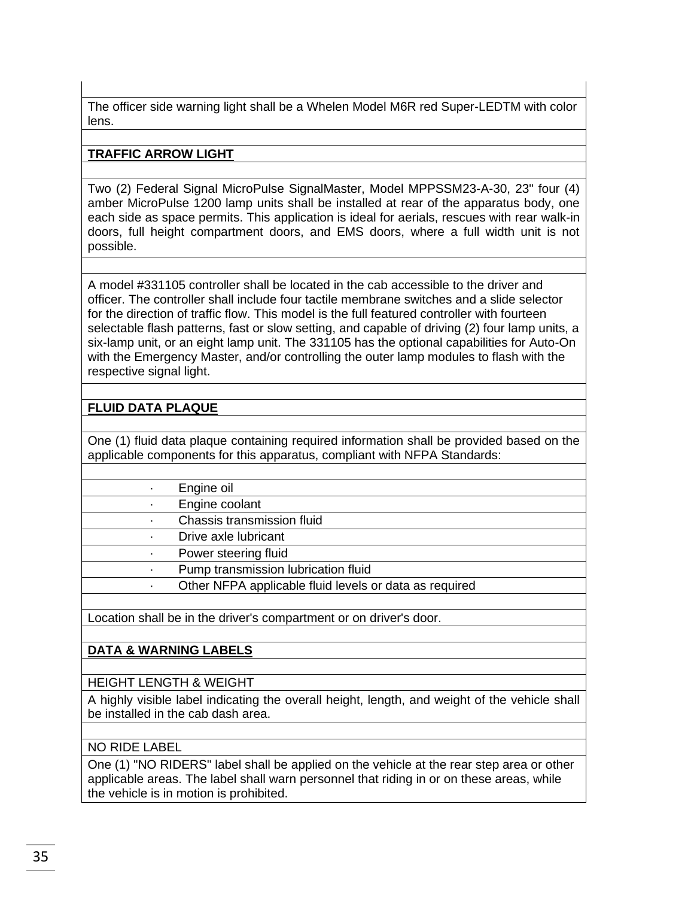The officer side warning light shall be a Whelen Model M6R red Super-LEDTM with color lens.

**TRAFFIC ARROW LIGHT**

Two (2) Federal Signal MicroPulse SignalMaster, Model MPPSSM23-A-30, 23" four (4) amber MicroPulse 1200 lamp units shall be installed at rear of the apparatus body, one each side as space permits. This application is ideal for aerials, rescues with rear walk-in doors, full height compartment doors, and EMS doors, where a full width unit is not possible.

A model #331105 controller shall be located in the cab accessible to the driver and officer. The controller shall include four tactile membrane switches and a slide selector for the direction of traffic flow. This model is the full featured controller with fourteen selectable flash patterns, fast or slow setting, and capable of driving (2) four lamp units, a six-lamp unit, or an eight lamp unit. The 331105 has the optional capabilities for Auto-On with the Emergency Master, and/or controlling the outer lamp modules to flash with the respective signal light.

**FLUID DATA PLAQUE**

One (1) fluid data plaque containing required information shall be provided based on the applicable components for this apparatus, compliant with NFPA Standards:

- Engine oil
- Engine coolant
- Chassis transmission fluid
- Drive axle lubricant
- Power steering fluid
- Pump transmission lubrication fluid
- Other NFPA applicable fluid levels or data as required

Location shall be in the driver's compartment or on driver's door.

**DATA & WARNING LABELS**

HEIGHT LENGTH & WEIGHT

A highly visible label indicating the overall height, length, and weight of the vehicle shall be installed in the cab dash area.

NO RIDE LABEL

One (1) "NO RIDERS" label shall be applied on the vehicle at the rear step area or other applicable areas. The label shall warn personnel that riding in or on these areas, while the vehicle is in motion is prohibited.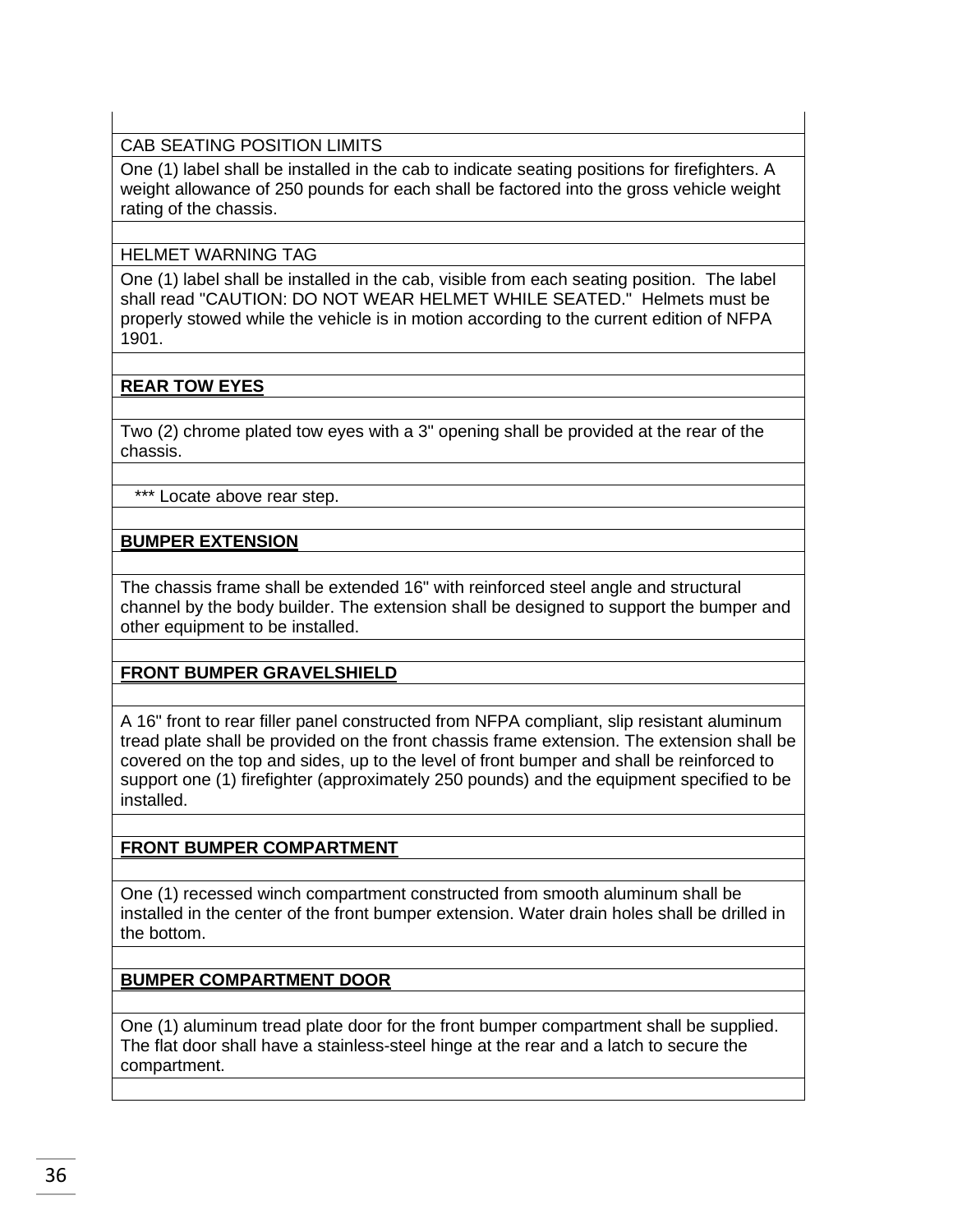CAB SEATING POSITION LIMITS

One (1) label shall be installed in the cab to indicate seating positions for firefighters. A weight allowance of 250 pounds for each shall be factored into the gross vehicle weight rating of the chassis.

HELMET WARNING TAG

One (1) label shall be installed in the cab, visible from each seating position. The label shall read "CAUTION: DO NOT WEAR HELMET WHILE SEATED." Helmets must be properly stowed while the vehicle is in motion according to the current edition of NFPA 1901.

**REAR TOW EYES**

Two (2) chrome plated tow eyes with a 3" opening shall be provided at the rear of the chassis.

*** Locate above rear step.

**BUMPER EXTENSION**

The chassis frame shall be extended 16" with reinforced steel angle and structural channel by the body builder. The extension shall be designed to support the bumper and other equipment to be installed.

**FRONT BUMPER GRAVELSHIELD**

A 16" front to rear filler panel constructed from NFPA compliant, slip resistant aluminum tread plate shall be provided on the front chassis frame extension. The extension shall be covered on the top and sides, up to the level of front bumper and shall be reinforced to support one (1) firefighter (approximately 250 pounds) and the equipment specified to be installed.

**FRONT BUMPER COMPARTMENT**

One (1) recessed winch compartment constructed from smooth aluminum shall be installed in the center of the front bumper extension. Water drain holes shall be drilled in the bottom.

**BUMPER COMPARTMENT DOOR**

One (1) aluminum tread plate door for the front bumper compartment shall be supplied. The flat door shall have a stainless-steel hinge at the rear and a latch to secure the compartment.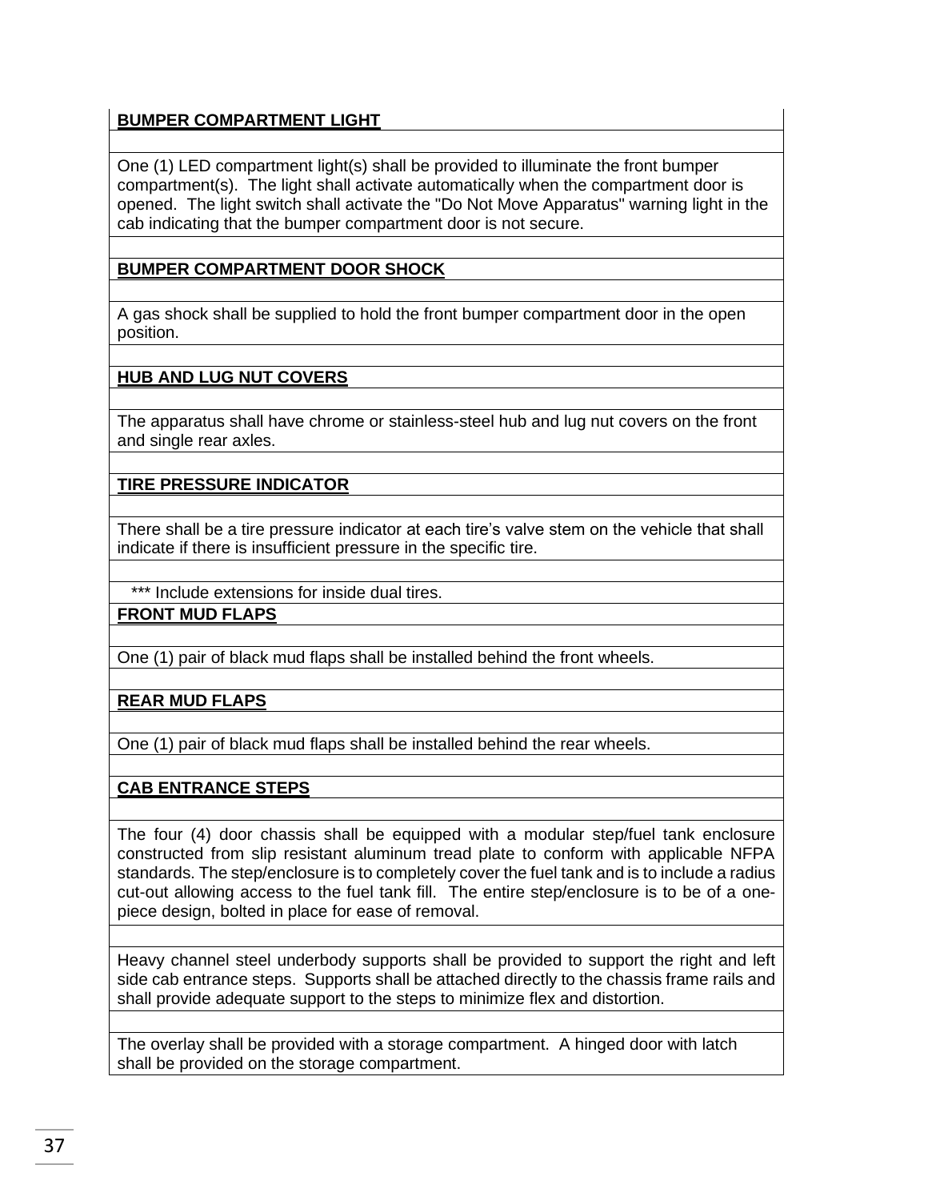**BUMPER COMPARTMENT LIGHT**

One (1) LED compartment light(s) shall be provided to illuminate the front bumper compartment(s). The light shall activate automatically when the compartment door is opened. The light switch shall activate the "Do Not Move Apparatus" warning light in the cab indicating that the bumper compartment door is not secure.

**BUMPER COMPARTMENT DOOR SHOCK**

A gas shock shall be supplied to hold the front bumper compartment door in the open position.

**HUB AND LUG NUT COVERS**

The apparatus shall have chrome or stainless-steel hub and lug nut covers on the front and single rear axles.

**TIRE PRESSURE INDICATOR**

There shall be a tire pressure indicator at each tire's valve stem on the vehicle that shall indicate if there is insufficient pressure in the specific tire.

*** Include extensions for inside dual tires.

**FRONT MUD FLAPS**

One (1) pair of black mud flaps shall be installed behind the front wheels.

**REAR MUD FLAPS**

One (1) pair of black mud flaps shall be installed behind the rear wheels.

**CAB ENTRANCE STEPS**

The four (4) door chassis shall be equipped with a modular step/fuel tank enclosure constructed from slip resistant aluminum tread plate to conform with applicable NFPA standards. The step/enclosure is to completely cover the fuel tank and is to include a radius cut-out allowing access to the fuel tank fill. The entire step/enclosure is to be of a one-piece design, bolted in place for ease of removal.

Heavy channel steel underbody supports shall be provided to support the right and left side cab entrance steps. Supports shall be attached directly to the chassis frame rails and shall provide adequate support to the steps to minimize flex and distortion.

The overlay shall be provided with a storage compartment. A hinged door with latch shall be provided on the storage compartment.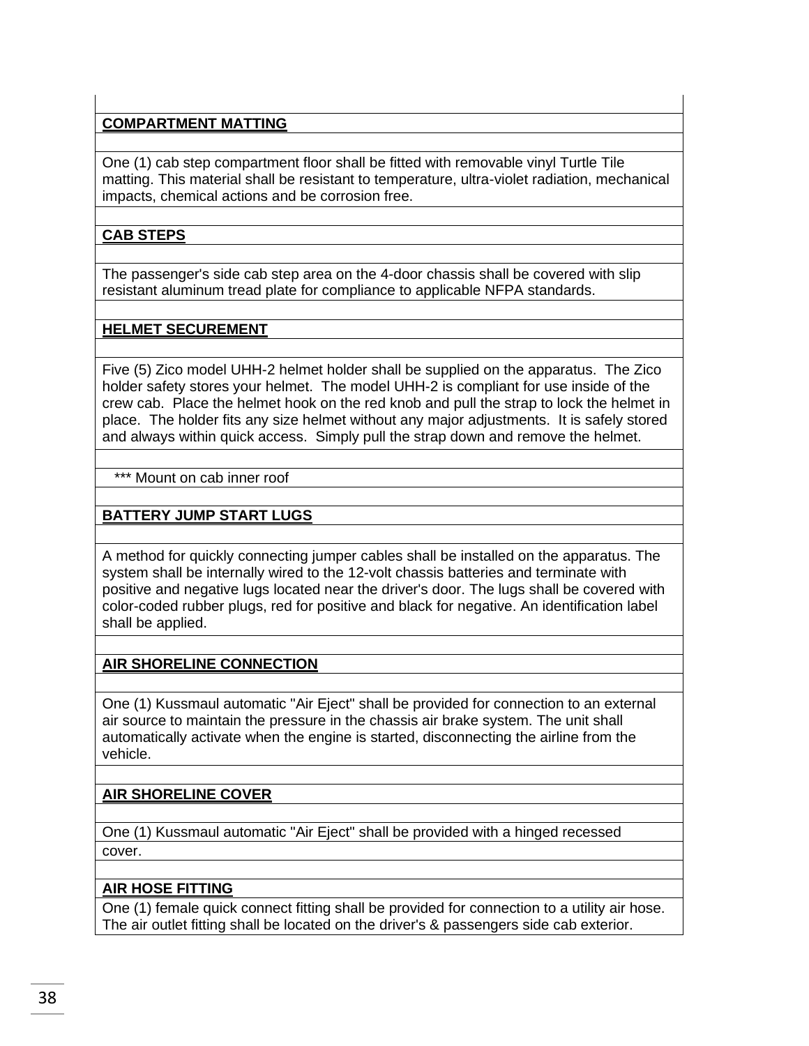**COMPARTMENT MATTING**

One (1) cab step compartment floor shall be fitted with removable vinyl Turtle Tile matting. This material shall be resistant to temperature, ultra-violet radiation, mechanical impacts, chemical actions and be corrosion free.

**CAB STEPS**

The passenger's side cab step area on the 4-door chassis shall be covered with slip resistant aluminum tread plate for compliance to applicable NFPA standards.

**HELMET SECUREMENT**

Five (5) Zico model UHH-2 helmet holder shall be supplied on the apparatus. The Zico holder safety stores your helmet. The model UHH-2 is compliant for use inside of the crew cab. Place the helmet hook on the red knob and pull the strap to lock the helmet in place. The holder fits any size helmet without any major adjustments. It is safely stored and always within quick access. Simply pull the strap down and remove the helmet.

*** Mount on cab inner roof

**BATTERY JUMP START LUGS**

A method for quickly connecting jumper cables shall be installed on the apparatus. The system shall be internally wired to the 12-volt chassis batteries and terminate with positive and negative lugs located near the driver's door. The lugs shall be covered with color-coded rubber plugs, red for positive and black for negative. An identification label shall be applied.

**AIR SHORELINE CONNECTION**

One (1) Kussmaul automatic "Air Eject" shall be provided for connection to an external air source to maintain the pressure in the chassis air brake system. The unit shall automatically activate when the engine is started, disconnecting the airline from the vehicle.

**AIR SHORELINE COVER**

One (1) Kussmaul automatic "Air Eject" shall be provided with a hinged recessed cover.

**AIR HOSE FITTING**

One (1) female quick connect fitting shall be provided for connection to a utility air hose. The air outlet fitting shall be located on the driver's & passengers side cab exterior.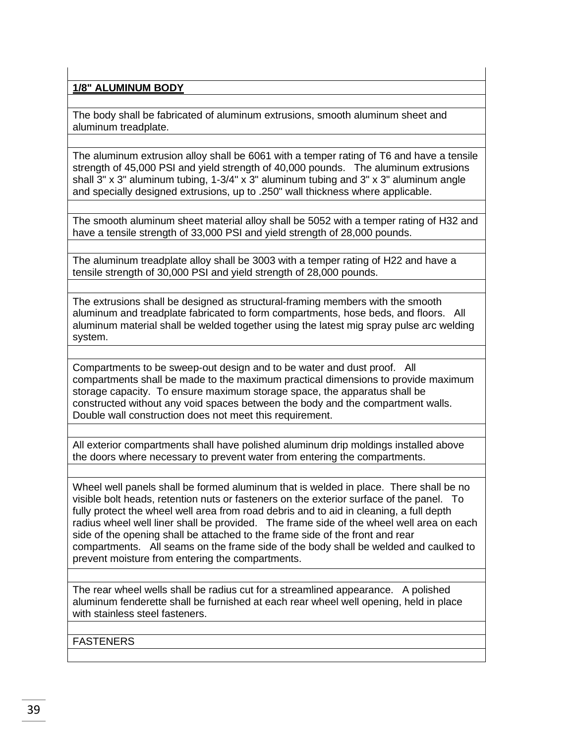**<u>1/8" ALUMINUM BODY</u>**

The body shall be fabricated of aluminum extrusions, smooth aluminum sheet and aluminum treadplate.

The aluminum extrusion alloy shall be 6061 with a temper rating of T6 and have a tensile strength of 45,000 PSI and yield strength of 40,000 pounds. The aluminum extrusions shall 3" x 3" aluminum tubing, 1-3/4" x 3" aluminum tubing and 3" x 3" aluminum angle and specially designed extrusions, up to .250" wall thickness where applicable.

The smooth aluminum sheet material alloy shall be 5052 with a temper rating of H32 and have a tensile strength of 33,000 PSI and yield strength of 28,000 pounds.

The aluminum treadplate alloy shall be 3003 with a temper rating of H22 and have a tensile strength of 30,000 PSI and yield strength of 28,000 pounds.

The extrusions shall be designed as structural-framing members with the smooth aluminum and treadplate fabricated to form compartments, hose beds, and floors. All aluminum material shall be welded together using the latest mig spray pulse arc welding system.

Compartments to be sweep-out design and to be water and dust proof. All compartments shall be made to the maximum practical dimensions to provide maximum storage capacity. To ensure maximum storage space, the apparatus shall be constructed without any void spaces between the body and the compartment walls. Double wall construction does not meet this requirement.

All exterior compartments shall have polished aluminum drip moldings installed above the doors where necessary to prevent water from entering the compartments.

Wheel well panels shall be formed aluminum that is welded in place. There shall be no visible bolt heads, retention nuts or fasteners on the exterior surface of the panel. To fully protect the wheel well area from road debris and to aid in cleaning, a full depth radius wheel well liner shall be provided. The frame side of the wheel well area on each side of the opening shall be attached to the frame side of the front and rear compartments. All seams on the frame side of the body shall be welded and caulked to prevent moisture from entering the compartments.

The rear wheel wells shall be radius cut for a streamlined appearance. A polished aluminum fenderette shall be furnished at each rear wheel well opening, held in place with stainless steel fasteners.

FASTENERS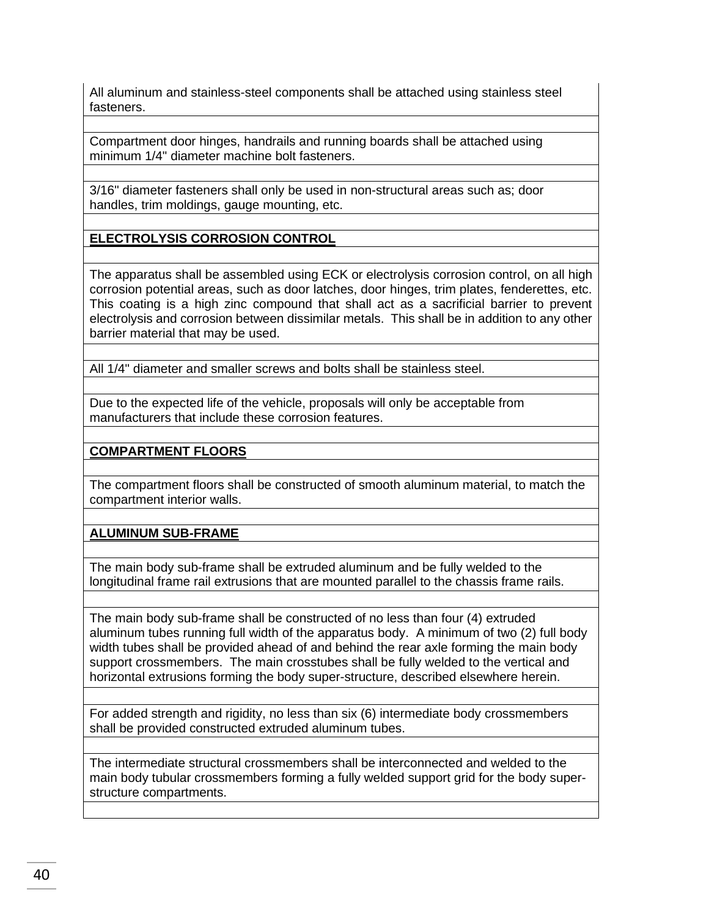All aluminum and stainless-steel components shall be attached using stainless steel fasteners.

Compartment door hinges, handrails and running boards shall be attached using minimum 1/4" diameter machine bolt fasteners.

3/16" diameter fasteners shall only be used in non-structural areas such as; door handles, trim moldings, gauge mounting, etc.

**ELECTROLYSIS CORROSION CONTROL**

The apparatus shall be assembled using ECK or electrolysis corrosion control, on all high corrosion potential areas, such as door latches, door hinges, trim plates, fenderettes, etc. This coating is a high zinc compound that shall act as a sacrificial barrier to prevent electrolysis and corrosion between dissimilar metals. This shall be in addition to any other barrier material that may be used.

All 1/4" diameter and smaller screws and bolts shall be stainless steel.

Due to the expected life of the vehicle, proposals will only be acceptable from manufacturers that include these corrosion features.

**COMPARTMENT FLOORS**

The compartment floors shall be constructed of smooth aluminum material, to match the compartment interior walls.

**ALUMINUM SUB-FRAME**

The main body sub-frame shall be extruded aluminum and be fully welded to the longitudinal frame rail extrusions that are mounted parallel to the chassis frame rails.

The main body sub-frame shall be constructed of no less than four (4) extruded aluminum tubes running full width of the apparatus body. A minimum of two (2) full body width tubes shall be provided ahead of and behind the rear axle forming the main body support crossmembers. The main crosstubes shall be fully welded to the vertical and horizontal extrusions forming the body super-structure, described elsewhere herein.

For added strength and rigidity, no less than six (6) intermediate body crossmembers shall be provided constructed extruded aluminum tubes.

The intermediate structural crossmembers shall be interconnected and welded to the main body tubular crossmembers forming a fully welded support grid for the body super-structure compartments.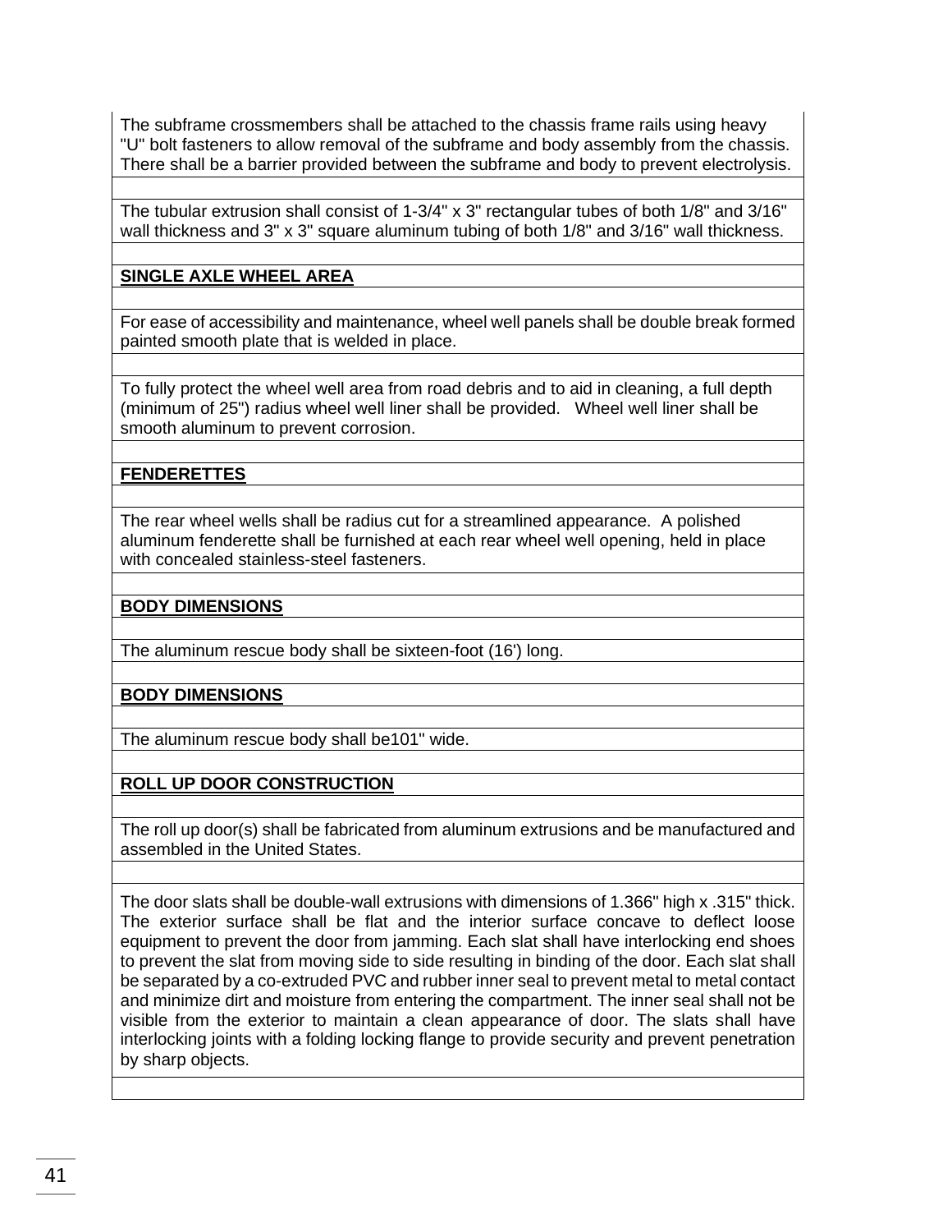The subframe crossmembers shall be attached to the chassis frame rails using heavy "U" bolt fasteners to allow removal of the subframe and body assembly from the chassis. There shall be a barrier provided between the subframe and body to prevent electrolysis.

The tubular extrusion shall consist of 1-3/4" x 3" rectangular tubes of both 1/8" and 3/16" wall thickness and 3" x 3" square aluminum tubing of both 1/8" and 3/16" wall thickness.

**SINGLE AXLE WHEEL AREA**

For ease of accessibility and maintenance, wheel well panels shall be double break formed painted smooth plate that is welded in place.

To fully protect the wheel well area from road debris and to aid in cleaning, a full depth (minimum of 25") radius wheel well liner shall be provided. Wheel well liner shall be smooth aluminum to prevent corrosion.

**FENDERETTES**

The rear wheel wells shall be radius cut for a streamlined appearance. A polished aluminum fenderette shall be furnished at each rear wheel well opening, held in place with concealed stainless-steel fasteners.

**BODY DIMENSIONS**

The aluminum rescue body shall be sixteen-foot (16') long.

**BODY DIMENSIONS**

The aluminum rescue body shall be101" wide.

**ROLL UP DOOR CONSTRUCTION**

The roll up door(s) shall be fabricated from aluminum extrusions and be manufactured and assembled in the United States.

The door slats shall be double-wall extrusions with dimensions of 1.366" high x .315" thick. The exterior surface shall be flat and the interior surface concave to deflect loose equipment to prevent the door from jamming. Each slat shall have interlocking end shoes to prevent the slat from moving side to side resulting in binding of the door. Each slat shall be separated by a co-extruded PVC and rubber inner seal to prevent metal to metal contact and minimize dirt and moisture from entering the compartment. The inner seal shall not be visible from the exterior to maintain a clean appearance of door. The slats shall have interlocking joints with a folding locking flange to provide security and prevent penetration by sharp objects.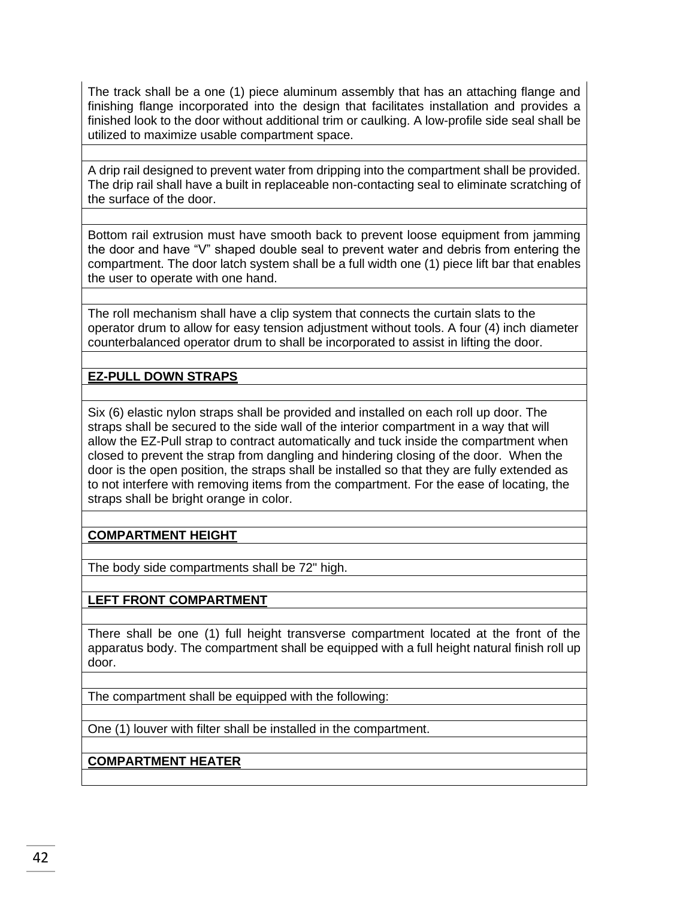The track shall be a one (1) piece aluminum assembly that has an attaching flange and finishing flange incorporated into the design that facilitates installation and provides a finished look to the door without additional trim or caulking. A low-profile side seal shall be utilized to maximize usable compartment space.

A drip rail designed to prevent water from dripping into the compartment shall be provided. The drip rail shall have a built in replaceable non-contacting seal to eliminate scratching of the surface of the door.

Bottom rail extrusion must have smooth back to prevent loose equipment from jamming the door and have "V" shaped double seal to prevent water and debris from entering the compartment. The door latch system shall be a full width one (1) piece lift bar that enables the user to operate with one hand.

The roll mechanism shall have a clip system that connects the curtain slats to the operator drum to allow for easy tension adjustment without tools. A four (4) inch diameter counterbalanced operator drum to shall be incorporated to assist in lifting the door.

**EZ-PULL DOWN STRAPS**

Six (6) elastic nylon straps shall be provided and installed on each roll up door. The straps shall be secured to the side wall of the interior compartment in a way that will allow the EZ-Pull strap to contract automatically and tuck inside the compartment when closed to prevent the strap from dangling and hindering closing of the door. When the door is the open position, the straps shall be installed so that they are fully extended as to not interfere with removing items from the compartment. For the ease of locating, the straps shall be bright orange in color.

**COMPARTMENT HEIGHT**

The body side compartments shall be 72" high.

**LEFT FRONT COMPARTMENT**

There shall be one (1) full height transverse compartment located at the front of the apparatus body. The compartment shall be equipped with a full height natural finish roll up door.

The compartment shall be equipped with the following:

One (1) louver with filter shall be installed in the compartment.

**COMPARTMENT HEATER**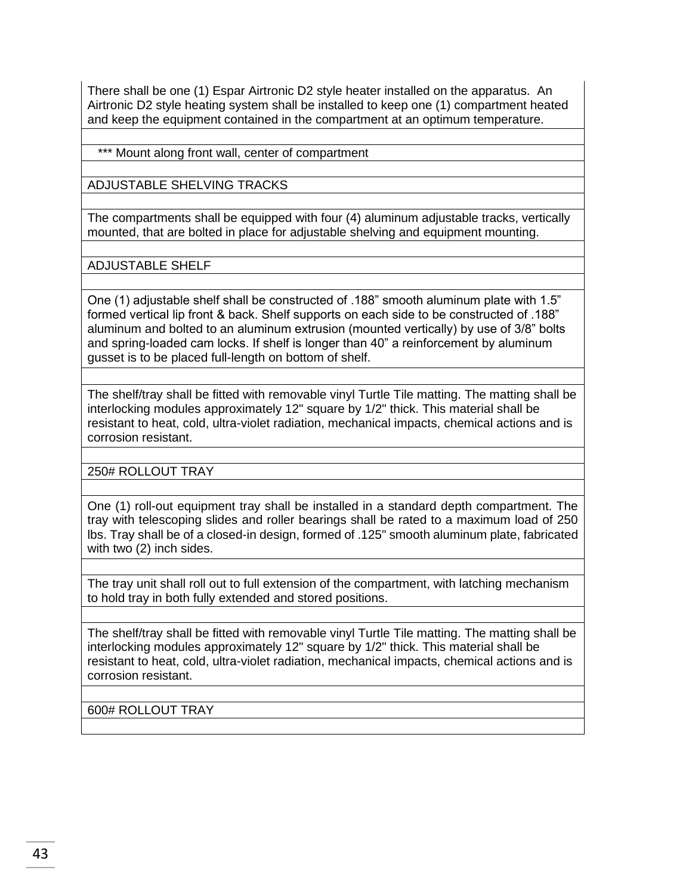There shall be one (1) Espar Airtronic D2 style heater installed on the apparatus. An Airtronic D2 style heating system shall be installed to keep one (1) compartment heated and keep the equipment contained in the compartment at an optimum temperature.

*** Mount along front wall, center of compartment

ADJUSTABLE SHELVING TRACKS

The compartments shall be equipped with four (4) aluminum adjustable tracks, vertically mounted, that are bolted in place for adjustable shelving and equipment mounting.

ADJUSTABLE SHELF

One (1) adjustable shelf shall be constructed of .188” smooth aluminum plate with 1.5” formed vertical lip front & back. Shelf supports on each side to be constructed of .188” aluminum and bolted to an aluminum extrusion (mounted vertically) by use of 3/8” bolts and spring-loaded cam locks. If shelf is longer than 40” a reinforcement by aluminum gusset is to be placed full-length on bottom of shelf.

The shelf/tray shall be fitted with removable vinyl Turtle Tile matting. The matting shall be interlocking modules approximately 12" square by 1/2" thick. This material shall be resistant to heat, cold, ultra-violet radiation, mechanical impacts, chemical actions and is corrosion resistant.

250# ROLLOUT TRAY

One (1) roll-out equipment tray shall be installed in a standard depth compartment. The tray with telescoping slides and roller bearings shall be rated to a maximum load of 250 lbs. Tray shall be of a closed-in design, formed of .125" smooth aluminum plate, fabricated with two (2) inch sides.

The tray unit shall roll out to full extension of the compartment, with latching mechanism to hold tray in both fully extended and stored positions.

The shelf/tray shall be fitted with removable vinyl Turtle Tile matting. The matting shall be interlocking modules approximately 12" square by 1/2" thick. This material shall be resistant to heat, cold, ultra-violet radiation, mechanical impacts, chemical actions and is corrosion resistant.

600# ROLLOUT TRAY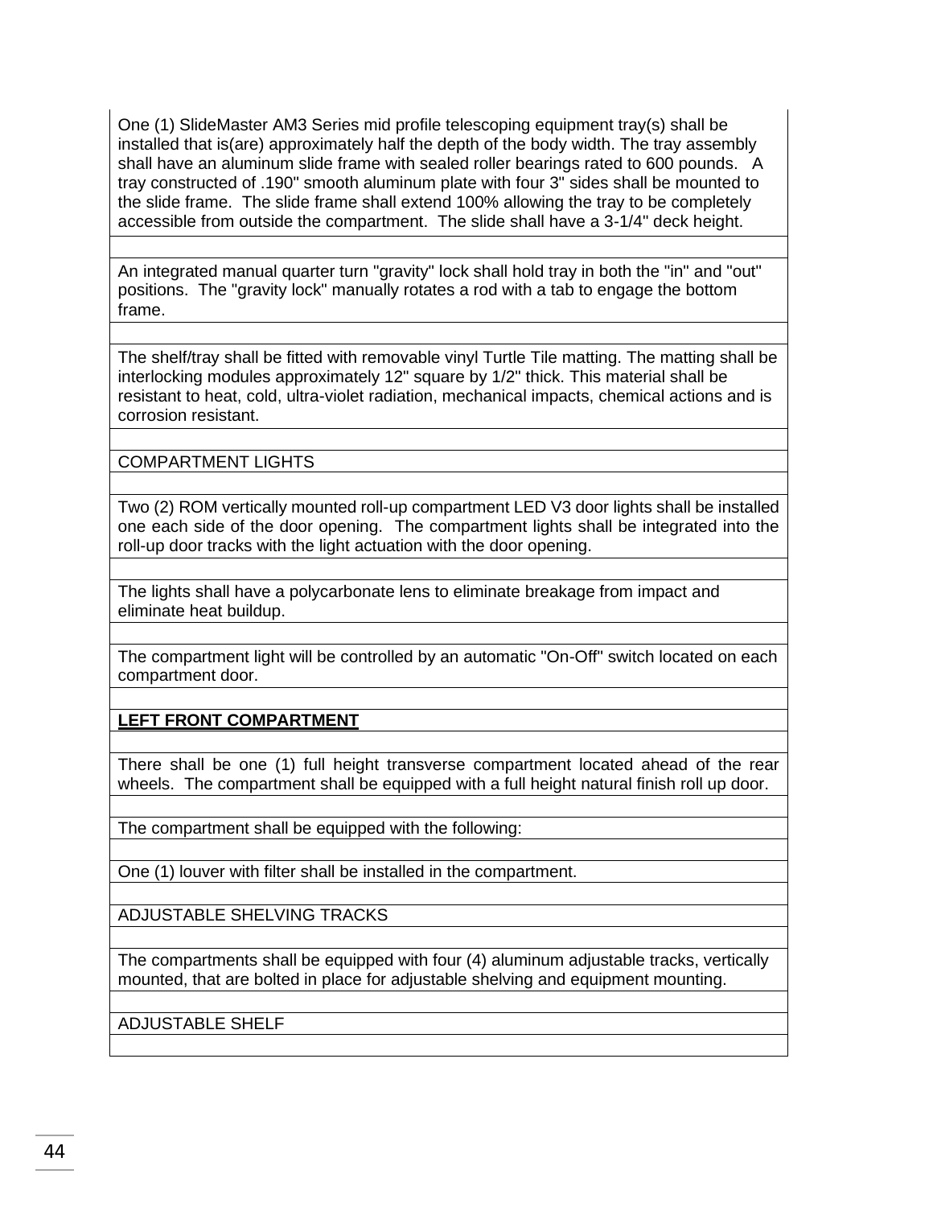One (1) SlideMaster AM3 Series mid profile telescoping equipment tray(s) shall be installed that is(are) approximately half the depth of the body width. The tray assembly shall have an aluminum slide frame with sealed roller bearings rated to 600 pounds. A tray constructed of .190" smooth aluminum plate with four 3" sides shall be mounted to the slide frame. The slide frame shall extend 100% allowing the tray to be completely accessible from outside the compartment. The slide shall have a 3-1/4" deck height.

An integrated manual quarter turn "gravity" lock shall hold tray in both the "in" and "out" positions. The "gravity lock" manually rotates a rod with a tab to engage the bottom frame.

The shelf/tray shall be fitted with removable vinyl Turtle Tile matting. The matting shall be interlocking modules approximately 12" square by 1/2" thick. This material shall be resistant to heat, cold, ultra-violet radiation, mechanical impacts, chemical actions and is corrosion resistant.

COMPARTMENT LIGHTS

Two (2) ROM vertically mounted roll-up compartment LED V3 door lights shall be installed one each side of the door opening. The compartment lights shall be integrated into the roll-up door tracks with the light actuation with the door opening.

The lights shall have a polycarbonate lens to eliminate breakage from impact and eliminate heat buildup.

The compartment light will be controlled by an automatic "On-Off" switch located on each compartment door.

**LEFT FRONT COMPARTMENT**

There shall be one (1) full height transverse compartment located ahead of the rear wheels. The compartment shall be equipped with a full height natural finish roll up door.

The compartment shall be equipped with the following:

One (1) louver with filter shall be installed in the compartment.

ADJUSTABLE SHELVING TRACKS

The compartments shall be equipped with four (4) aluminum adjustable tracks, vertically mounted, that are bolted in place for adjustable shelving and equipment mounting.

ADJUSTABLE SHELF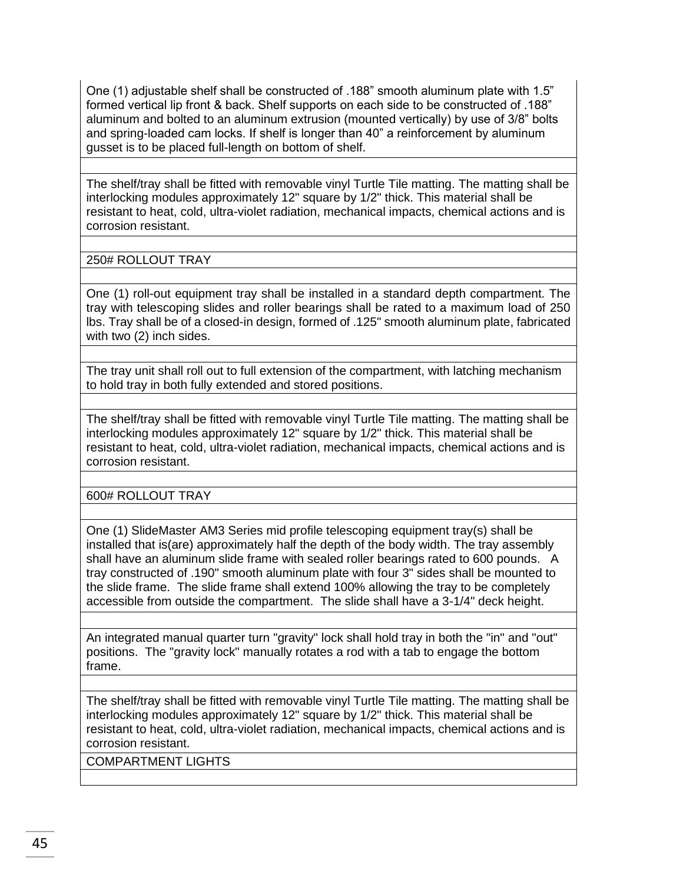One (1) adjustable shelf shall be constructed of .188” smooth aluminum plate with 1.5” formed vertical lip front & back. Shelf supports on each side to be constructed of .188” aluminum and bolted to an aluminum extrusion (mounted vertically) by use of 3/8” bolts and spring-loaded cam locks. If shelf is longer than 40” a reinforcement by aluminum gusset is to be placed full-length on bottom of shelf.

The shelf/tray shall be fitted with removable vinyl Turtle Tile matting. The matting shall be interlocking modules approximately 12" square by 1/2" thick. This material shall be resistant to heat, cold, ultra-violet radiation, mechanical impacts, chemical actions and is corrosion resistant.

250# ROLLOUT TRAY

One (1) roll-out equipment tray shall be installed in a standard depth compartment. The tray with telescoping slides and roller bearings shall be rated to a maximum load of 250 lbs. Tray shall be of a closed-in design, formed of .125" smooth aluminum plate, fabricated with two (2) inch sides.

The tray unit shall roll out to full extension of the compartment, with latching mechanism to hold tray in both fully extended and stored positions.

The shelf/tray shall be fitted with removable vinyl Turtle Tile matting. The matting shall be interlocking modules approximately 12" square by 1/2" thick. This material shall be resistant to heat, cold, ultra-violet radiation, mechanical impacts, chemical actions and is corrosion resistant.

600# ROLLOUT TRAY

One (1) SlideMaster AM3 Series mid profile telescoping equipment tray(s) shall be installed that is(are) approximately half the depth of the body width. The tray assembly shall have an aluminum slide frame with sealed roller bearings rated to 600 pounds. A tray constructed of .190" smooth aluminum plate with four 3" sides shall be mounted to the slide frame. The slide frame shall extend 100% allowing the tray to be completely accessible from outside the compartment. The slide shall have a 3-1/4" deck height.

An integrated manual quarter turn "gravity" lock shall hold tray in both the "in" and "out" positions. The "gravity lock" manually rotates a rod with a tab to engage the bottom frame.

The shelf/tray shall be fitted with removable vinyl Turtle Tile matting. The matting shall be interlocking modules approximately 12" square by 1/2" thick. This material shall be resistant to heat, cold, ultra-violet radiation, mechanical impacts, chemical actions and is corrosion resistant.

COMPARTMENT LIGHTS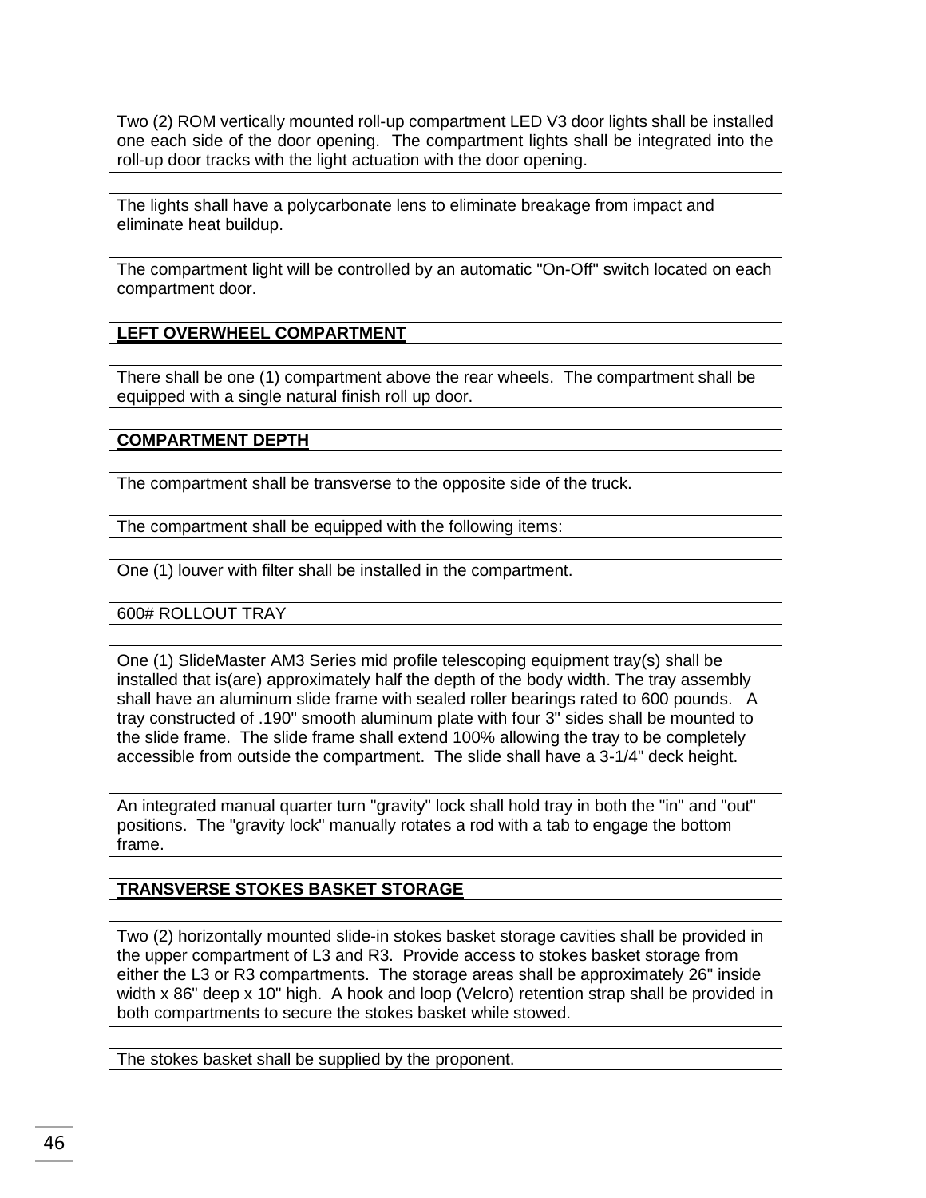Two (2) ROM vertically mounted roll-up compartment LED V3 door lights shall be installed one each side of the door opening.  The compartment lights shall be integrated into the roll-up door tracks with the light actuation with the door opening.

The lights shall have a polycarbonate lens to eliminate breakage from impact and eliminate heat buildup.

The compartment light will be controlled by an automatic "On-Off" switch located on each compartment door.

**LEFT OVERWHEEL COMPARTMENT**

There shall be one (1) compartment above the rear wheels.  The compartment shall be equipped with a single natural finish roll up door.

**COMPARTMENT DEPTH**

The compartment shall be transverse to the opposite side of the truck.

The compartment shall be equipped with the following items:

One (1) louver with filter shall be installed in the compartment.

600# ROLLOUT TRAY

One (1) SlideMaster AM3 Series mid profile telescoping equipment tray(s) shall be installed that is(are) approximately half the depth of the body width. The tray assembly shall have an aluminum slide frame with sealed roller bearings rated to 600 pounds.   A tray constructed of .190" smooth aluminum plate with four 3" sides shall be mounted to the slide frame.  The slide frame shall extend 100% allowing the tray to be completely accessible from outside the compartment.  The slide shall have a 3-1/4" deck height.

An integrated manual quarter turn "gravity" lock shall hold tray in both the "in" and "out" positions.  The "gravity lock" manually rotates a rod with a tab to engage the bottom frame.

**TRANSVERSE STOKES BASKET STORAGE**

Two (2) horizontally mounted slide-in stokes basket storage cavities shall be provided in the upper compartment of L3 and R3.  Provide access to stokes basket storage from either the L3 or R3 compartments.  The storage areas shall be approximately 26" inside width x 86" deep x 10" high.  A hook and loop (Velcro) retention strap shall be provided in both compartments to secure the stokes basket while stowed.

The stokes basket shall be supplied by the proponent.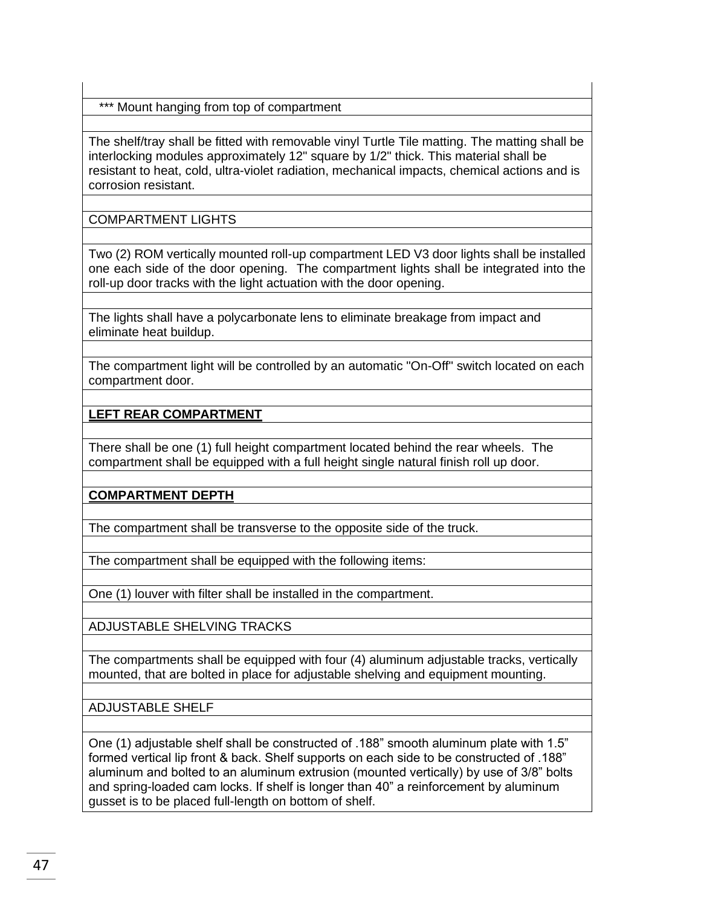*** Mount hanging from top of compartment

The shelf/tray shall be fitted with removable vinyl Turtle Tile matting. The matting shall be interlocking modules approximately 12" square by 1/2" thick. This material shall be resistant to heat, cold, ultra-violet radiation, mechanical impacts, chemical actions and is corrosion resistant.

COMPARTMENT LIGHTS

Two (2) ROM vertically mounted roll-up compartment LED V3 door lights shall be installed one each side of the door opening. The compartment lights shall be integrated into the roll-up door tracks with the light actuation with the door opening.

The lights shall have a polycarbonate lens to eliminate breakage from impact and eliminate heat buildup.

The compartment light will be controlled by an automatic "On-Off" switch located on each compartment door.

**LEFT REAR COMPARTMENT**

There shall be one (1) full height compartment located behind the rear wheels. The compartment shall be equipped with a full height single natural finish roll up door.

**COMPARTMENT DEPTH**

The compartment shall be transverse to the opposite side of the truck.

The compartment shall be equipped with the following items:

One (1) louver with filter shall be installed in the compartment.

ADJUSTABLE SHELVING TRACKS

The compartments shall be equipped with four (4) aluminum adjustable tracks, vertically mounted, that are bolted in place for adjustable shelving and equipment mounting.

ADJUSTABLE SHELF

One (1) adjustable shelf shall be constructed of .188” smooth aluminum plate with 1.5” formed vertical lip front & back. Shelf supports on each side to be constructed of .188” aluminum and bolted to an aluminum extrusion (mounted vertically) by use of 3/8” bolts and spring-loaded cam locks. If shelf is longer than 40” a reinforcement by aluminum gusset is to be placed full-length on bottom of shelf.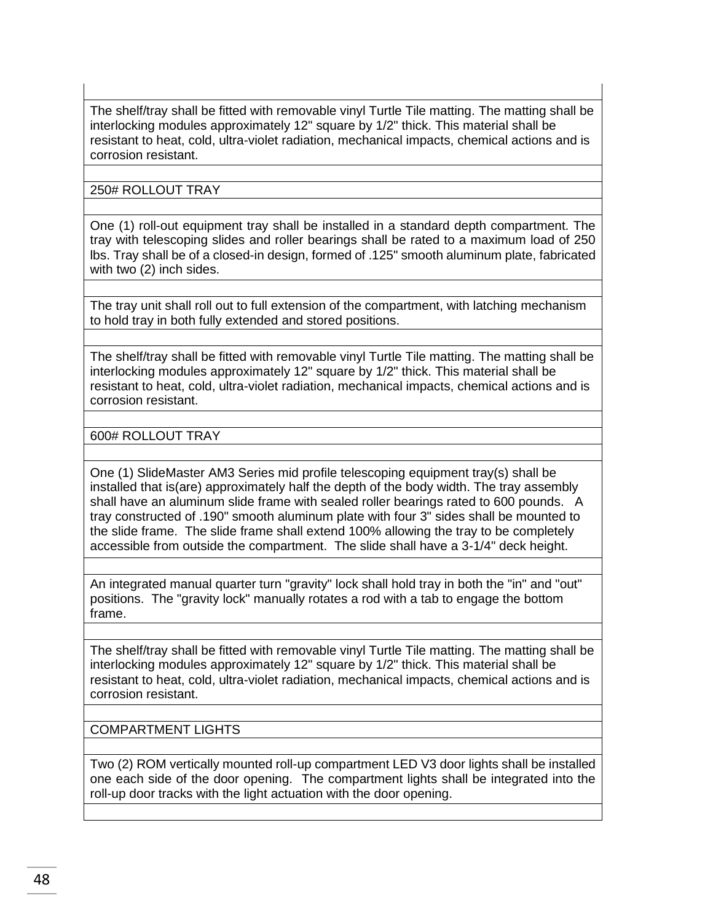The shelf/tray shall be fitted with removable vinyl Turtle Tile matting. The matting shall be interlocking modules approximately 12" square by 1/2" thick. This material shall be resistant to heat, cold, ultra-violet radiation, mechanical impacts, chemical actions and is corrosion resistant.

250# ROLLOUT TRAY

One (1) roll-out equipment tray shall be installed in a standard depth compartment. The tray with telescoping slides and roller bearings shall be rated to a maximum load of 250 lbs. Tray shall be of a closed-in design, formed of .125" smooth aluminum plate, fabricated with two (2) inch sides.

The tray unit shall roll out to full extension of the compartment, with latching mechanism to hold tray in both fully extended and stored positions.

The shelf/tray shall be fitted with removable vinyl Turtle Tile matting. The matting shall be interlocking modules approximately 12" square by 1/2" thick. This material shall be resistant to heat, cold, ultra-violet radiation, mechanical impacts, chemical actions and is corrosion resistant.

600# ROLLOUT TRAY

One (1) SlideMaster AM3 Series mid profile telescoping equipment tray(s) shall be installed that is(are) approximately half the depth of the body width. The tray assembly shall have an aluminum slide frame with sealed roller bearings rated to 600 pounds. A tray constructed of .190" smooth aluminum plate with four 3" sides shall be mounted to the slide frame. The slide frame shall extend 100% allowing the tray to be completely accessible from outside the compartment. The slide shall have a 3-1/4" deck height.

An integrated manual quarter turn "gravity" lock shall hold tray in both the "in" and "out" positions. The "gravity lock" manually rotates a rod with a tab to engage the bottom frame.

The shelf/tray shall be fitted with removable vinyl Turtle Tile matting. The matting shall be interlocking modules approximately 12" square by 1/2" thick. This material shall be resistant to heat, cold, ultra-violet radiation, mechanical impacts, chemical actions and is corrosion resistant.

COMPARTMENT LIGHTS

Two (2) ROM vertically mounted roll-up compartment LED V3 door lights shall be installed one each side of the door opening. The compartment lights shall be integrated into the roll-up door tracks with the light actuation with the door opening.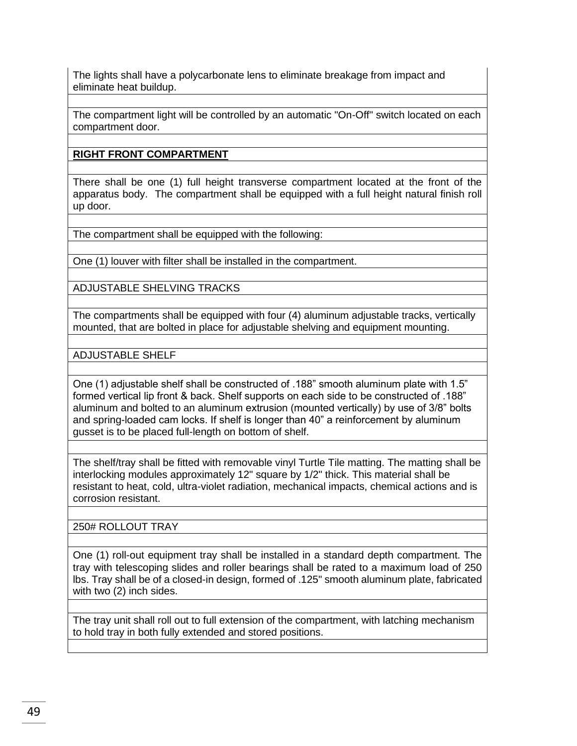The lights shall have a polycarbonate lens to eliminate breakage from impact and eliminate heat buildup.

The compartment light will be controlled by an automatic "On-Off" switch located on each compartment door.

**RIGHT FRONT COMPARTMENT**

There shall be one (1) full height transverse compartment located at the front of the apparatus body. The compartment shall be equipped with a full height natural finish roll up door.

The compartment shall be equipped with the following:

One (1) louver with filter shall be installed in the compartment.

ADJUSTABLE SHELVING TRACKS

The compartments shall be equipped with four (4) aluminum adjustable tracks, vertically mounted, that are bolted in place for adjustable shelving and equipment mounting.

ADJUSTABLE SHELF

One (1) adjustable shelf shall be constructed of .188" smooth aluminum plate with 1.5" formed vertical lip front & back. Shelf supports on each side to be constructed of .188" aluminum and bolted to an aluminum extrusion (mounted vertically) by use of 3/8" bolts and spring-loaded cam locks. If shelf is longer than 40" a reinforcement by aluminum gusset is to be placed full-length on bottom of shelf.

The shelf/tray shall be fitted with removable vinyl Turtle Tile matting. The matting shall be interlocking modules approximately 12" square by 1/2" thick. This material shall be resistant to heat, cold, ultra-violet radiation, mechanical impacts, chemical actions and is corrosion resistant.

250# ROLLOUT TRAY

One (1) roll-out equipment tray shall be installed in a standard depth compartment. The tray with telescoping slides and roller bearings shall be rated to a maximum load of 250 lbs. Tray shall be of a closed-in design, formed of .125" smooth aluminum plate, fabricated with two (2) inch sides.

The tray unit shall roll out to full extension of the compartment, with latching mechanism to hold tray in both fully extended and stored positions.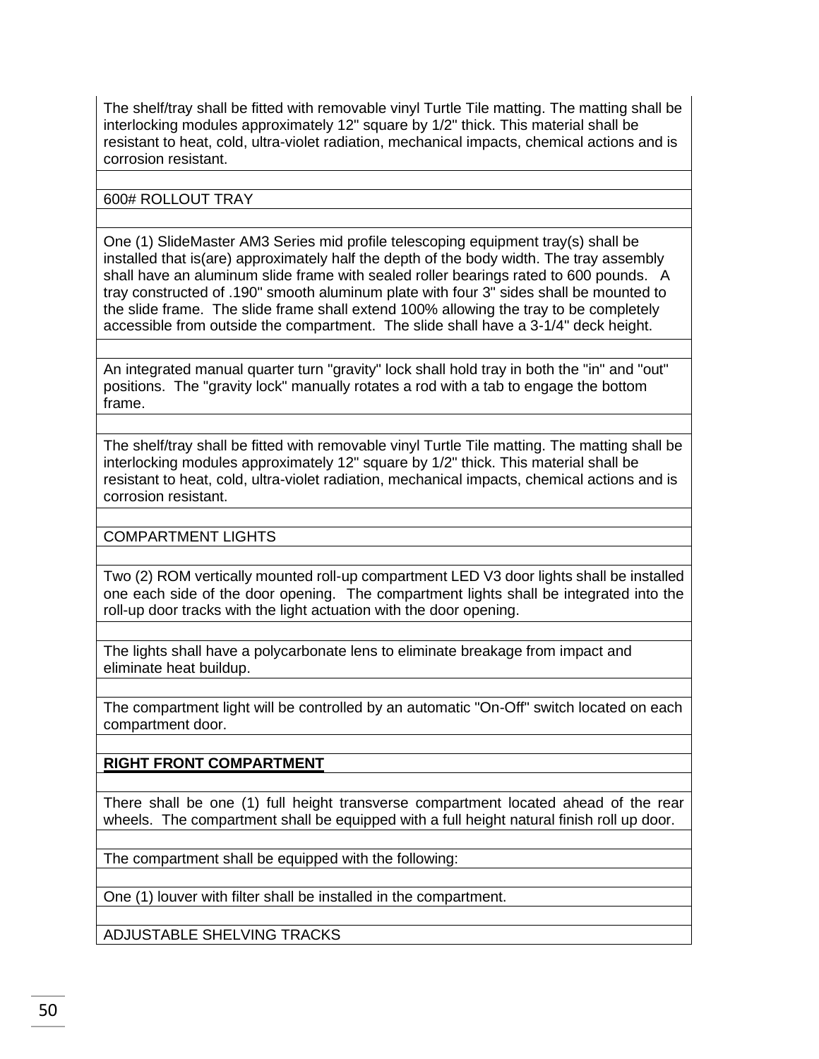The shelf/tray shall be fitted with removable vinyl Turtle Tile matting. The matting shall be interlocking modules approximately 12" square by 1/2" thick. This material shall be resistant to heat, cold, ultra-violet radiation, mechanical impacts, chemical actions and is corrosion resistant.

600# ROLLOUT TRAY

One (1) SlideMaster AM3 Series mid profile telescoping equipment tray(s) shall be installed that is(are) approximately half the depth of the body width. The tray assembly shall have an aluminum slide frame with sealed roller bearings rated to 600 pounds. A tray constructed of .190" smooth aluminum plate with four 3" sides shall be mounted to the slide frame. The slide frame shall extend 100% allowing the tray to be completely accessible from outside the compartment. The slide shall have a 3-1/4" deck height.

An integrated manual quarter turn "gravity" lock shall hold tray in both the "in" and "out" positions. The "gravity lock" manually rotates a rod with a tab to engage the bottom frame.

The shelf/tray shall be fitted with removable vinyl Turtle Tile matting. The matting shall be interlocking modules approximately 12" square by 1/2" thick. This material shall be resistant to heat, cold, ultra-violet radiation, mechanical impacts, chemical actions and is corrosion resistant.

COMPARTMENT LIGHTS

Two (2) ROM vertically mounted roll-up compartment LED V3 door lights shall be installed one each side of the door opening. The compartment lights shall be integrated into the roll-up door tracks with the light actuation with the door opening.

The lights shall have a polycarbonate lens to eliminate breakage from impact and eliminate heat buildup.

The compartment light will be controlled by an automatic "On-Off" switch located on each compartment door.

**RIGHT FRONT COMPARTMENT**

There shall be one (1) full height transverse compartment located ahead of the rear wheels. The compartment shall be equipped with a full height natural finish roll up door.

The compartment shall be equipped with the following:

One (1) louver with filter shall be installed in the compartment.

ADJUSTABLE SHELVING TRACKS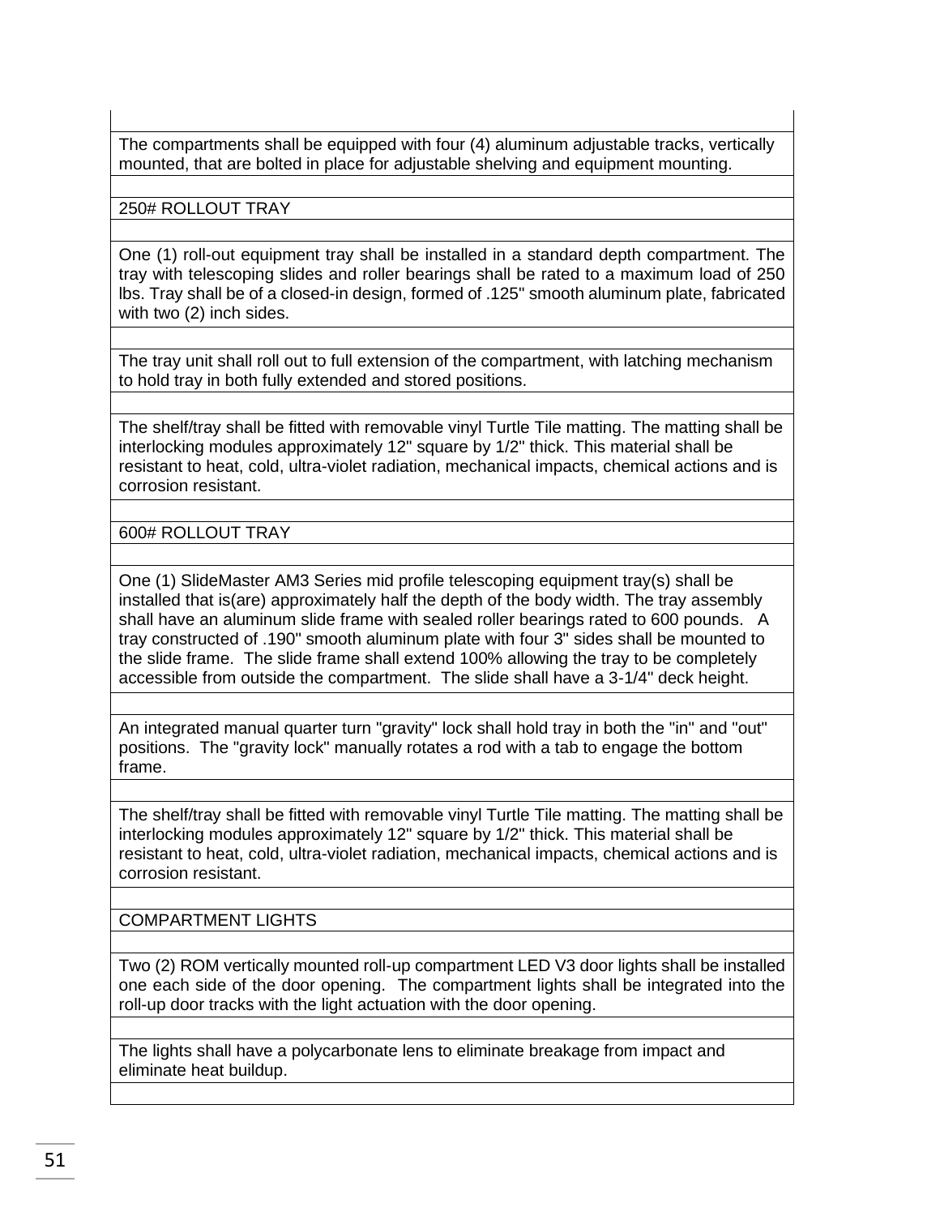The compartments shall be equipped with four (4) aluminum adjustable tracks, vertically mounted, that are bolted in place for adjustable shelving and equipment mounting.

### 250# ROLLOUT TRAY

One (1) roll-out equipment tray shall be installed in a standard depth compartment. The tray with telescoping slides and roller bearings shall be rated to a maximum load of 250 lbs. Tray shall be of a closed-in design, formed of .125" smooth aluminum plate, fabricated with two (2) inch sides.

The tray unit shall roll out to full extension of the compartment, with latching mechanism to hold tray in both fully extended and stored positions.

The shelf/tray shall be fitted with removable vinyl Turtle Tile matting. The matting shall be interlocking modules approximately 12" square by 1/2" thick. This material shall be resistant to heat, cold, ultra-violet radiation, mechanical impacts, chemical actions and is corrosion resistant.

### 600# ROLLOUT TRAY

One (1) SlideMaster AM3 Series mid profile telescoping equipment tray(s) shall be installed that is(are) approximately half the depth of the body width. The tray assembly shall have an aluminum slide frame with sealed roller bearings rated to 600 pounds. A tray constructed of .190" smooth aluminum plate with four 3" sides shall be mounted to the slide frame. The slide frame shall extend 100% allowing the tray to be completely accessible from outside the compartment. The slide shall have a 3-1/4" deck height.

An integrated manual quarter turn "gravity" lock shall hold tray in both the "in" and "out" positions. The "gravity lock" manually rotates a rod with a tab to engage the bottom frame.

The shelf/tray shall be fitted with removable vinyl Turtle Tile matting. The matting shall be interlocking modules approximately 12" square by 1/2" thick. This material shall be resistant to heat, cold, ultra-violet radiation, mechanical impacts, chemical actions and is corrosion resistant.

### COMPARTMENT LIGHTS

Two (2) ROM vertically mounted roll-up compartment LED V3 door lights shall be installed one each side of the door opening. The compartment lights shall be integrated into the roll-up door tracks with the light actuation with the door opening.

The lights shall have a polycarbonate lens to eliminate breakage from impact and eliminate heat buildup.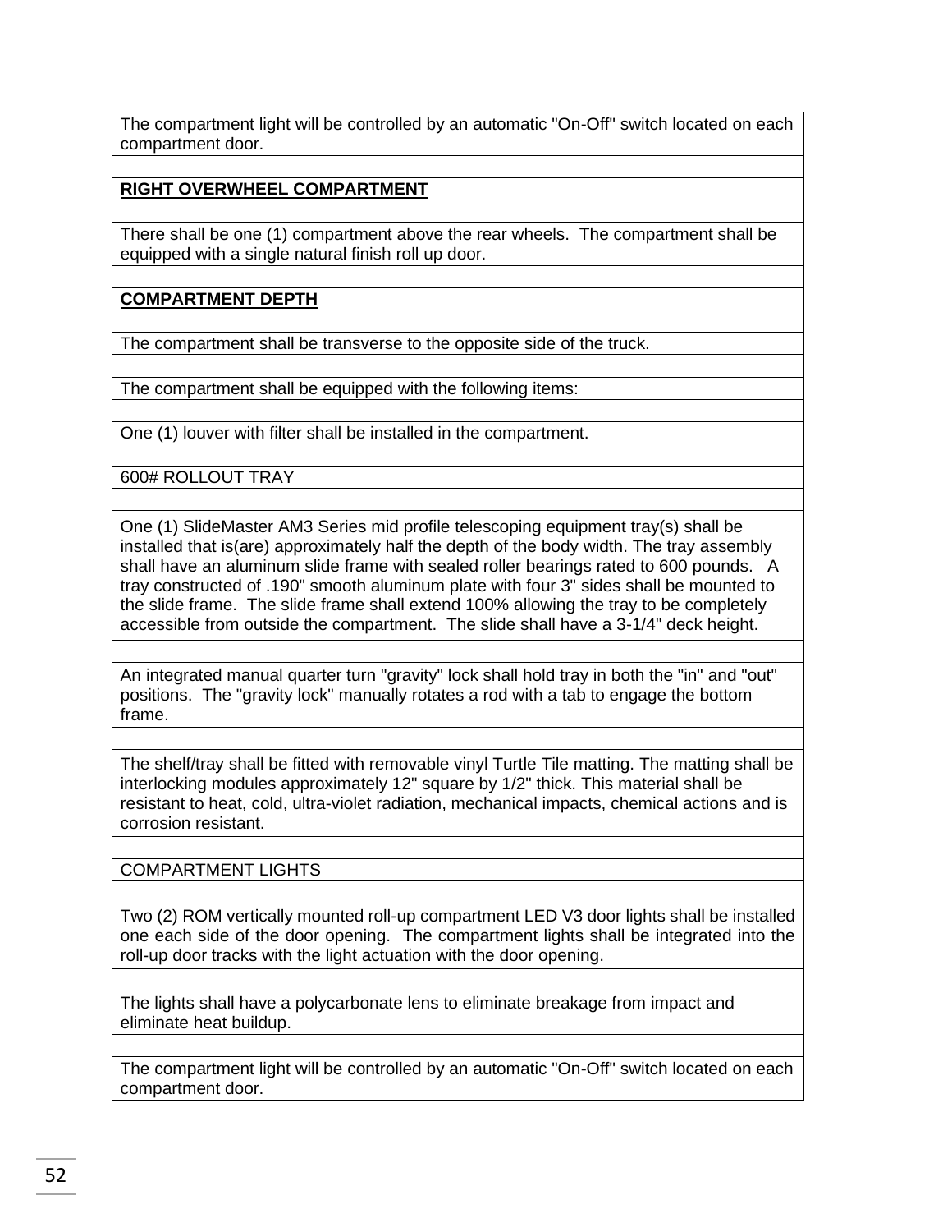The compartment light will be controlled by an automatic "On-Off" switch located on each compartment door.

**RIGHT OVERWHEEL COMPARTMENT**

There shall be one (1) compartment above the rear wheels. The compartment shall be equipped with a single natural finish roll up door.

**COMPARTMENT DEPTH**

The compartment shall be transverse to the opposite side of the truck.

The compartment shall be equipped with the following items:

One (1) louver with filter shall be installed in the compartment.

600# ROLLOUT TRAY

One (1) SlideMaster AM3 Series mid profile telescoping equipment tray(s) shall be installed that is(are) approximately half the depth of the body width. The tray assembly shall have an aluminum slide frame with sealed roller bearings rated to 600 pounds. A tray constructed of .190" smooth aluminum plate with four 3" sides shall be mounted to the slide frame. The slide frame shall extend 100% allowing the tray to be completely accessible from outside the compartment. The slide shall have a 3-1/4" deck height.

An integrated manual quarter turn "gravity" lock shall hold tray in both the "in" and "out" positions. The "gravity lock" manually rotates a rod with a tab to engage the bottom frame.

The shelf/tray shall be fitted with removable vinyl Turtle Tile matting. The matting shall be interlocking modules approximately 12" square by 1/2" thick. This material shall be resistant to heat, cold, ultra-violet radiation, mechanical impacts, chemical actions and is corrosion resistant.

COMPARTMENT LIGHTS

Two (2) ROM vertically mounted roll-up compartment LED V3 door lights shall be installed one each side of the door opening. The compartment lights shall be integrated into the roll-up door tracks with the light actuation with the door opening.

The lights shall have a polycarbonate lens to eliminate breakage from impact and eliminate heat buildup.

The compartment light will be controlled by an automatic "On-Off" switch located on each compartment door.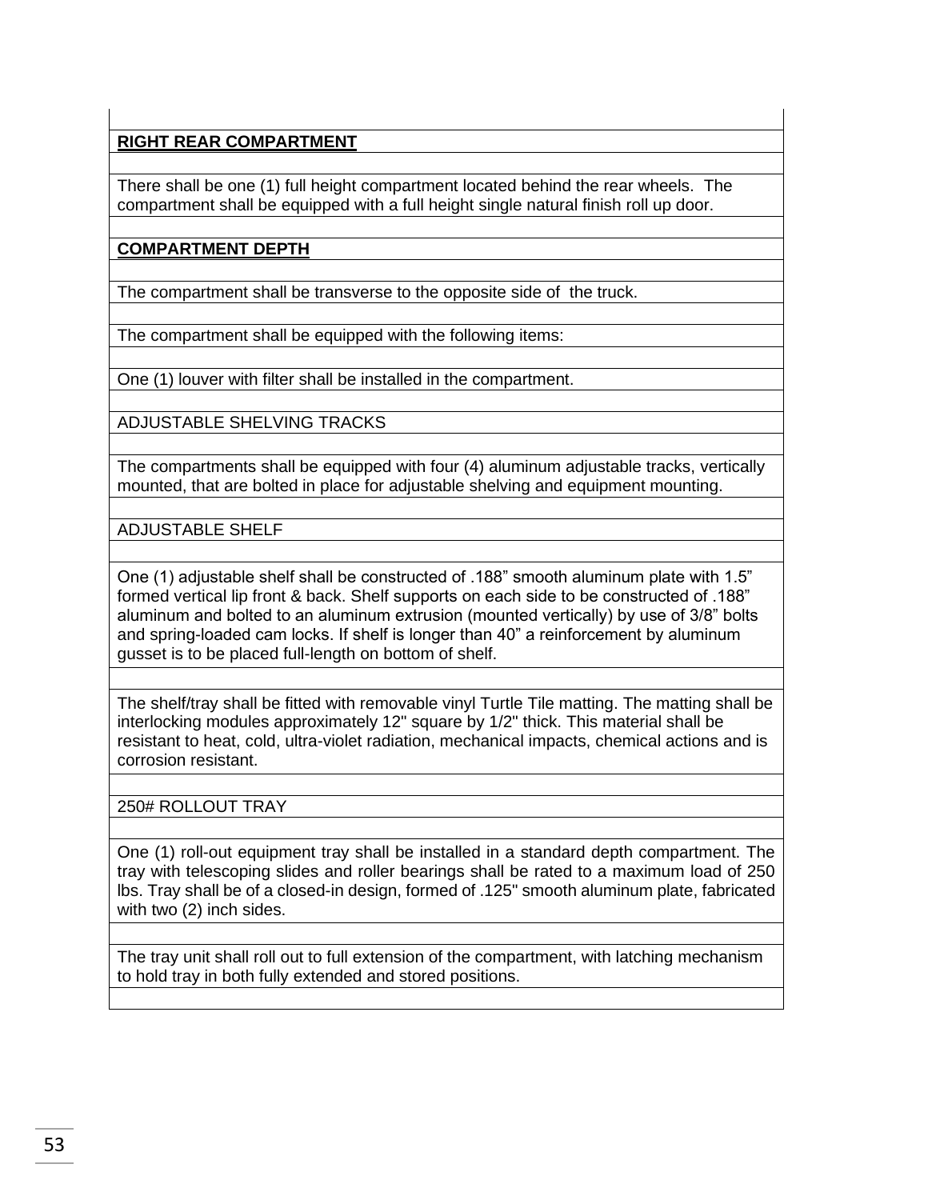**RIGHT REAR COMPARTMENT**

There shall be one (1) full height compartment located behind the rear wheels. The compartment shall be equipped with a full height single natural finish roll up door.

**COMPARTMENT DEPTH**

The compartment shall be transverse to the opposite side of the truck.

The compartment shall be equipped with the following items:

One (1) louver with filter shall be installed in the compartment.

ADJUSTABLE SHELVING TRACKS

The compartments shall be equipped with four (4) aluminum adjustable tracks, vertically mounted, that are bolted in place for adjustable shelving and equipment mounting.

ADJUSTABLE SHELF

One (1) adjustable shelf shall be constructed of .188” smooth aluminum plate with 1.5” formed vertical lip front & back. Shelf supports on each side to be constructed of .188” aluminum and bolted to an aluminum extrusion (mounted vertically) by use of 3/8” bolts and spring-loaded cam locks. If shelf is longer than 40” a reinforcement by aluminum gusset is to be placed full-length on bottom of shelf.

The shelf/tray shall be fitted with removable vinyl Turtle Tile matting. The matting shall be interlocking modules approximately 12" square by 1/2" thick. This material shall be resistant to heat, cold, ultra-violet radiation, mechanical impacts, chemical actions and is corrosion resistant.

250# ROLLOUT TRAY

One (1) roll-out equipment tray shall be installed in a standard depth compartment. The tray with telescoping slides and roller bearings shall be rated to a maximum load of 250 lbs. Tray shall be of a closed-in design, formed of .125" smooth aluminum plate, fabricated with two (2) inch sides.

The tray unit shall roll out to full extension of the compartment, with latching mechanism to hold tray in both fully extended and stored positions.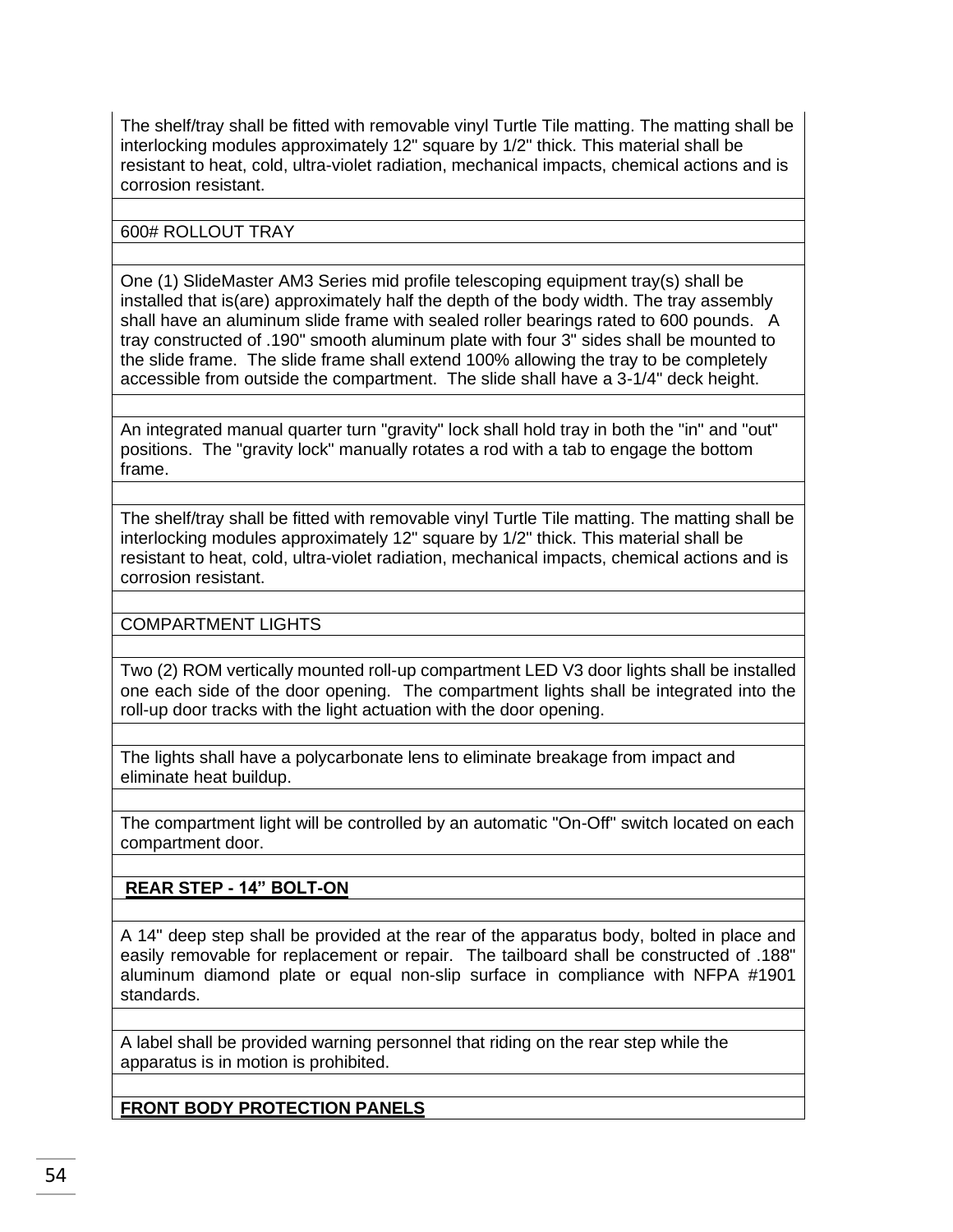The shelf/tray shall be fitted with removable vinyl Turtle Tile matting. The matting shall be interlocking modules approximately 12" square by 1/2" thick. This material shall be resistant to heat, cold, ultra-violet radiation, mechanical impacts, chemical actions and is corrosion resistant.

600# ROLLOUT TRAY

One (1) SlideMaster AM3 Series mid profile telescoping equipment tray(s) shall be installed that is(are) approximately half the depth of the body width. The tray assembly shall have an aluminum slide frame with sealed roller bearings rated to 600 pounds. A tray constructed of .190" smooth aluminum plate with four 3" sides shall be mounted to the slide frame. The slide frame shall extend 100% allowing the tray to be completely accessible from outside the compartment. The slide shall have a 3-1/4" deck height.

An integrated manual quarter turn "gravity" lock shall hold tray in both the "in" and "out" positions. The "gravity lock" manually rotates a rod with a tab to engage the bottom frame.

The shelf/tray shall be fitted with removable vinyl Turtle Tile matting. The matting shall be interlocking modules approximately 12" square by 1/2" thick. This material shall be resistant to heat, cold, ultra-violet radiation, mechanical impacts, chemical actions and is corrosion resistant.

COMPARTMENT LIGHTS

Two (2) ROM vertically mounted roll-up compartment LED V3 door lights shall be installed one each side of the door opening. The compartment lights shall be integrated into the roll-up door tracks with the light actuation with the door opening.

The lights shall have a polycarbonate lens to eliminate breakage from impact and eliminate heat buildup.

The compartment light will be controlled by an automatic "On-Off" switch located on each compartment door.

**REAR STEP - 14" BOLT-ON**

A 14" deep step shall be provided at the rear of the apparatus body, bolted in place and easily removable for replacement or repair. The tailboard shall be constructed of .188" aluminum diamond plate or equal non-slip surface in compliance with NFPA #1901 standards.

A label shall be provided warning personnel that riding on the rear step while the apparatus is in motion is prohibited.

**FRONT BODY PROTECTION PANELS**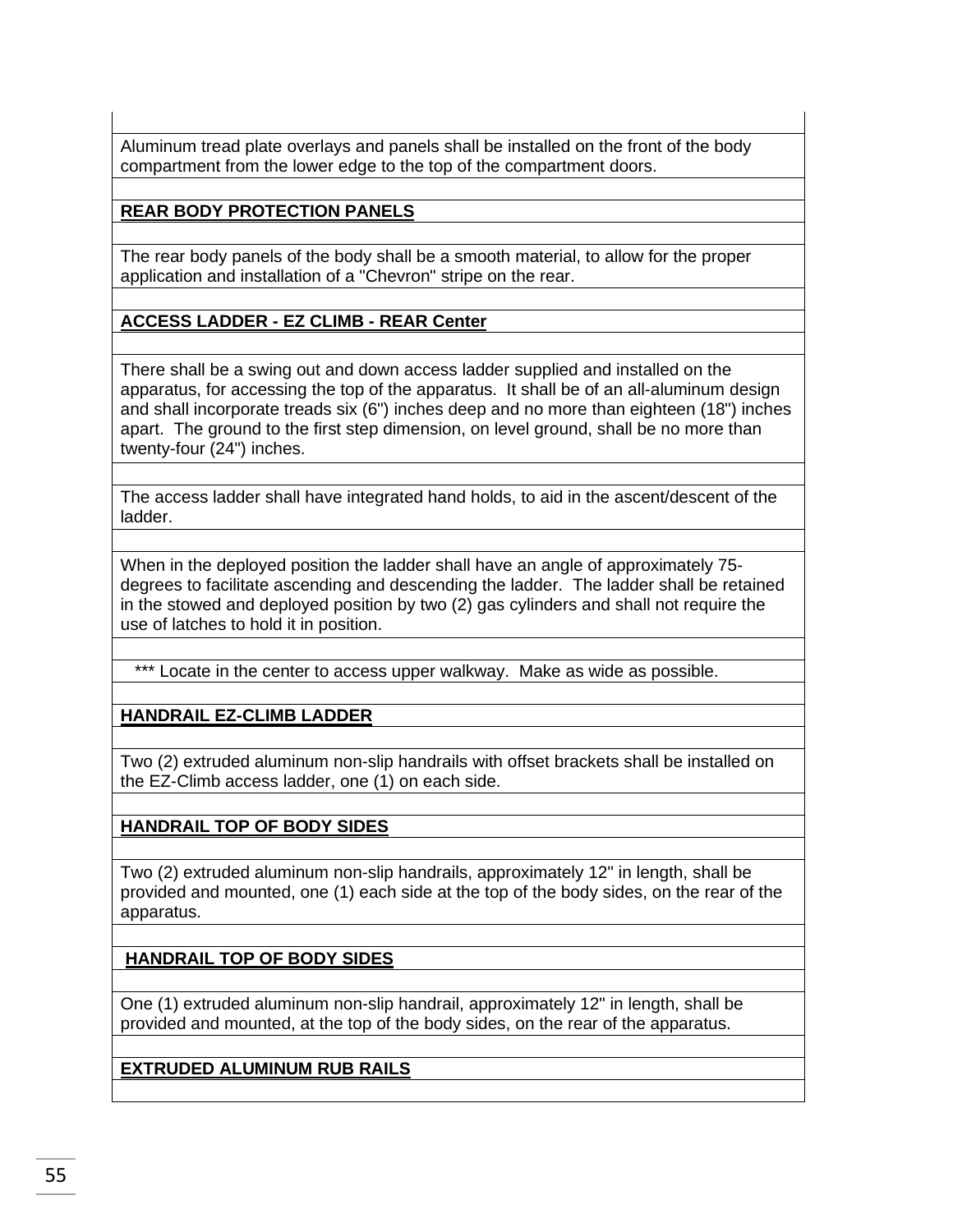Aluminum tread plate overlays and panels shall be installed on the front of the body compartment from the lower edge to the top of the compartment doors.

**REAR BODY PROTECTION PANELS**

The rear body panels of the body shall be a smooth material, to allow for the proper application and installation of a "Chevron" stripe on the rear.

**ACCESS LADDER - EZ CLIMB - REAR Center**

There shall be a swing out and down access ladder supplied and installed on the apparatus, for accessing the top of the apparatus. It shall be of an all-aluminum design and shall incorporate treads six (6") inches deep and no more than eighteen (18") inches apart. The ground to the first step dimension, on level ground, shall be no more than twenty-four (24") inches.

The access ladder shall have integrated hand holds, to aid in the ascent/descent of the ladder.

When in the deployed position the ladder shall have an angle of approximately 75-degrees to facilitate ascending and descending the ladder. The ladder shall be retained in the stowed and deployed position by two (2) gas cylinders and shall not require the use of latches to hold it in position.

*** Locate in the center to access upper walkway. Make as wide as possible.

**HANDRAIL EZ-CLIMB LADDER**

Two (2) extruded aluminum non-slip handrails with offset brackets shall be installed on the EZ-Climb access ladder, one (1) on each side.

**HANDRAIL TOP OF BODY SIDES**

Two (2) extruded aluminum non-slip handrails, approximately 12" in length, shall be provided and mounted, one (1) each side at the top of the body sides, on the rear of the apparatus.

**HANDRAIL TOP OF BODY SIDES**

One (1) extruded aluminum non-slip handrail, approximately 12" in length, shall be provided and mounted, at the top of the body sides, on the rear of the apparatus.

**EXTRUDED ALUMINUM RUB RAILS**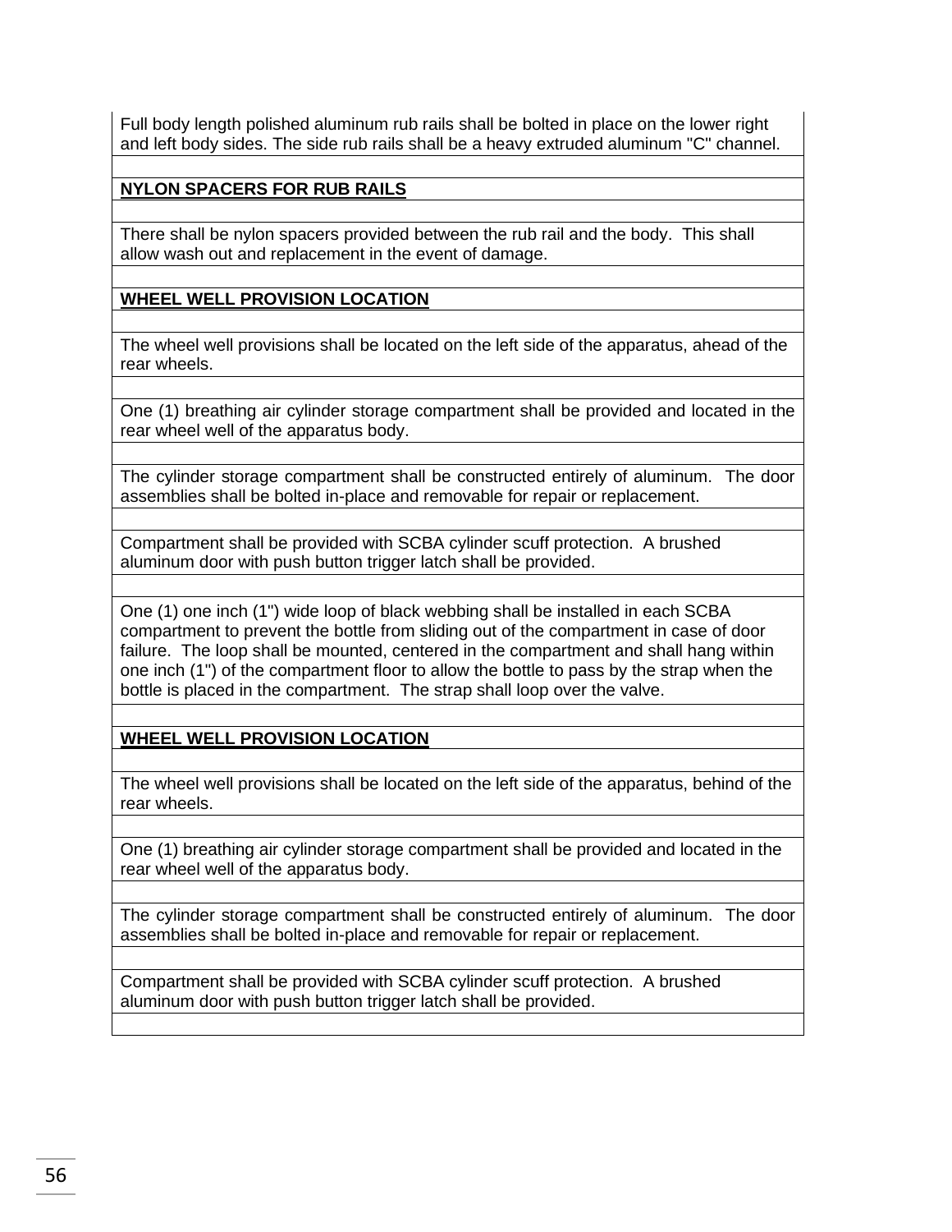Full body length polished aluminum rub rails shall be bolted in place on the lower right and left body sides. The side rub rails shall be a heavy extruded aluminum "C" channel.

**NYLON SPACERS FOR RUB RAILS**

There shall be nylon spacers provided between the rub rail and the body. This shall allow wash out and replacement in the event of damage.

**WHEEL WELL PROVISION LOCATION**

The wheel well provisions shall be located on the left side of the apparatus, ahead of the rear wheels.

One (1) breathing air cylinder storage compartment shall be provided and located in the rear wheel well of the apparatus body.

The cylinder storage compartment shall be constructed entirely of aluminum. The door assemblies shall be bolted in-place and removable for repair or replacement.

Compartment shall be provided with SCBA cylinder scuff protection. A brushed aluminum door with push button trigger latch shall be provided.

One (1) one inch (1") wide loop of black webbing shall be installed in each SCBA compartment to prevent the bottle from sliding out of the compartment in case of door failure. The loop shall be mounted, centered in the compartment and shall hang within one inch (1") of the compartment floor to allow the bottle to pass by the strap when the bottle is placed in the compartment. The strap shall loop over the valve.

**WHEEL WELL PROVISION LOCATION**

The wheel well provisions shall be located on the left side of the apparatus, behind of the rear wheels.

One (1) breathing air cylinder storage compartment shall be provided and located in the rear wheel well of the apparatus body.

The cylinder storage compartment shall be constructed entirely of aluminum. The door assemblies shall be bolted in-place and removable for repair or replacement.

Compartment shall be provided with SCBA cylinder scuff protection. A brushed aluminum door with push button trigger latch shall be provided.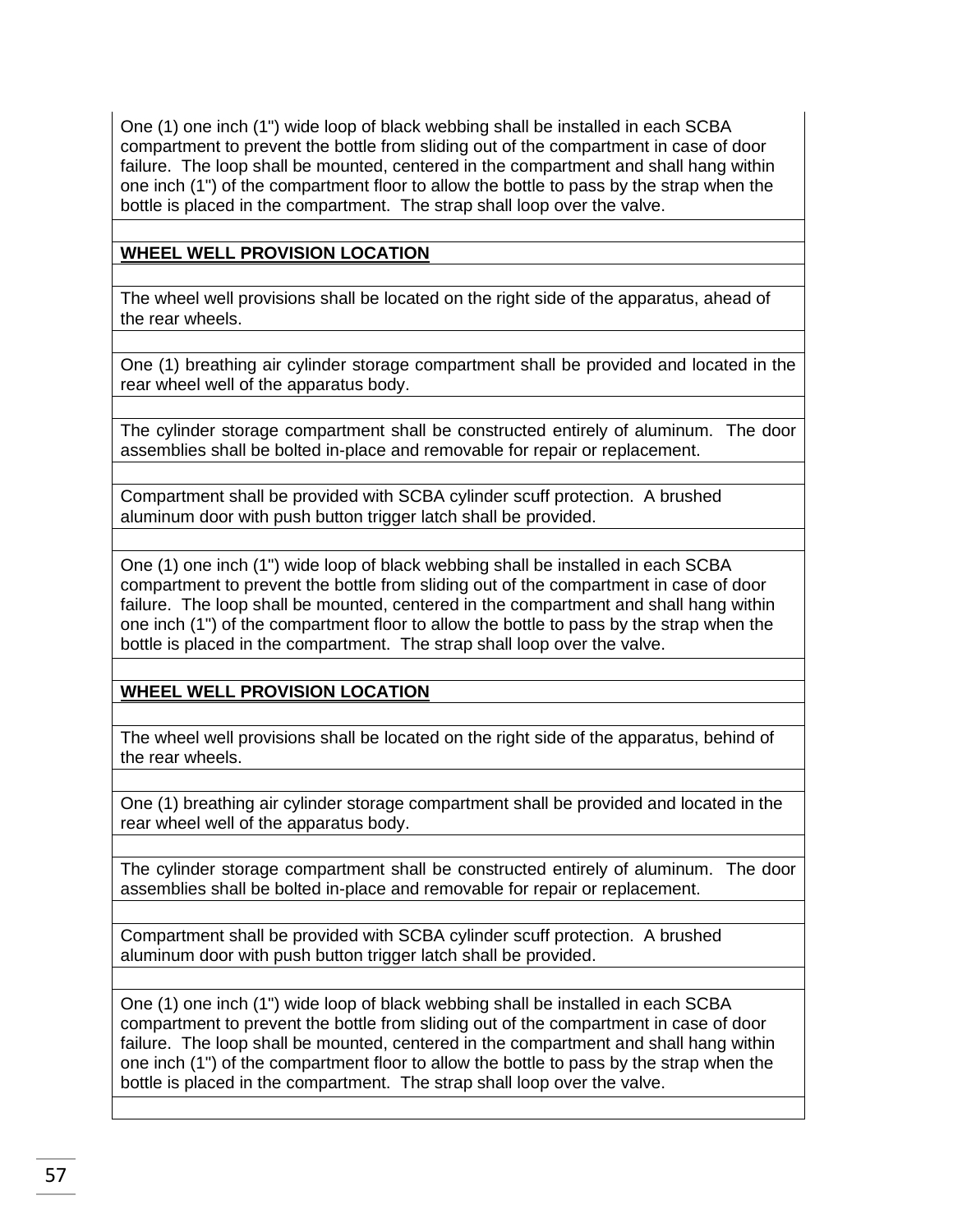One (1) one inch (1") wide loop of black webbing shall be installed in each SCBA compartment to prevent the bottle from sliding out of the compartment in case of door failure. The loop shall be mounted, centered in the compartment and shall hang within one inch (1") of the compartment floor to allow the bottle to pass by the strap when the bottle is placed in the compartment. The strap shall loop over the valve.

**WHEEL WELL PROVISION LOCATION**

The wheel well provisions shall be located on the right side of the apparatus, ahead of the rear wheels.

One (1) breathing air cylinder storage compartment shall be provided and located in the rear wheel well of the apparatus body.

The cylinder storage compartment shall be constructed entirely of aluminum. The door assemblies shall be bolted in-place and removable for repair or replacement.

Compartment shall be provided with SCBA cylinder scuff protection. A brushed aluminum door with push button trigger latch shall be provided.

One (1) one inch (1") wide loop of black webbing shall be installed in each SCBA compartment to prevent the bottle from sliding out of the compartment in case of door failure. The loop shall be mounted, centered in the compartment and shall hang within one inch (1") of the compartment floor to allow the bottle to pass by the strap when the bottle is placed in the compartment. The strap shall loop over the valve.

**WHEEL WELL PROVISION LOCATION**

The wheel well provisions shall be located on the right side of the apparatus, behind of the rear wheels.

One (1) breathing air cylinder storage compartment shall be provided and located in the rear wheel well of the apparatus body.

The cylinder storage compartment shall be constructed entirely of aluminum. The door assemblies shall be bolted in-place and removable for repair or replacement.

Compartment shall be provided with SCBA cylinder scuff protection. A brushed aluminum door with push button trigger latch shall be provided.

One (1) one inch (1") wide loop of black webbing shall be installed in each SCBA compartment to prevent the bottle from sliding out of the compartment in case of door failure. The loop shall be mounted, centered in the compartment and shall hang within one inch (1") of the compartment floor to allow the bottle to pass by the strap when the bottle is placed in the compartment. The strap shall loop over the valve.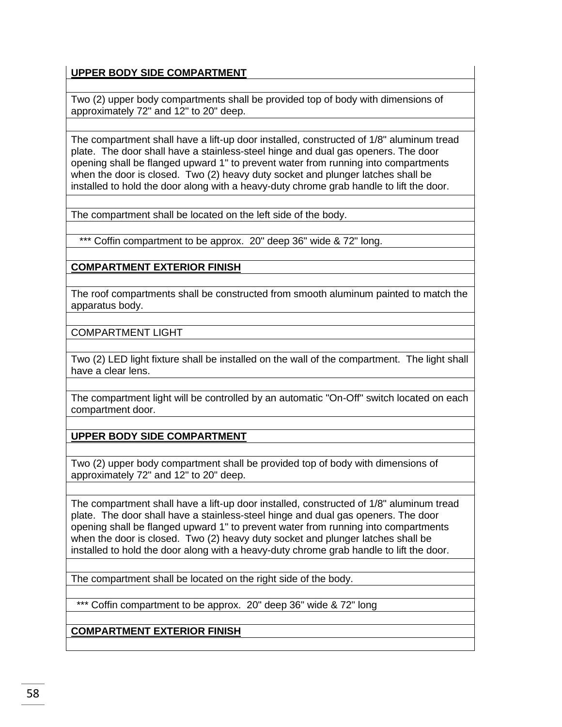**UPPER BODY SIDE COMPARTMENT**

Two (2) upper body compartments shall be provided top of body with dimensions of approximately 72" and 12" to 20" deep.

The compartment shall have a lift-up door installed, constructed of 1/8" aluminum tread plate. The door shall have a stainless-steel hinge and dual gas openers. The door opening shall be flanged upward 1" to prevent water from running into compartments when the door is closed. Two (2) heavy duty socket and plunger latches shall be installed to hold the door along with a heavy-duty chrome grab handle to lift the door.

The compartment shall be located on the left side of the body.

*** Coffin compartment to be approx. 20" deep 36" wide & 72" long.

**COMPARTMENT EXTERIOR FINISH**

The roof compartments shall be constructed from smooth aluminum painted to match the apparatus body.

COMPARTMENT LIGHT

Two (2) LED light fixture shall be installed on the wall of the compartment. The light shall have a clear lens.

The compartment light will be controlled by an automatic "On-Off" switch located on each compartment door.

**UPPER BODY SIDE COMPARTMENT**

Two (2) upper body compartment shall be provided top of body with dimensions of approximately 72" and 12" to 20" deep.

The compartment shall have a lift-up door installed, constructed of 1/8" aluminum tread plate. The door shall have a stainless-steel hinge and dual gas openers. The door opening shall be flanged upward 1" to prevent water from running into compartments when the door is closed. Two (2) heavy duty socket and plunger latches shall be installed to hold the door along with a heavy-duty chrome grab handle to lift the door.

The compartment shall be located on the right side of the body.

*** Coffin compartment to be approx. 20" deep 36" wide & 72" long

**COMPARTMENT EXTERIOR FINISH**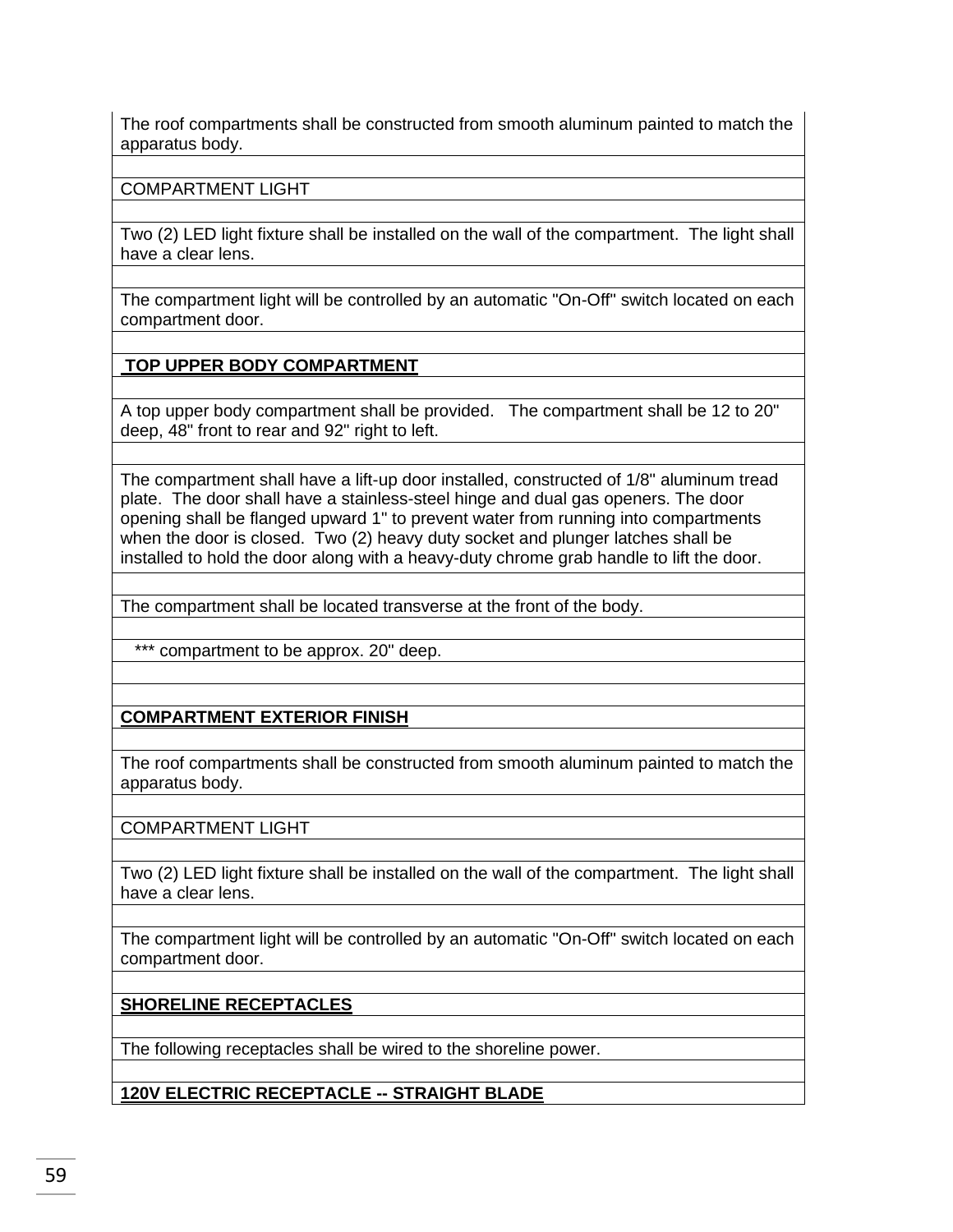The roof compartments shall be constructed from smooth aluminum painted to match the apparatus body.

COMPARTMENT LIGHT

Two (2) LED light fixture shall be installed on the wall of the compartment.  The light shall have a clear lens.

The compartment light will be controlled by an automatic "On-Off" switch located on each compartment door.

**TOP UPPER BODY COMPARTMENT**

A top upper body compartment shall be provided.   The compartment shall be 12 to 20" deep, 48" front to rear and 92" right to left.

The compartment shall have a lift-up door installed, constructed of 1/8" aluminum tread plate.  The door shall have a stainless-steel hinge and dual gas openers. The door opening shall be flanged upward 1" to prevent water from running into compartments when the door is closed.  Two (2) heavy duty socket and plunger latches shall be installed to hold the door along with a heavy-duty chrome grab handle to lift the door.

The compartment shall be located transverse at the front of the body.

*** compartment to be approx. 20" deep.

**COMPARTMENT EXTERIOR FINISH**

The roof compartments shall be constructed from smooth aluminum painted to match the apparatus body.

COMPARTMENT LIGHT

Two (2) LED light fixture shall be installed on the wall of the compartment.  The light shall have a clear lens.

The compartment light will be controlled by an automatic "On-Off" switch located on each compartment door.

**SHORELINE RECEPTACLES**

The following receptacles shall be wired to the shoreline power.

**120V ELECTRIC RECEPTACLE -- STRAIGHT BLADE**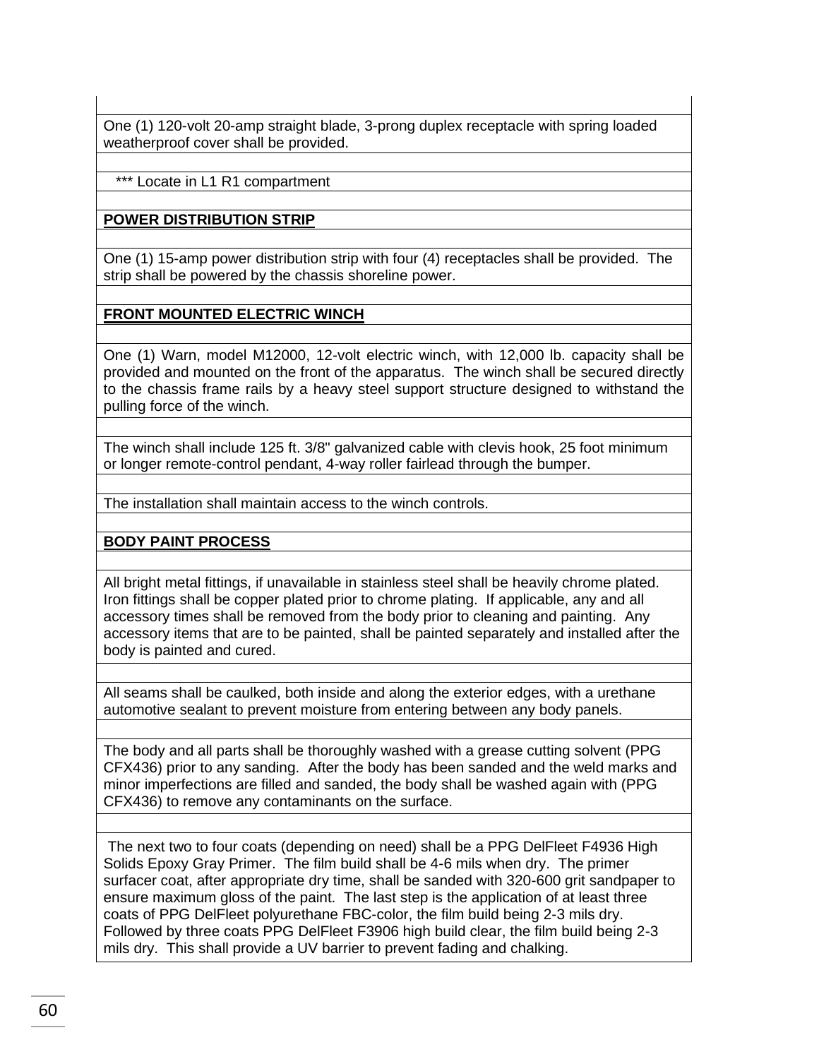One (1) 120-volt 20-amp straight blade, 3-prong duplex receptacle with spring loaded weatherproof cover shall be provided.

*** Locate in L1 R1 compartment

**POWER DISTRIBUTION STRIP**

One (1) 15-amp power distribution strip with four (4) receptacles shall be provided. The strip shall be powered by the chassis shoreline power.

**FRONT MOUNTED ELECTRIC WINCH**

One (1) Warn, model M12000, 12-volt electric winch, with 12,000 lb. capacity shall be provided and mounted on the front of the apparatus. The winch shall be secured directly to the chassis frame rails by a heavy steel support structure designed to withstand the pulling force of the winch.

The winch shall include 125 ft. 3/8" galvanized cable with clevis hook, 25 foot minimum or longer remote-control pendant, 4-way roller fairlead through the bumper.

The installation shall maintain access to the winch controls.

**BODY PAINT PROCESS**

All bright metal fittings, if unavailable in stainless steel shall be heavily chrome plated. Iron fittings shall be copper plated prior to chrome plating. If applicable, any and all accessory times shall be removed from the body prior to cleaning and painting. Any accessory items that are to be painted, shall be painted separately and installed after the body is painted and cured.

All seams shall be caulked, both inside and along the exterior edges, with a urethane automotive sealant to prevent moisture from entering between any body panels.

The body and all parts shall be thoroughly washed with a grease cutting solvent (PPG CFX436) prior to any sanding. After the body has been sanded and the weld marks and minor imperfections are filled and sanded, the body shall be washed again with (PPG CFX436) to remove any contaminants on the surface.

The next two to four coats (depending on need) shall be a PPG DelFleet F4936 High Solids Epoxy Gray Primer. The film build shall be 4-6 mils when dry. The primer surfacer coat, after appropriate dry time, shall be sanded with 320-600 grit sandpaper to ensure maximum gloss of the paint. The last step is the application of at least three coats of PPG DelFleet polyurethane FBC-color, the film build being 2-3 mils dry. Followed by three coats PPG DelFleet F3906 high build clear, the film build being 2-3 mils dry. This shall provide a UV barrier to prevent fading and chalking.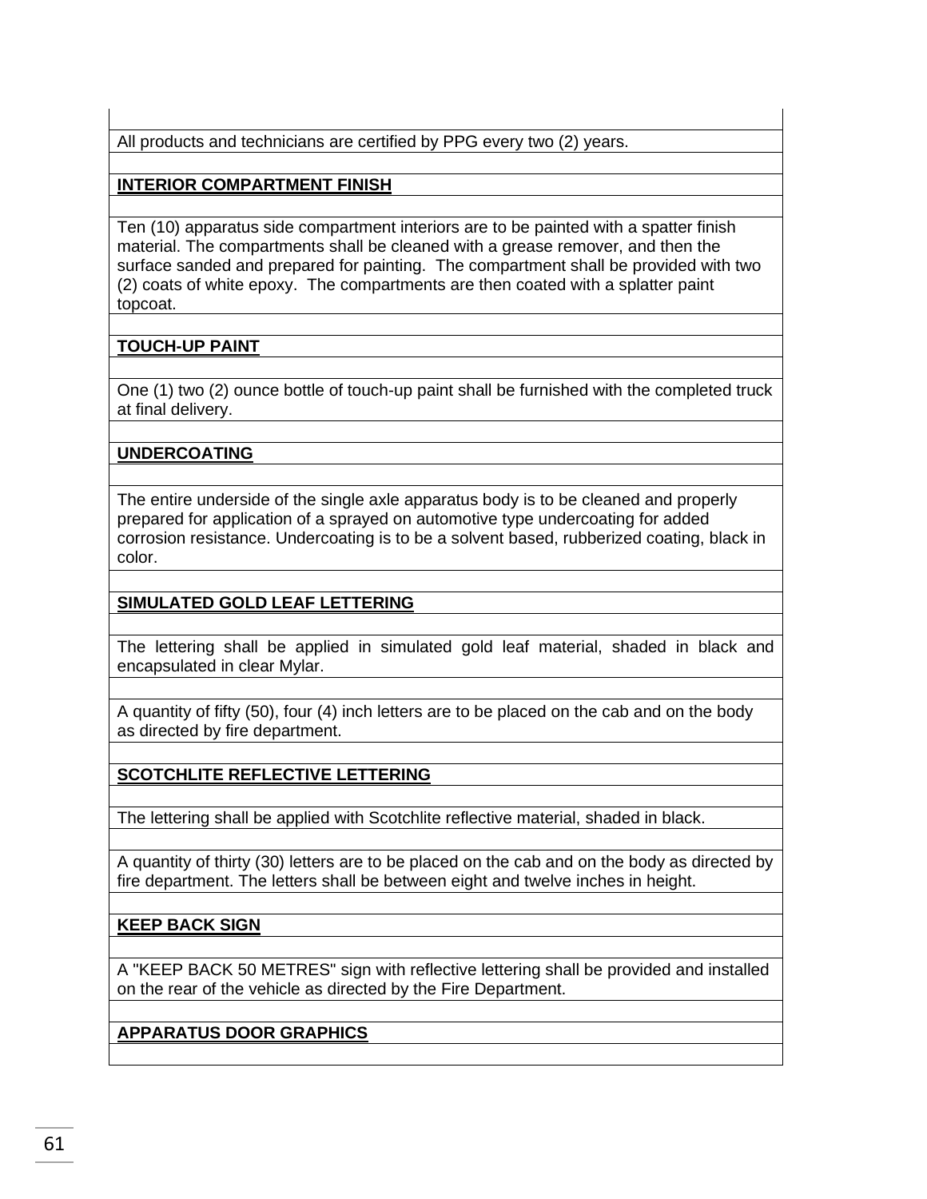All products and technicians are certified by PPG every two (2) years.

**INTERIOR COMPARTMENT FINISH**

Ten (10) apparatus side compartment interiors are to be painted with a spatter finish material. The compartments shall be cleaned with a grease remover, and then the surface sanded and prepared for painting. The compartment shall be provided with two (2) coats of white epoxy. The compartments are then coated with a splatter paint topcoat.

**TOUCH-UP PAINT**

One (1) two (2) ounce bottle of touch-up paint shall be furnished with the completed truck at final delivery.

**UNDERCOATING**

The entire underside of the single axle apparatus body is to be cleaned and properly prepared for application of a sprayed on automotive type undercoating for added corrosion resistance. Undercoating is to be a solvent based, rubberized coating, black in color.

**SIMULATED GOLD LEAF LETTERING**

The lettering shall be applied in simulated gold leaf material, shaded in black and encapsulated in clear Mylar.

A quantity of fifty (50), four (4) inch letters are to be placed on the cab and on the body as directed by fire department.

**SCOTCHLITE REFLECTIVE LETTERING**

The lettering shall be applied with Scotchlite reflective material, shaded in black.

A quantity of thirty (30) letters are to be placed on the cab and on the body as directed by fire department. The letters shall be between eight and twelve inches in height.

**KEEP BACK SIGN**

A "KEEP BACK 50 METRES" sign with reflective lettering shall be provided and installed on the rear of the vehicle as directed by the Fire Department.

**APPARATUS DOOR GRAPHICS**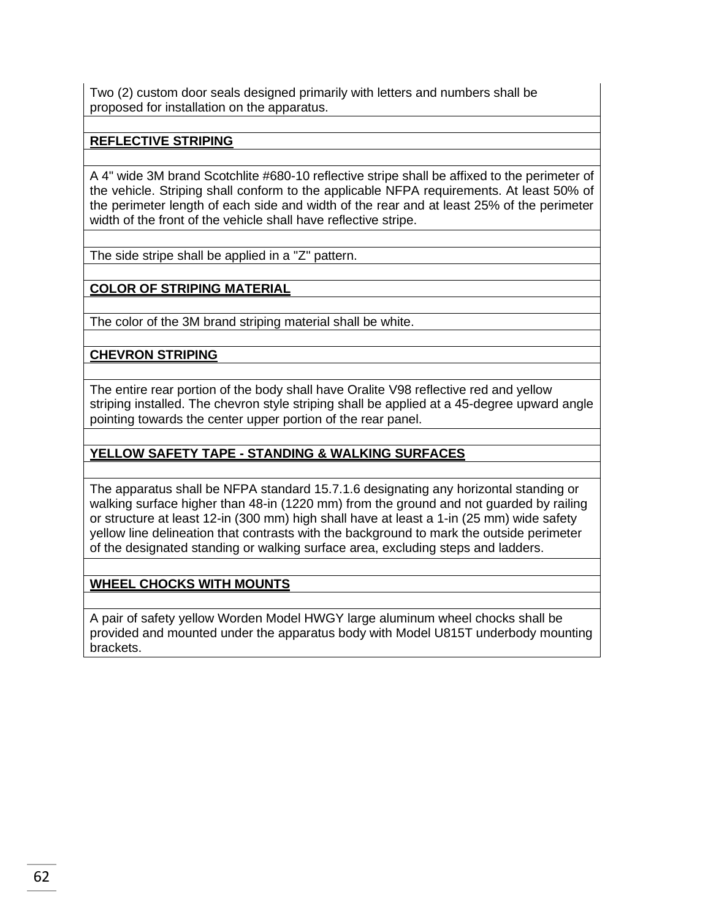Two (2) custom door seals designed primarily with letters and numbers shall be proposed for installation on the apparatus.

**REFLECTIVE STRIPING**

A 4" wide 3M brand Scotchlite #680-10 reflective stripe shall be affixed to the perimeter of the vehicle. Striping shall conform to the applicable NFPA requirements. At least 50% of the perimeter length of each side and width of the rear and at least 25% of the perimeter width of the front of the vehicle shall have reflective stripe.

The side stripe shall be applied in a "Z" pattern.

**COLOR OF STRIPING MATERIAL**

The color of the 3M brand striping material shall be white.

**CHEVRON STRIPING**

The entire rear portion of the body shall have Oralite V98 reflective red and yellow striping installed. The chevron style striping shall be applied at a 45-degree upward angle pointing towards the center upper portion of the rear panel.

**YELLOW SAFETY TAPE - STANDING & WALKING SURFACES**

The apparatus shall be NFPA standard 15.7.1.6 designating any horizontal standing or walking surface higher than 48-in (1220 mm) from the ground and not guarded by railing or structure at least 12-in (300 mm) high shall have at least a 1-in (25 mm) wide safety yellow line delineation that contrasts with the background to mark the outside perimeter of the designated standing or walking surface area, excluding steps and ladders.

**WHEEL CHOCKS WITH MOUNTS**

A pair of safety yellow Worden Model HWGY large aluminum wheel chocks shall be provided and mounted under the apparatus body with Model U815T underbody mounting brackets.